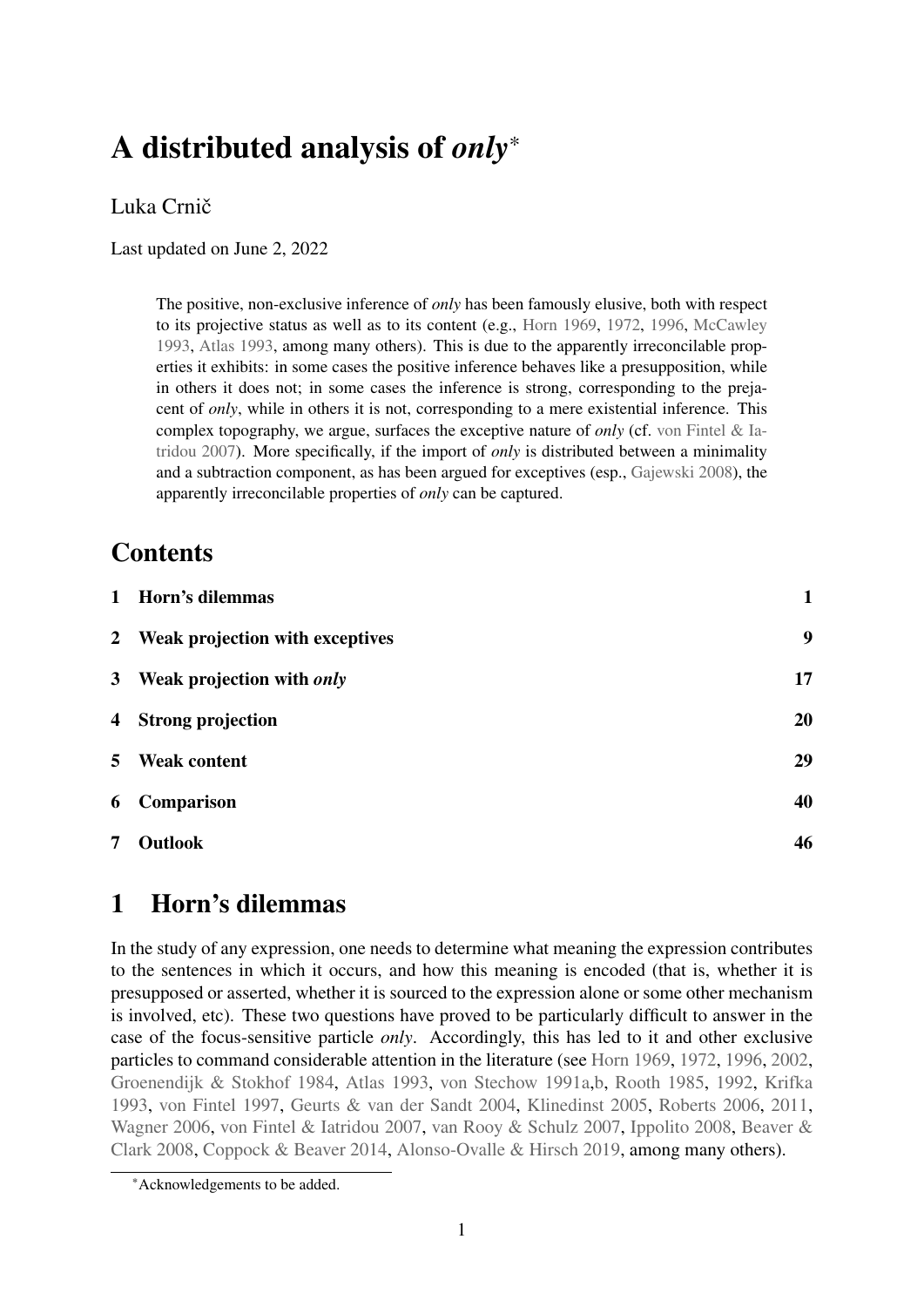# A distributed analysis of *only*[*]

Luka Crnič

Last updated on June 2, 2022

> The positive, non-exclusive inference of *only* has been famously elusive, both with respect to its projective status as well as to its content (e.g., Horn 1969, 1972, 1996, McCawley 1993, Atlas 1993, among many others). This is due to the apparently irreconcilable properties it exhibits: in some cases the positive inference behaves like a presupposition, while in others it does not; in some cases the inference is strong, corresponding to the prejacent of *only*, while in others it is not, corresponding to a mere existential inference. This complex topography, we argue, surfaces the exceptive nature of *only* (cf. von Fintel & Iatridou 2007). More specifically, if the import of *only* is distributed between a minimality and a subtraction component, as has been argued for exceptives (esp., Gajewski 2008), the apparently irreconcilable properties of *only* can be captured.

## Contents

| | | |
|---|---|---|
| 1 | Horn's dilemmas | 1 |
| 2 | Weak projection with exceptives | 9 |
| 3 | Weak projection with *only* | 17 |
| 4 | Strong projection | 20 |
| 5 | Weak content | 29 |
| 6 | Comparison | 40 |
| 7 | Outlook | 46 |

## 1 Horn's dilemmas

In the study of any expression, one needs to determine what meaning the expression contributes to the sentences in which it occurs, and how this meaning is encoded (that is, whether it is presupposed or asserted, whether it is sourced to the expression alone or some other mechanism is involved, etc). These two questions have proved to be particularly difficult to answer in the case of the focus-sensitive particle *only*. Accordingly, this has led to it and other exclusive particles to command considerable attention in the literature (see Horn 1969, 1972, 1996, 2002, Groenendijk & Stokhof 1984, Atlas 1993, von Stechow 1991a,b, Rooth 1985, 1992, Krifka 1993, von Fintel 1997, Geurts & van der Sandt 2004, Klinedinst 2005, Roberts 2006, 2011, Wagner 2006, von Fintel & Iatridou 2007, van Rooy & Schulz 2007, Ippolito 2008, Beaver & Clark 2008, Coppock & Beaver 2014, Alonso-Ovalle & Hirsch 2019, among many others).

[*] Acknowledgements to be added.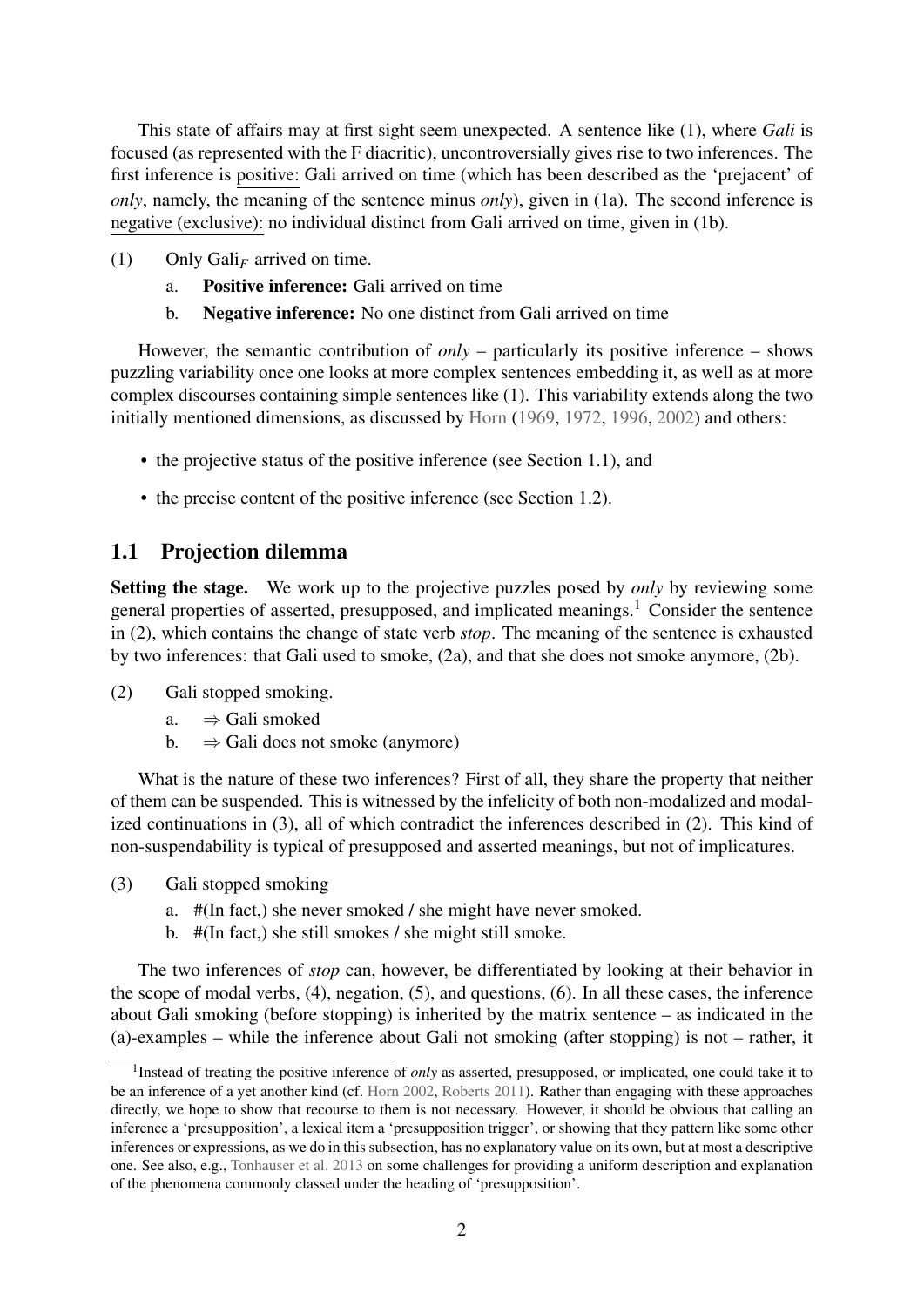This state of affairs may at first sight seem unexpected. A sentence like (1), where *Gali* is focused (as represented with the F diacritic), uncontroversially gives rise to two inferences. The first inference is positive: Gali arrived on time (which has been described as the 'prejacent' of *only*, namely, the meaning of the sentence minus *only*), given in (1a). The second inference is negative (exclusive): no individual distinct from Gali arrived on time, given in (1b).

(1) Only Gali$_F$ arrived on time.

a. **Positive inference:** Gali arrived on time

b. **Negative inference:** No one distinct from Gali arrived on time

However, the semantic contribution of *only* – particularly its positive inference – shows puzzling variability once one looks at more complex sentences embedding it, as well as at more complex discourses containing simple sentences like (1). This variability extends along the two initially mentioned dimensions, as discussed by Horn (1969, 1972, 1996, 2002) and others:

- the projective status of the positive inference (see Section 1.1), and
- the precise content of the positive inference (see Section 1.2).

## 1.1 Projection dilemma

**Setting the stage.** We work up to the projective puzzles posed by *only* by reviewing some general properties of asserted, presupposed, and implicated meanings.[1] Consider the sentence in (2), which contains the change of state verb *stop*. The meaning of the sentence is exhausted by two inferences: that Gali used to smoke, (2a), and that she does not smoke anymore, (2b).

(2) Gali stopped smoking.

a. ⇒ Gali smoked

b. ⇒ Gali does not smoke (anymore)

What is the nature of these two inferences? First of all, they share the property that neither of them can be suspended. This is witnessed by the infelicity of both non-modalized and modalized continuations in (3), all of which contradict the inferences described in (2). This kind of non-suspendability is typical of presupposed and asserted meanings, but not of implicatures.

(3) Gali stopped smoking

a. #(In fact,) she never smoked / she might have never smoked.

b. #(In fact,) she still smokes / she might still smoke.

The two inferences of *stop* can, however, be differentiated by looking at their behavior in the scope of modal verbs, (4), negation, (5), and questions, (6). In all these cases, the inference about Gali smoking (before stopping) is inherited by the matrix sentence – as indicated in the (a)-examples – while the inference about Gali not smoking (after stopping) is not – rather, it

[1] Instead of treating the positive inference of *only* as asserted, presupposed, or implicated, one could take it to be an inference of a yet another kind (cf. Horn 2002, Roberts 2011). Rather than engaging with these approaches directly, we hope to show that recourse to them is not necessary. However, it should be obvious that calling an inference a 'presupposition', a lexical item a 'presupposition trigger', or showing that they pattern like some other inferences or expressions, as we do in this subsection, has no explanatory value on its own, but at most a descriptive one. See also, e.g., Tonhauser et al. 2013 on some challenges for providing a uniform description and explanation of the phenomena commonly classed under the heading of 'presupposition'.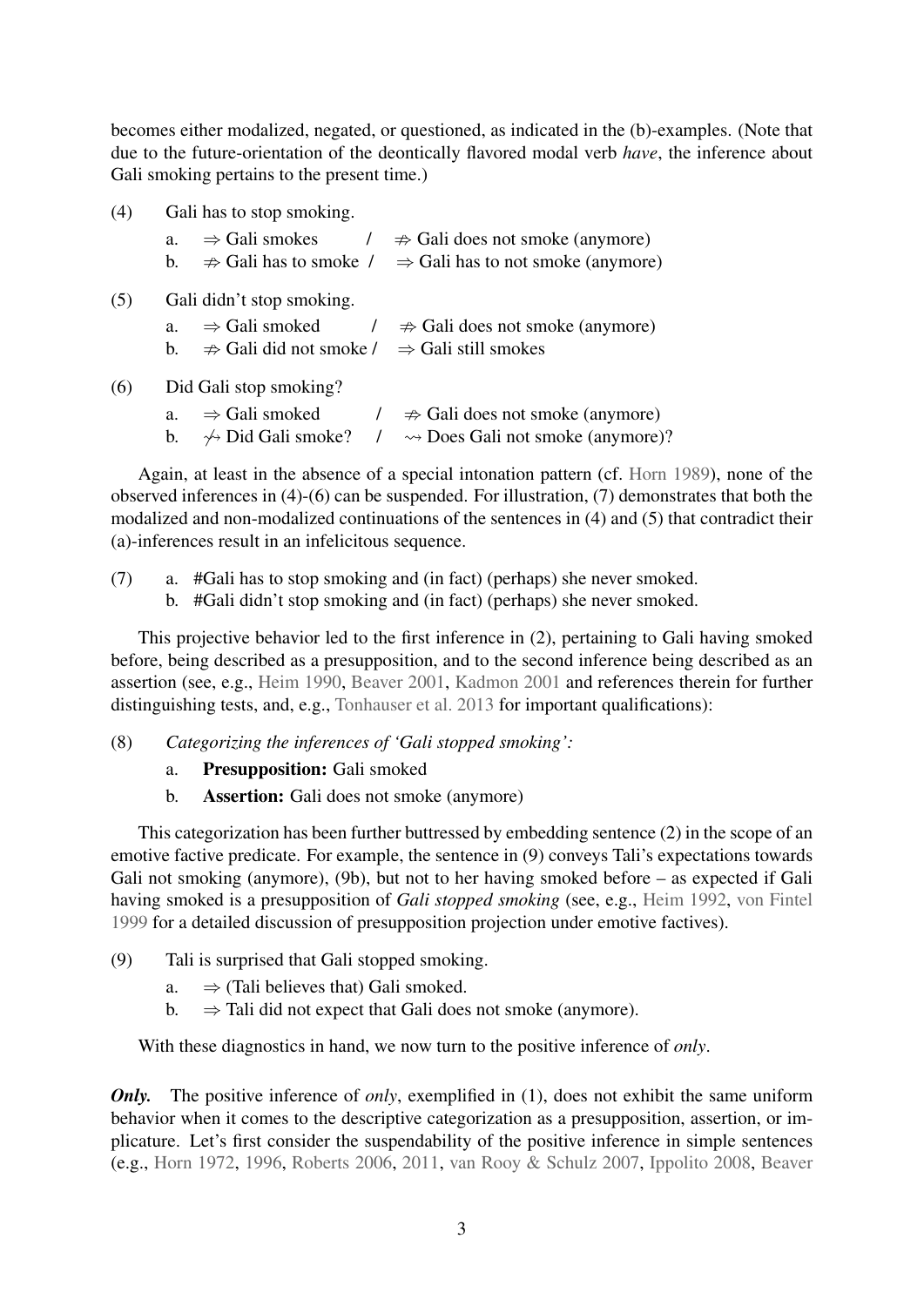becomes either modalized, negated, or questioned, as indicated in the (b)-examples. (Note that due to the future-orientation of the deontically flavored modal verb *have*, the inference about Gali smoking pertains to the present time.)

(4) Gali has to stop smoking.

a. $\Rightarrow$ Gali smokes / $\not\Rightarrow$ Gali does not smoke (anymore)

b. $\not\Rightarrow$ Gali has to smoke / $\Rightarrow$ Gali has to not smoke (anymore)

(5) Gali didn't stop smoking.

a. $\Rightarrow$ Gali smoked / $\not\Rightarrow$ Gali does not smoke (anymore)

b. $\not\Rightarrow$ Gali did not smoke / $\Rightarrow$ Gali still smokes

(6) Did Gali stop smoking?

a. $\Rightarrow$ Gali smoked / $\not\Rightarrow$ Gali does not smoke (anymore)

b. $\not\rightsquigarrow$ Did Gali smoke? / $\rightsquigarrow$ Does Gali not smoke (anymore)?

Again, at least in the absence of a special intonation pattern (cf. Horn 1989), none of the observed inferences in (4)-(6) can be suspended. For illustration, (7) demonstrates that both the modalized and non-modalized continuations of the sentences in (4) and (5) that contradict their (a)-inferences result in an infelicitous sequence.

(7) a. #Gali has to stop smoking and (in fact) (perhaps) she never smoked.

b. #Gali didn't stop smoking and (in fact) (perhaps) she never smoked.

This projective behavior led to the first inference in (2), pertaining to Gali having smoked before, being described as a presupposition, and to the second inference being described as an assertion (see, e.g., Heim 1990, Beaver 2001, Kadmon 2001 and references therein for further distinguishing tests, and, e.g., Tonhauser et al. 2013 for important qualifications):

(8) *Categorizing the inferences of 'Gali stopped smoking':*

a. **Presupposition:** Gali smoked

b. **Assertion:** Gali does not smoke (anymore)

This categorization has been further buttressed by embedding sentence (2) in the scope of an emotive factive predicate. For example, the sentence in (9) conveys Tali's expectations towards Gali not smoking (anymore), (9b), but not to her having smoked before – as expected if Gali having smoked is a presupposition of *Gali stopped smoking* (see, e.g., Heim 1992, von Fintel 1999 for a detailed discussion of presupposition projection under emotive factives).

(9) Tali is surprised that Gali stopped smoking.

a. $\Rightarrow$ (Tali believes that) Gali smoked.

b. $\Rightarrow$ Tali did not expect that Gali does not smoke (anymore).

With these diagnostics in hand, we now turn to the positive inference of *only*.

***Only.*** The positive inference of *only*, exemplified in (1), does not exhibit the same uniform behavior when it comes to the descriptive categorization as a presupposition, assertion, or implicature. Let's first consider the suspendability of the positive inference in simple sentences (e.g., Horn 1972, 1996, Roberts 2006, 2011, van Rooy & Schulz 2007, Ippolito 2008, Beaver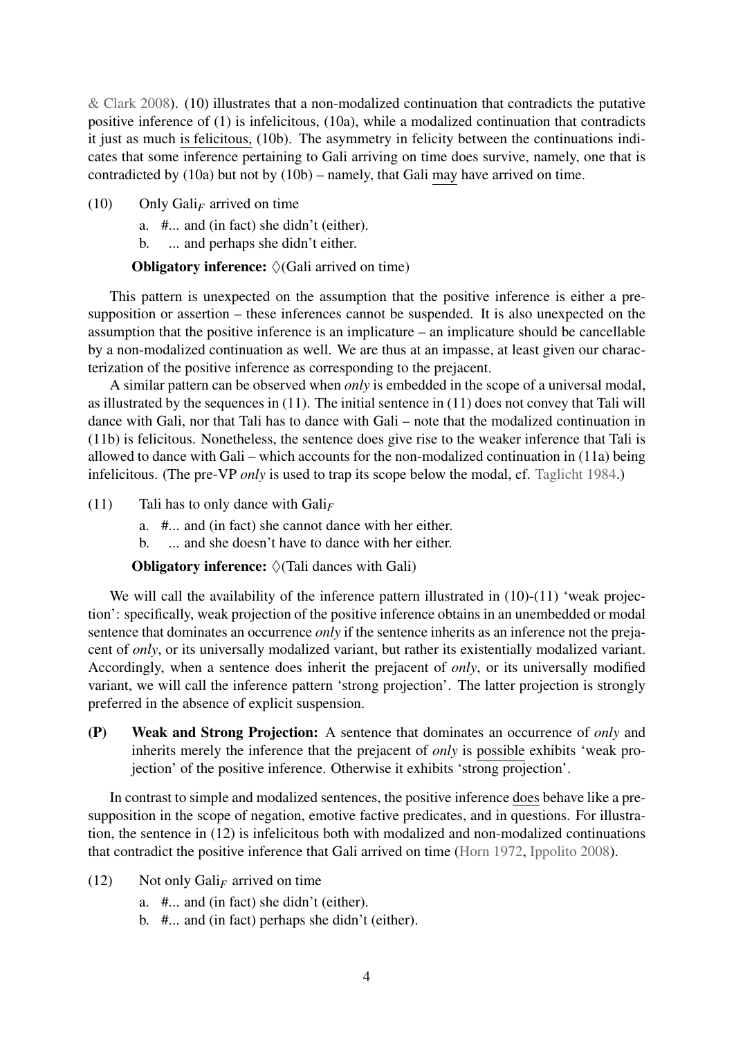& Clark 2008). (10) illustrates that a non-modalized continuation that contradicts the putative positive inference of (1) is infelicitous, (10a), while a modalized continuation that contradicts it just as much is felicitous, (10b). The asymmetry in felicity between the continuations indicates that some inference pertaining to Gali arriving on time does survive, namely, one that is contradicted by (10a) but not by (10b) – namely, that Gali may have arrived on time.

(10) Only Gali$_F$ arrived on time

a. #... and (in fact) she didn't (either).

b. ... and perhaps she didn't either.

**Obligatory inference:** $\Diamond$(Gali arrived on time)

This pattern is unexpected on the assumption that the positive inference is either a presupposition or assertion – these inferences cannot be suspended. It is also unexpected on the assumption that the positive inference is an implicature – an implicature should be cancellable by a non-modalized continuation as well. We are thus at an impasse, at least given our characterization of the positive inference as corresponding to the prejacent.

A similar pattern can be observed when *only* is embedded in the scope of a universal modal, as illustrated by the sequences in (11). The initial sentence in (11) does not convey that Tali will dance with Gali, nor that Tali has to dance with Gali – note that the modalized continuation in (11b) is felicitous. Nonetheless, the sentence does give rise to the weaker inference that Tali is allowed to dance with Gali – which accounts for the non-modalized continuation in (11a) being infelicitous. (The pre-VP *only* is used to trap its scope below the modal, cf. Taglicht 1984.)

(11) Tali has to only dance with Gali$_F$

a. #... and (in fact) she cannot dance with her either.

b. ... and she doesn't have to dance with her either.

**Obligatory inference:** $\Diamond$(Tali dances with Gali)

We will call the availability of the inference pattern illustrated in (10)-(11) 'weak projection': specifically, weak projection of the positive inference obtains in an unembedded or modal sentence that dominates an occurrence *only* if the sentence inherits as an inference not the prejacent of *only*, or its universally modalized variant, but rather its existentially modalized variant. Accordingly, when a sentence does inherit the prejacent of *only*, or its universally modified variant, we will call the inference pattern 'strong projection'. The latter projection is strongly preferred in the absence of explicit suspension.

**(P) Weak and Strong Projection:** A sentence that dominates an occurrence of *only* and inherits merely the inference that the prejacent of *only* is possible exhibits 'weak projection' of the positive inference. Otherwise it exhibits 'strong projection'.

In contrast to simple and modalized sentences, the positive inference does behave like a presupposition in the scope of negation, emotive factive predicates, and in questions. For illustration, the sentence in (12) is infelicitous both with modalized and non-modalized continuations that contradict the positive inference that Gali arrived on time (Horn 1972, Ippolito 2008).

(12) Not only Gali$_F$ arrived on time

a. #... and (in fact) she didn't (either).

b. #... and (in fact) perhaps she didn't (either).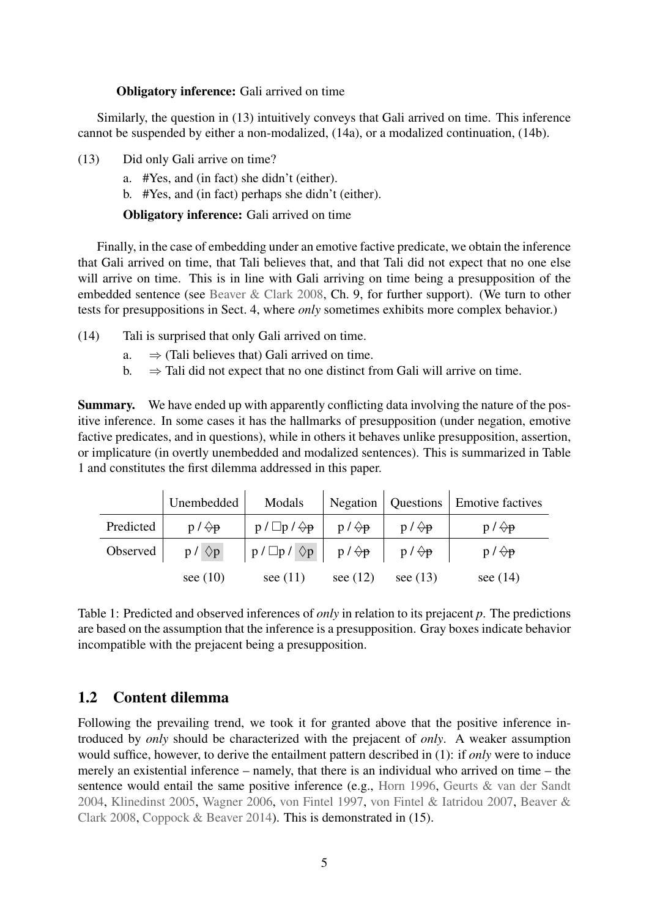**Obligatory inference:** Gali arrived on time

Similarly, the question in (13) intuitively conveys that Gali arrived on time. This inference cannot be suspended by either a non-modalized, (14a), or a modalized continuation, (14b).

(13) Did only Gali arrive on time?

a. #Yes, and (in fact) she didn't (either).

b. #Yes, and (in fact) perhaps she didn't (either).

**Obligatory inference:** Gali arrived on time

Finally, in the case of embedding under an emotive factive predicate, we obtain the inference that Gali arrived on time, that Tali believes that, and that Tali did not expect that no one else will arrive on time. This is in line with Gali arriving on time being a presupposition of the embedded sentence (see Beaver & Clark 2008, Ch. 9, for further support). (We turn to other tests for presuppositions in Sect. 4, where *only* sometimes exhibits more complex behavior.)

(14) Tali is surprised that only Gali arrived on time.

a. $\Rightarrow$ (Tali believes that) Gali arrived on time.

b. $\Rightarrow$ Tali did not expect that no one distinct from Gali will arrive on time.

**Summary.** We have ended up with apparently conflicting data involving the nature of the positive inference. In some cases it has the hallmarks of presupposition (under negation, emotive factive predicates, and in questions), while in others it behaves unlike presupposition, assertion, or implicature (in overtly unembedded and modalized sentences). This is summarized in Table 1 and constitutes the first dilemma addressed in this paper.

| | Unembedded | Modals | Negation | Questions | Emotive factives |
|---|---|---|---|---|---|
| Predicted | p / $\not\Diamond$p | p / $\Box$p / $\not\Diamond$p | p / $\not\Diamond$p | p / $\not\Diamond$p | p / $\not\Diamond$p |
| Observed | p / $\Diamond$p | p / $\Box$p / $\Diamond$p | p / $\not\Diamond$p | p / $\not\Diamond$p | p / $\not\Diamond$p |
| | see (10) | see (11) | see (12) | see (13) | see (14) |

Table 1: Predicted and observed inferences of *only* in relation to its prejacent *p*. The predictions are based on the assumption that the inference is a presupposition. Gray boxes indicate behavior incompatible with the prejacent being a presupposition.

## 1.2 Content dilemma

Following the prevailing trend, we took it for granted above that the positive inference introduced by *only* should be characterized with the prejacent of *only*. A weaker assumption would suffice, however, to derive the entailment pattern described in (1): if *only* were to induce merely an existential inference – namely, that there is an individual who arrived on time – the sentence would entail the same positive inference (e.g., Horn 1996, Geurts & van der Sandt 2004, Klinedinst 2005, Wagner 2006, von Fintel 1997, von Fintel & Iatridou 2007, Beaver & Clark 2008, Coppock & Beaver 2014). This is demonstrated in (15).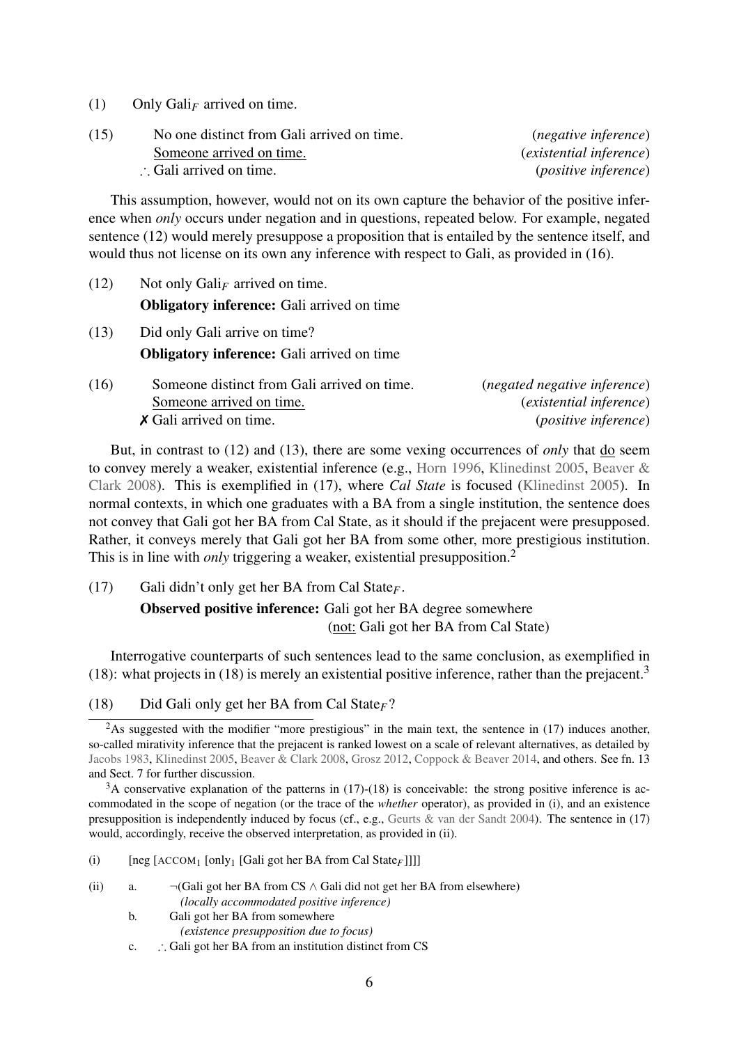(1) Only Gali$_F$ arrived on time.

(15) No one distinct from Gali arrived on time. (*negative inference*)
<u>Someone arrived on time.</u> (*existential inference*)
∴ Gali arrived on time. (*positive inference*)

This assumption, however, would not on its own capture the behavior of the positive inference when *only* occurs under negation and in questions, repeated below. For example, negated sentence (12) would merely presuppose a proposition that is entailed by the sentence itself, and would thus not license on its own any inference with respect to Gali, as provided in (16).

(12) Not only Gali$_F$ arrived on time.
**Obligatory inference:** Gali arrived on time

(13) Did only Gali arrive on time?
**Obligatory inference:** Gali arrived on time

(16) Someone distinct from Gali arrived on time. (*negated negative inference*)
<u>Someone arrived on time.</u> (*existential inference*)
✗ Gali arrived on time. (*positive inference*)

But, in contrast to (12) and (13), there are some vexing occurrences of *only* that <u>do</u> seem to convey merely a weaker, existential inference (e.g., Horn 1996, Klinedinst 2005, Beaver & Clark 2008). This is exemplified in (17), where *Cal State* is focused (Klinedinst 2005). In normal contexts, in which one graduates with a BA from a single institution, the sentence does not convey that Gali got her BA from Cal State, as it should if the prejacent were presupposed. Rather, it conveys merely that Gali got her BA from some other, more prestigious institution. This is in line with *only* triggering a weaker, existential presupposition.[2]

(17) Gali didn't only get her BA from Cal State$_F$.
**Observed positive inference:** Gali got her BA degree somewhere
(<u>not:</u> Gali got her BA from Cal State)

Interrogative counterparts of such sentences lead to the same conclusion, as exemplified in (18): what projects in (18) is merely an existential positive inference, rather than the prejacent.[3]

(18) Did Gali only get her BA from Cal State$_F$?

---

[2]As suggested with the modifier "more prestigious" in the main text, the sentence in (17) induces another, so-called mirativity inference that the prejacent is ranked lowest on a scale of relevant alternatives, as detailed by Jacobs 1983, Klinedinst 2005, Beaver & Clark 2008, Grosz 2012, Coppock & Beaver 2014, and others. See fn. 13 and Sect. 7 for further discussion.

[3]A conservative explanation of the patterns in (17)-(18) is conceivable: the strong positive inference is accommodated in the scope of negation (or the trace of the *whether* operator), as provided in (i), and an existence presupposition is independently induced by focus (cf., e.g., Geurts & van der Sandt 2004). The sentence in (17) would, accordingly, receive the observed interpretation, as provided in (ii).

(i) [neg [ACCOM$_1$ [only$_1$ [Gali got her BA from Cal State$_F$]]]]

(ii) a. ¬(Gali got her BA from CS ∧ Gali did not get her BA from elsewhere)
*(locally accommodated positive inference)*
b. Gali got her BA from somewhere
*(existence presupposition due to focus)*
c. ∴ Gali got her BA from an institution distinct from CS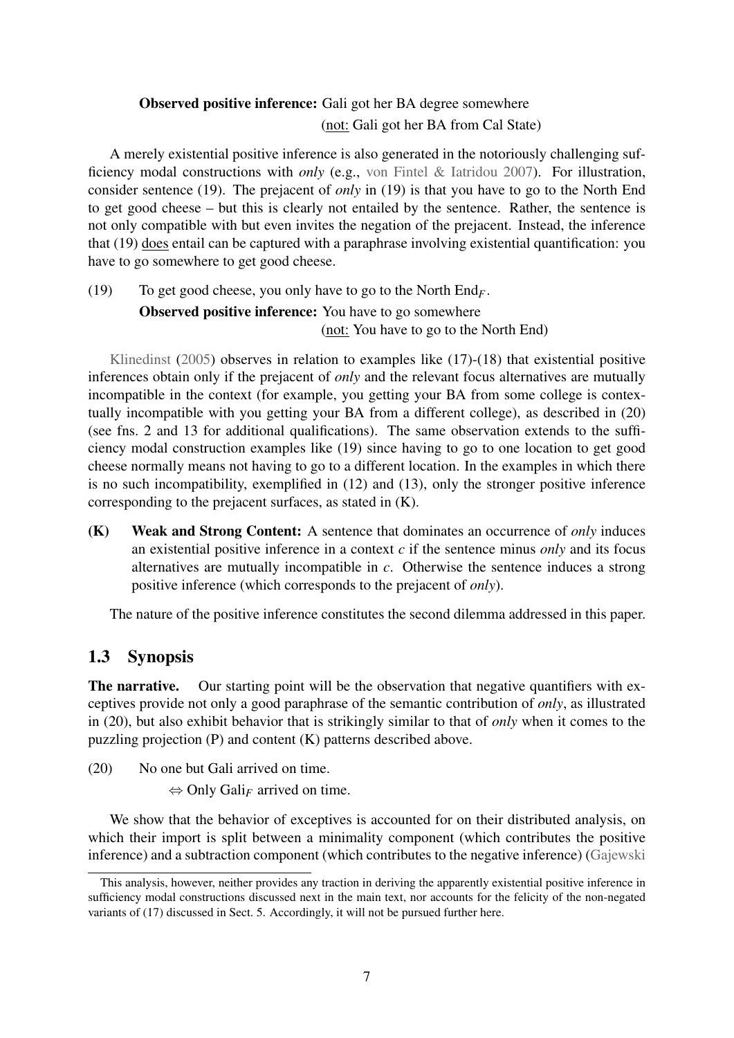**Observed positive inference:** Gali got her BA degree somewhere
(not: Gali got her BA from Cal State)

A merely existential positive inference is also generated in the notoriously challenging sufficiency modal constructions with *only* (e.g., von Fintel & Iatridou 2007). For illustration, consider sentence (19). The prejacent of *only* in (19) is that you have to go to the North End to get good cheese – but this is clearly not entailed by the sentence. Rather, the sentence is not only compatible with but even invites the negation of the prejacent. Instead, the inference that (19) does entail can be captured with a paraphrase involving existential quantification: you have to go somewhere to get good cheese.

(19) To get good cheese, you only have to go to the North End$_F$.
**Observed positive inference:** You have to go somewhere
(not: You have to go to the North End)

Klinedinst (2005) observes in relation to examples like (17)-(18) that existential positive inferences obtain only if the prejacent of *only* and the relevant focus alternatives are mutually incompatible in the context (for example, you getting your BA from some college is contextually incompatible with you getting your BA from a different college), as described in (20) (see fns. 2 and 13 for additional qualifications). The same observation extends to the sufficiency modal construction examples like (19) since having to go to one location to get good cheese normally means not having to go to a different location. In the examples in which there is no such incompatibility, exemplified in (12) and (13), only the stronger positive inference corresponding to the prejacent surfaces, as stated in (K).

**(K) Weak and Strong Content:** A sentence that dominates an occurrence of *only* induces an existential positive inference in a context *c* if the sentence minus *only* and its focus alternatives are mutually incompatible in *c*. Otherwise the sentence induces a strong positive inference (which corresponds to the prejacent of *only*).

The nature of the positive inference constitutes the second dilemma addressed in this paper.

## 1.3 Synopsis

**The narrative.** Our starting point will be the observation that negative quantifiers with exceptives provide not only a good paraphrase of the semantic contribution of *only*, as illustrated in (20), but also exhibit behavior that is strikingly similar to that of *only* when it comes to the puzzling projection (P) and content (K) patterns described above.

(20) No one but Gali arrived on time.
$\Leftrightarrow$ Only Gali$_F$ arrived on time.

We show that the behavior of exceptives is accounted for on their distributed analysis, on which their import is split between a minimality component (which contributes the positive inference) and a subtraction component (which contributes to the negative inference) (Gajewski

---

This analysis, however, neither provides any traction in deriving the apparently existential positive inference in sufficiency modal constructions discussed next in the main text, nor accounts for the felicity of the non-negated variants of (17) discussed in Sect. 5. Accordingly, it will not be pursued further here.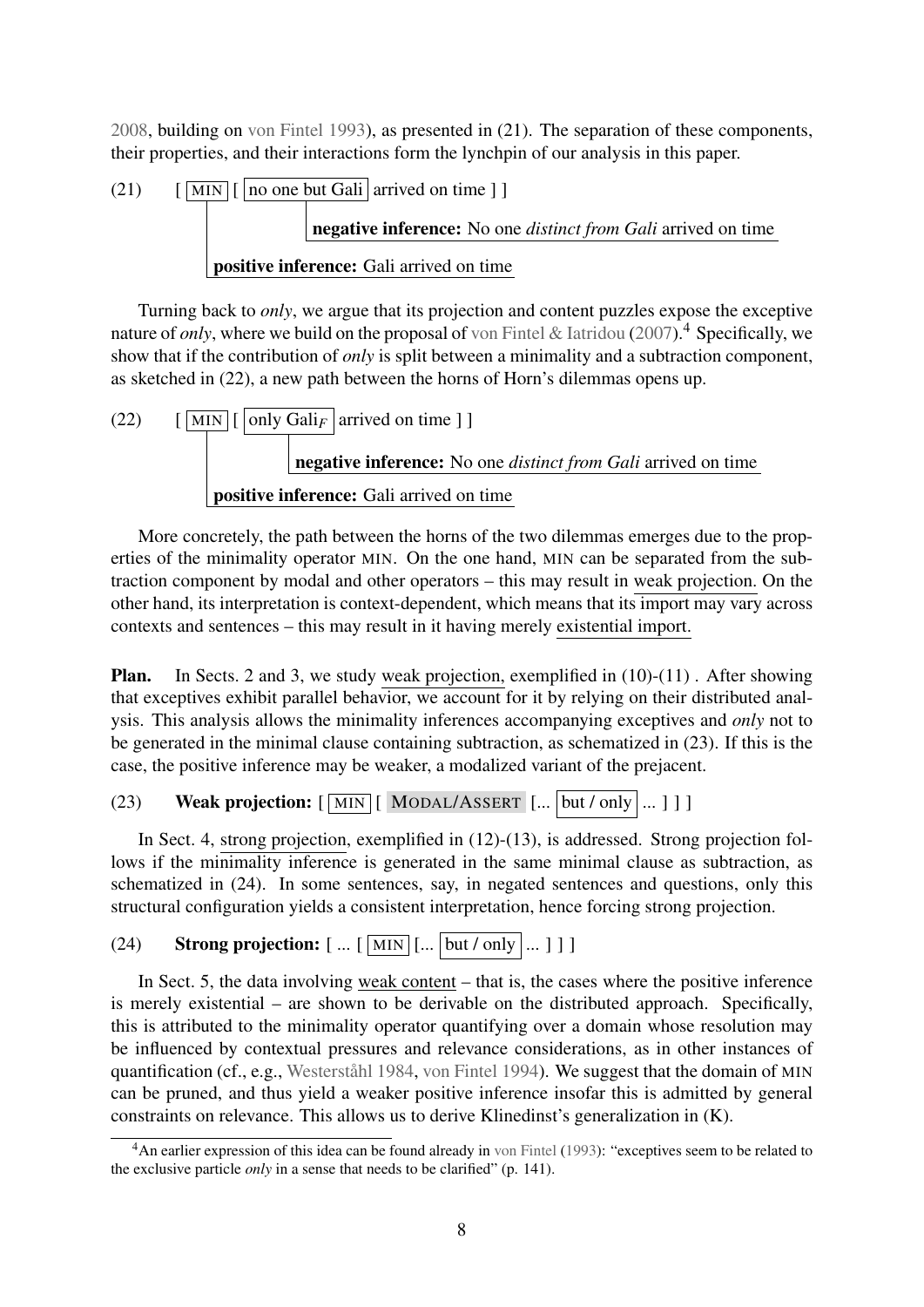2008, building on von Fintel 1993), as presented in (21). The separation of these components, their properties, and their interactions form the lynchpin of our analysis in this paper.

(21) [ MIN [ no one but Gali arrived on time ] ]

**negative inference:** No one *distinct from Gali* arrived on time

**positive inference:** Gali arrived on time

Turning back to *only*, we argue that its projection and content puzzles expose the exceptive nature of *only*, where we build on the proposal of von Fintel & Iatridou (2007).[4] Specifically, we show that if the contribution of *only* is split between a minimality and a subtraction component, as sketched in (22), a new path between the horns of Horn's dilemmas opens up.

(22) [ MIN [ only Gali$_F$ arrived on time ] ]

**negative inference:** No one *distinct from Gali* arrived on time

**positive inference:** Gali arrived on time

More concretely, the path between the horns of the two dilemmas emerges due to the properties of the minimality operator MIN. On the one hand, MIN can be separated from the subtraction component by modal and other operators – this may result in weak projection. On the other hand, its interpretation is context-dependent, which means that its import may vary across contexts and sentences – this may result in it having merely existential import.

**Plan.** In Sects. 2 and 3, we study weak projection, exemplified in (10)-(11) . After showing that exceptives exhibit parallel behavior, we account for it by relying on their distributed analysis. This analysis allows the minimality inferences accompanying exceptives and *only* not to be generated in the minimal clause containing subtraction, as schematized in (23). If this is the case, the positive inference may be weaker, a modalized variant of the prejacent.

(23) **Weak projection:** [ MIN [ MODAL/ASSERT [... but / only ... ] ] ]

In Sect. 4, strong projection, exemplified in (12)-(13), is addressed. Strong projection follows if the minimality inference is generated in the same minimal clause as subtraction, as schematized in (24). In some sentences, say, in negated sentences and questions, only this structural configuration yields a consistent interpretation, hence forcing strong projection.

(24) **Strong projection:** [ ... [ MIN [... but / only ... ] ] ]

In Sect. 5, the data involving weak content – that is, the cases where the positive inference is merely existential – are shown to be derivable on the distributed approach. Specifically, this is attributed to the minimality operator quantifying over a domain whose resolution may be influenced by contextual pressures and relevance considerations, as in other instances of quantification (cf., e.g., Westerståhl 1984, von Fintel 1994). We suggest that the domain of MIN can be pruned, and thus yield a weaker positive inference insofar this is admitted by general constraints on relevance. This allows us to derive Klinedinst's generalization in (K).

[4]An earlier expression of this idea can be found already in von Fintel (1993): "exceptives seem to be related to the exclusive particle *only* in a sense that needs to be clarified" (p. 141).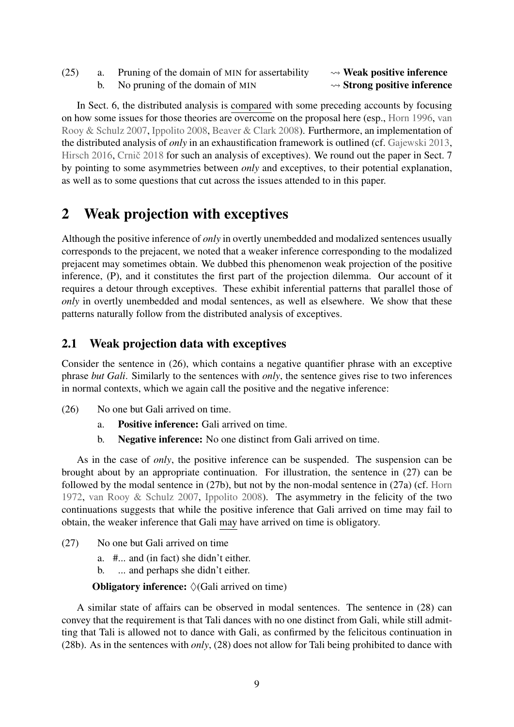(25) a. Pruning of the domain of MIN for assertability $\rightsquigarrow$ **Weak positive inference**
b. No pruning of the domain of MIN $\rightsquigarrow$ **Strong positive inference**

In Sect. 6, the distributed analysis is compared with some preceding accounts by focusing on how some issues for those theories are overcome on the proposal here (esp., Horn 1996, van Rooy & Schulz 2007, Ippolito 2008, Beaver & Clark 2008). Furthermore, an implementation of the distributed analysis of *only* in an exhaustification framework is outlined (cf. Gajewski 2013, Hirsch 2016, Crnič 2018 for such an analysis of exceptives). We round out the paper in Sect. 7 by pointing to some asymmetries between *only* and exceptives, to their potential explanation, as well as to some questions that cut across the issues attended to in this paper.

# 2 Weak projection with exceptives

Although the positive inference of *only* in overtly unembedded and modalized sentences usually corresponds to the prejacent, we noted that a weaker inference corresponding to the modalized prejacent may sometimes obtain. We dubbed this phenomenon weak projection of the positive inference, (P), and it constitutes the first part of the projection dilemma. Our account of it requires a detour through exceptives. These exhibit inferential patterns that parallel those of *only* in overtly unembedded and modal sentences, as well as elsewhere. We show that these patterns naturally follow from the distributed analysis of exceptives.

## 2.1 Weak projection data with exceptives

Consider the sentence in (26), which contains a negative quantifier phrase with an exceptive phrase *but Gali*. Similarly to the sentences with *only*, the sentence gives rise to two inferences in normal contexts, which we again call the positive and the negative inference:

(26) No one but Gali arrived on time.

a. **Positive inference:** Gali arrived on time.

b. **Negative inference:** No one distinct from Gali arrived on time.

As in the case of *only*, the positive inference can be suspended. The suspension can be brought about by an appropriate continuation. For illustration, the sentence in (27) can be followed by the modal sentence in (27b), but not by the non-modal sentence in (27a) (cf. Horn 1972, van Rooy & Schulz 2007, Ippolito 2008). The asymmetry in the felicity of the two continuations suggests that while the positive inference that Gali arrived on time may fail to obtain, the weaker inference that Gali may have arrived on time is obligatory.

(27) No one but Gali arrived on time

a. #... and (in fact) she didn't either.

b. ... and perhaps she didn't either.

**Obligatory inference:** $\Diamond$(Gali arrived on time)

A similar state of affairs can be observed in modal sentences. The sentence in (28) can convey that the requirement is that Tali dances with no one distinct from Gali, while still admitting that Tali is allowed not to dance with Gali, as confirmed by the felicitous continuation in (28b). As in the sentences with *only*, (28) does not allow for Tali being prohibited to dance with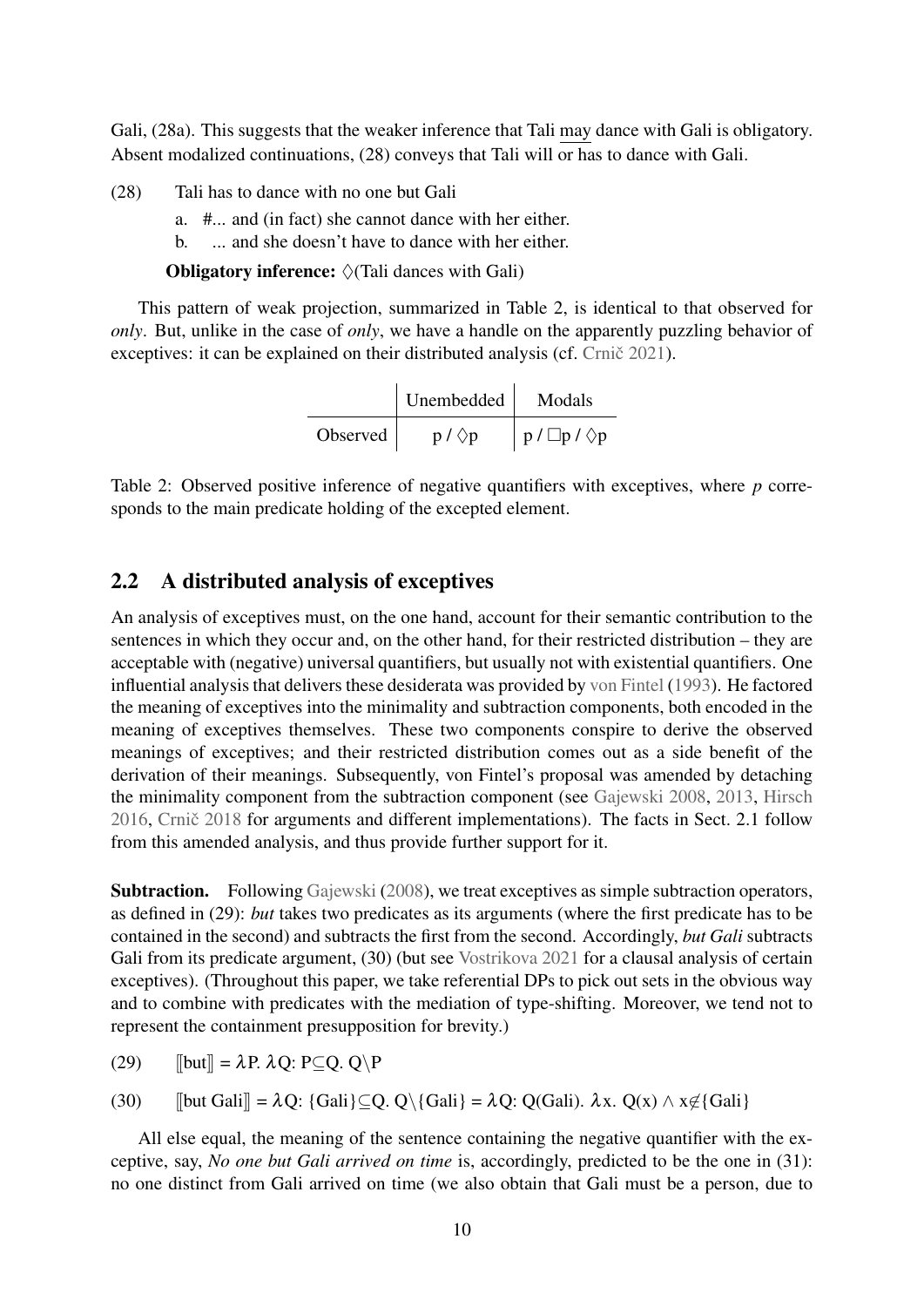Gali, (28a). This suggests that the weaker inference that Tali may dance with Gali is obligatory. Absent modalized continuations, (28) conveys that Tali will or has to dance with Gali.

(28) Tali has to dance with no one but Gali

a. #... and (in fact) she cannot dance with her either.

b. ... and she doesn't have to dance with her either.

**Obligatory inference:** $\Diamond$(Tali dances with Gali)

This pattern of weak projection, summarized in Table 2, is identical to that observed for *only*. But, unlike in the case of *only*, we have a handle on the apparently puzzling behavior of exceptives: it can be explained on their distributed analysis (cf. Crnič 2021).

| | Unembedded | Modals |
|---|---|---|
| Observed | p / $\Diamond$p | p / $\Box$p / $\Diamond$p |

Table 2: Observed positive inference of negative quantifiers with exceptives, where *p* corresponds to the main predicate holding of the excepted element.

## 2.2 A distributed analysis of exceptives

An analysis of exceptives must, on the one hand, account for their semantic contribution to the sentences in which they occur and, on the other hand, for their restricted distribution – they are acceptable with (negative) universal quantifiers, but usually not with existential quantifiers. One influential analysis that delivers these desiderata was provided by von Fintel (1993). He factored the meaning of exceptives into the minimality and subtraction components, both encoded in the meaning of exceptives themselves. These two components conspire to derive the observed meanings of exceptives; and their restricted distribution comes out as a side benefit of the derivation of their meanings. Subsequently, von Fintel's proposal was amended by detaching the minimality component from the subtraction component (see Gajewski 2008, 2013, Hirsch 2016, Crnič 2018 for arguments and different implementations). The facts in Sect. 2.1 follow from this amended analysis, and thus provide further support for it.

**Subtraction.** Following Gajewski (2008), we treat exceptives as simple subtraction operators, as defined in (29): *but* takes two predicates as its arguments (where the first predicate has to be contained in the second) and subtracts the first from the second. Accordingly, *but Gali* subtracts Gali from its predicate argument, (30) (but see Vostrikova 2021 for a clausal analysis of certain exceptives). (Throughout this paper, we take referential DPs to pick out sets in the obvious way and to combine with predicates with the mediation of type-shifting. Moreover, we tend not to represent the containment presupposition for brevity.)

(29) $[\![\text{but}]\!] = \lambda P.\ \lambda Q{:}\ P \subseteq Q.\ Q \backslash P$

(30) $[\![\text{but Gali}]\!] = \lambda Q{:}\ \{\text{Gali}\} \subseteq Q.\ Q \backslash \{\text{Gali}\} = \lambda Q{:}\ Q(\text{Gali}).\ \lambda x.\ Q(x) \wedge x \notin \{\text{Gali}\}$

All else equal, the meaning of the sentence containing the negative quantifier with the exceptive, say, *No one but Gali arrived on time* is, accordingly, predicted to be the one in (31): no one distinct from Gali arrived on time (we also obtain that Gali must be a person, due to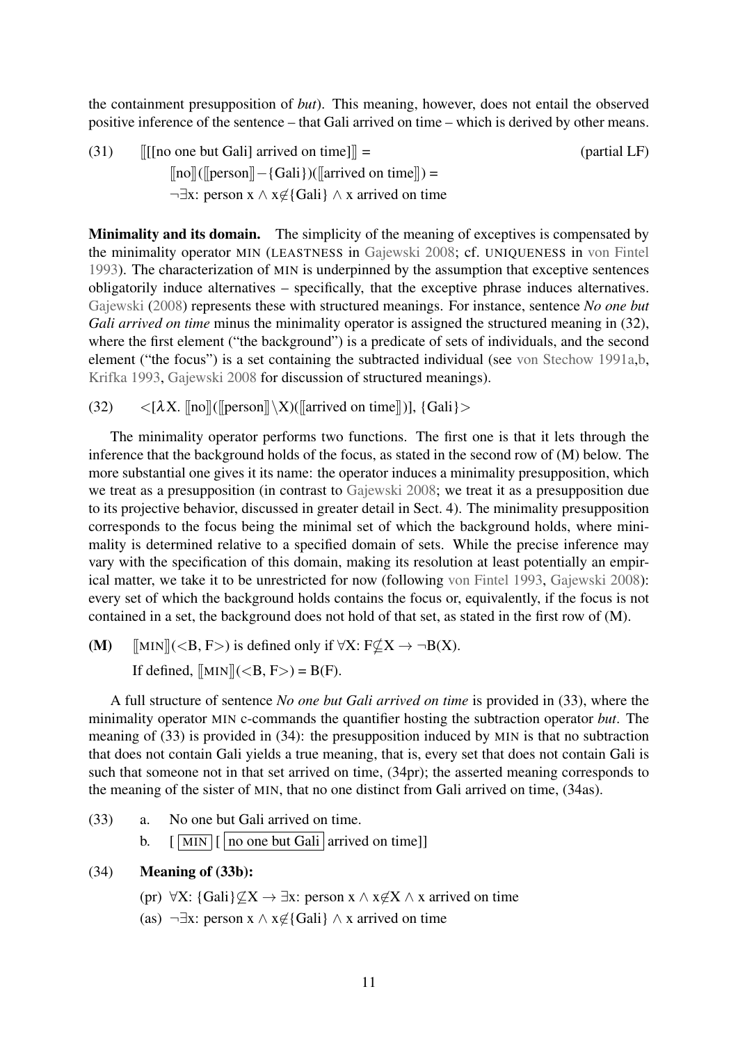the containment presupposition of *but*). This meaning, however, does not entail the observed positive inference of the sentence – that Gali arrived on time – which is derived by other means.

(31) $[\![$[[no one but Gali] arrived on time]$]\!]$ = (partial LF)

$[\![\text{no}]\!]([\![\text{person}]\!]-\{\text{Gali}\})([\![\text{arrived on time}]\!])$ =

$\neg\exists$x: person x $\wedge$ x$\not\in$\{Gali\} $\wedge$ x arrived on time

**Minimality and its domain.** The simplicity of the meaning of exceptives is compensated by the minimality operator MIN (LEASTNESS in Gajewski 2008; cf. UNIQUENESS in von Fintel 1993). The characterization of MIN is underpinned by the assumption that exceptive sentences obligatorily induce alternatives – specifically, that the exceptive phrase induces alternatives. Gajewski (2008) represents these with structured meanings. For instance, sentence *No one but Gali arrived on time* minus the minimality operator is assigned the structured meaning in (32), where the first element ("the background") is a predicate of sets of individuals, and the second element ("the focus") is a set containing the subtracted individual (see von Stechow 1991a,b, Krifka 1993, Gajewski 2008 for discussion of structured meanings).

(32) $<[\lambda X.\ [\![\text{no}]\!]([\![\text{person}]\!]\setminus X)([\![\text{arrived on time}]\!])],\ \{\text{Gali}\}>$

The minimality operator performs two functions. The first one is that it lets through the inference that the background holds of the focus, as stated in the second row of (M) below. The more substantial one gives it its name: the operator induces a minimality presupposition, which we treat as a presupposition (in contrast to Gajewski 2008; we treat it as a presupposition due to its projective behavior, discussed in greater detail in Sect. 4). The minimality presupposition corresponds to the focus being the minimal set of which the background holds, where minimality is determined relative to a specified domain of sets. While the precise inference may vary with the specification of this domain, making its resolution at least potentially an empirical matter, we take it to be unrestricted for now (following von Fintel 1993, Gajewski 2008): every set of which the background holds contains the focus or, equivalently, if the focus is not contained in a set, the background does not hold of that set, as stated in the first row of (M).

**(M)** $[\![\text{MIN}]\!](<B, F>)$ is defined only if $\forall X$: $F \not\subseteq X \rightarrow \neg B(X)$.

If defined, $[\![\text{MIN}]\!](<B, F>) = B(F)$.

A full structure of sentence *No one but Gali arrived on time* is provided in (33), where the minimality operator MIN c-commands the quantifier hosting the subtraction operator *but*. The meaning of (33) is provided in (34): the presupposition induced by MIN is that no subtraction that does not contain Gali yields a true meaning, that is, every set that does not contain Gali is such that someone not in that set arrived on time, (34pr); the asserted meaning corresponds to the meaning of the sister of MIN, that no one distinct from Gali arrived on time, (34as).

(33) a. No one but Gali arrived on time.

b. [ MIN [ no one but Gali arrived on time]]

(34) **Meaning of (33b):**

(pr) $\forall X$: $\{\text{Gali}\} \not\subseteq X \rightarrow \exists$x: person x $\wedge$ x$\not\in$X $\wedge$ x arrived on time

(as) $\neg\exists$x: person x $\wedge$ x$\not\in$\{Gali\} $\wedge$ x arrived on time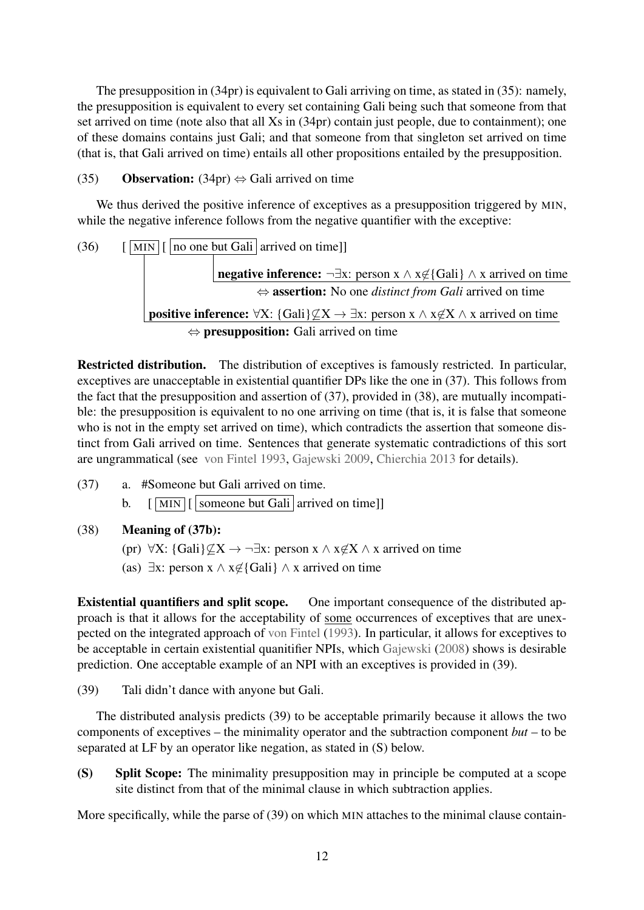The presupposition in (34pr) is equivalent to Gali arriving on time, as stated in (35): namely, the presupposition is equivalent to every set containing Gali being such that someone from that set arrived on time (note also that all Xs in (34pr) contain just people, due to containment); one of these domains contains just Gali; and that someone from that singleton set arrived on time (that is, that Gali arrived on time) entails all other propositions entailed by the presupposition.

(35) **Observation:** (34pr) $\Leftrightarrow$ Gali arrived on time

We thus derived the positive inference of exceptives as a presupposition triggered by MIN, while the negative inference follows from the negative quantifier with the exceptive:

(36) [ MIN [ no one but Gali arrived on time]]

**negative inference:** $\neg\exists$x: person x $\wedge$ x$\notin$\{Gali\} $\wedge$ x arrived on time

$\Leftrightarrow$ **assertion:** No one *distinct from Gali* arrived on time

**positive inference:** $\forall$X: \{Gali\}$\not\subseteq$X $\rightarrow$ $\exists$x: person x $\wedge$ x$\notin$X $\wedge$ x arrived on time

$\Leftrightarrow$ **presupposition:** Gali arrived on time

**Restricted distribution.** The distribution of exceptives is famously restricted. In particular, exceptives are unacceptable in existential quantifier DPs like the one in (37). This follows from the fact that the presupposition and assertion of (37), provided in (38), are mutually incompatible: the presupposition is equivalent to no one arriving on time (that is, it is false that someone who is not in the empty set arrived on time), which contradicts the assertion that someone distinct from Gali arrived on time. Sentences that generate systematic contradictions of this sort are ungrammatical (see von Fintel 1993, Gajewski 2009, Chierchia 2013 for details).

(37) a. #Someone but Gali arrived on time.

b. [ MIN [ someone but Gali arrived on time]]

(38) **Meaning of (37b):**

(pr) $\forall$X: \{Gali\}$\not\subseteq$X $\rightarrow$ $\neg\exists$x: person x $\wedge$ x$\notin$X $\wedge$ x arrived on time

(as) $\exists$x: person x $\wedge$ x$\notin$\{Gali\} $\wedge$ x arrived on time

**Existential quantifiers and split scope.** One important consequence of the distributed approach is that it allows for the acceptability of some occurrences of exceptives that are unexpected on the integrated approach of von Fintel (1993). In particular, it allows for exceptives to be acceptable in certain existential quanitifier NPIs, which Gajewski (2008) shows is desirable prediction. One acceptable example of an NPI with an exceptives is provided in (39).

(39) Tali didn't dance with anyone but Gali.

The distributed analysis predicts (39) to be acceptable primarily because it allows the two components of exceptives – the minimality operator and the subtraction component *but* – to be separated at LF by an operator like negation, as stated in (S) below.

**(S) Split Scope:** The minimality presupposition may in principle be computed at a scope site distinct from that of the minimal clause in which subtraction applies.

More specifically, while the parse of (39) on which MIN attaches to the minimal clause contain-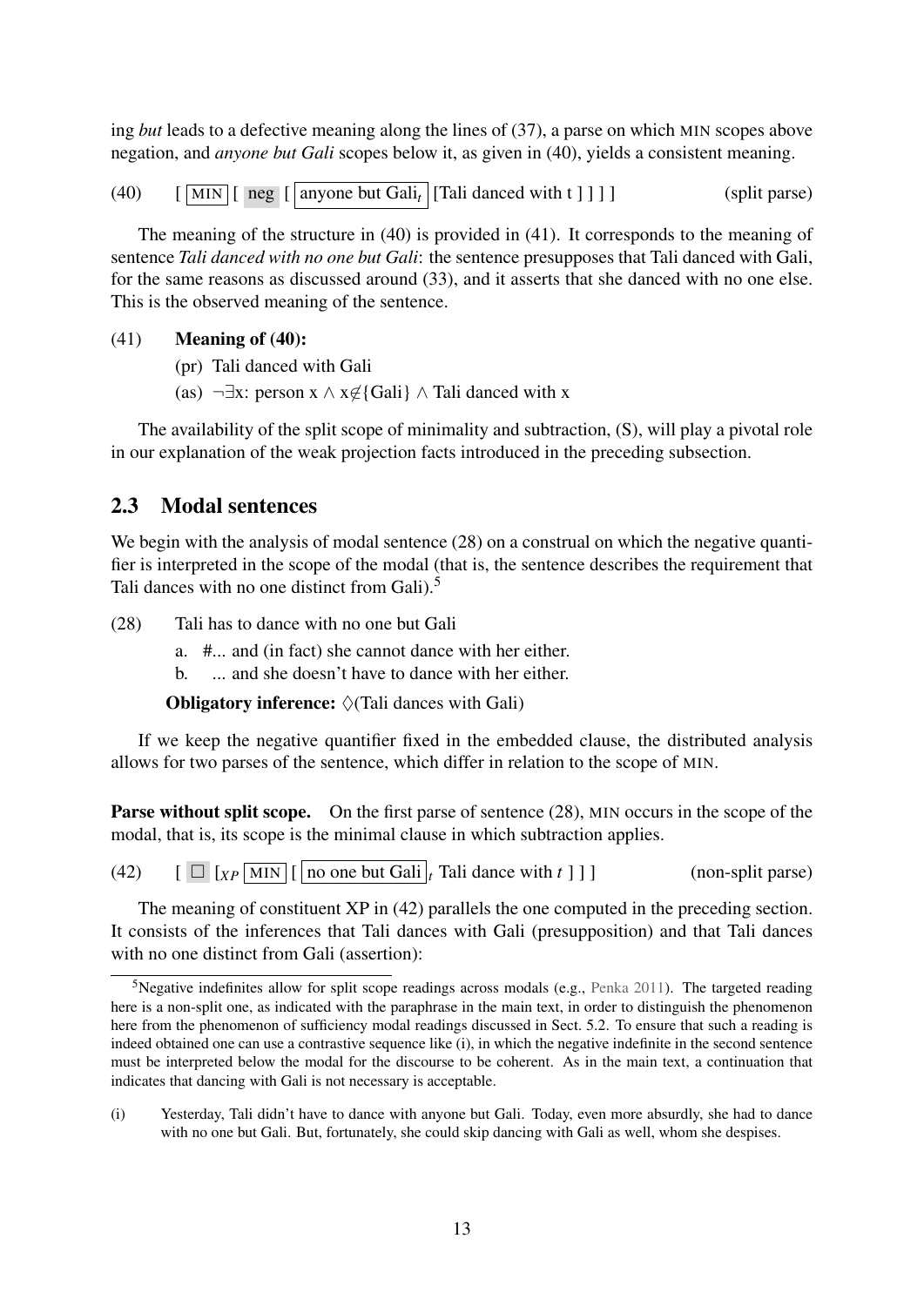ing *but* leads to a defective meaning along the lines of (37), a parse on which MIN scopes above negation, and *anyone but Gali* scopes below it, as given in (40), yields a consistent meaning.

(40) [ MIN [ neg [ anyone but Gali$_t$ [Tali danced with t ] ] ] ] (split parse)

The meaning of the structure in (40) is provided in (41). It corresponds to the meaning of sentence *Tali danced with no one but Gali*: the sentence presupposes that Tali danced with Gali, for the same reasons as discussed around (33), and it asserts that she danced with no one else. This is the observed meaning of the sentence.

(41) **Meaning of (40):**

(pr) Tali danced with Gali

(as) $\neg\exists$x: person x $\wedge$ x$\notin$\{Gali\} $\wedge$ Tali danced with x

The availability of the split scope of minimality and subtraction, (S), will play a pivotal role in our explanation of the weak projection facts introduced in the preceding subsection.

## 2.3 Modal sentences

We begin with the analysis of modal sentence (28) on a construal on which the negative quantifier is interpreted in the scope of the modal (that is, the sentence describes the requirement that Tali dances with no one distinct from Gali).[5]

(28) Tali has to dance with no one but Gali

a. #... and (in fact) she cannot dance with her either.

b. ... and she doesn't have to dance with her either.

**Obligatory inference:** $\Diamond$(Tali dances with Gali)

If we keep the negative quantifier fixed in the embedded clause, the distributed analysis allows for two parses of the sentence, which differ in relation to the scope of MIN.

**Parse without split scope.** On the first parse of sentence (28), MIN occurs in the scope of the modal, that is, its scope is the minimal clause in which subtraction applies.

(42) [ $\Box$ [$_{XP}$ MIN [ no one but Gali$_t$ Tali dance with *t* ] ] ] (non-split parse)

The meaning of constituent XP in (42) parallels the one computed in the preceding section. It consists of the inferences that Tali dances with Gali (presupposition) and that Tali dances with no one distinct from Gali (assertion):

[5] Negative indefinites allow for split scope readings across modals (e.g., Penka 2011). The targeted reading here is a non-split one, as indicated with the paraphrase in the main text, in order to distinguish the phenomenon here from the phenomenon of sufficiency modal readings discussed in Sect. 5.2. To ensure that such a reading is indeed obtained one can use a contrastive sequence like (i), in which the negative indefinite in the second sentence must be interpreted below the modal for the discourse to be coherent. As in the main text, a continuation that indicates that dancing with Gali is not necessary is acceptable.

(i) Yesterday, Tali didn't have to dance with anyone but Gali. Today, even more absurdly, she had to dance with no one but Gali. But, fortunately, she could skip dancing with Gali as well, whom she despises.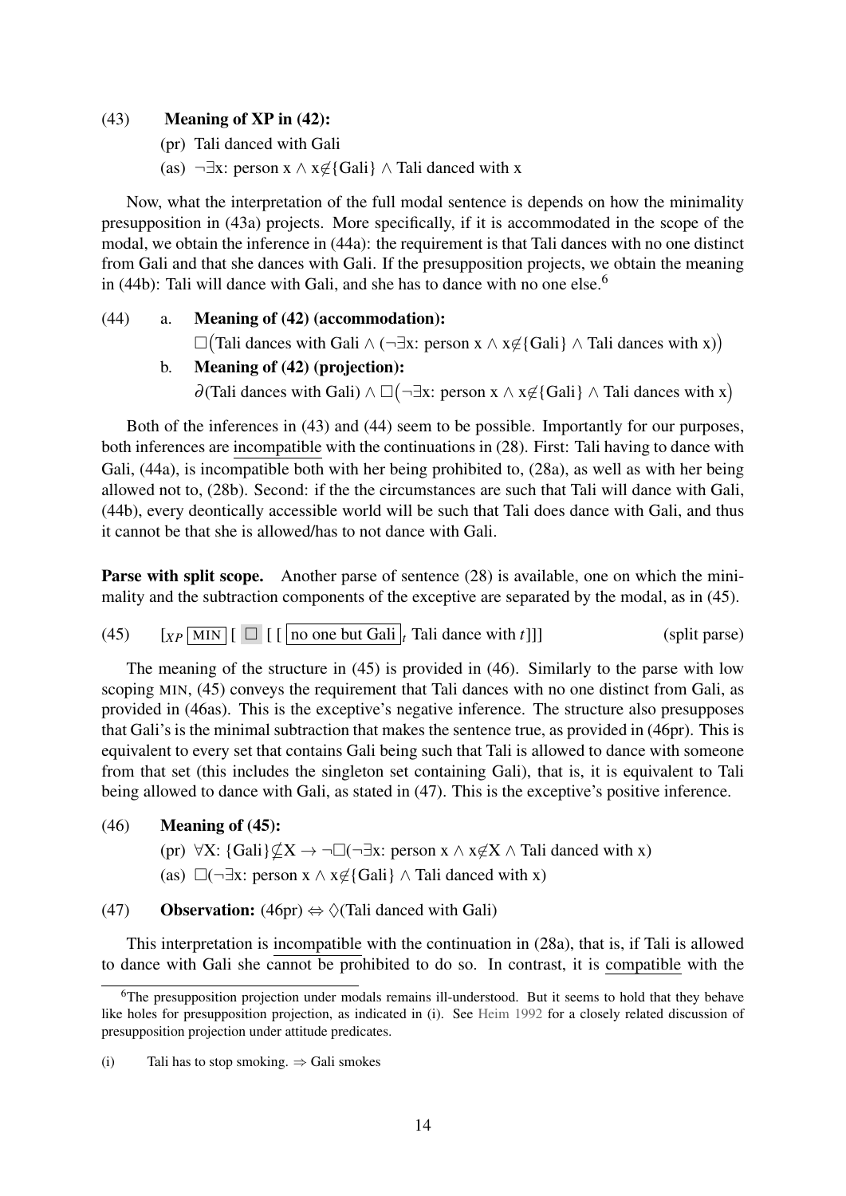(43) **Meaning of XP in (42):**

(pr) Tali danced with Gali

(as) $\neg\exists$x: person x $\wedge$ x$\notin${Gali} $\wedge$ Tali danced with x

Now, what the interpretation of the full modal sentence is depends on how the minimality presupposition in (43a) projects. More specifically, if it is accommodated in the scope of the modal, we obtain the inference in (44a): the requirement is that Tali dances with no one distinct from Gali and that she dances with Gali. If the presupposition projects, we obtain the meaning in (44b): Tali will dance with Gali, and she has to dance with no one else.[6]

(44) a. **Meaning of (42) (accommodation):**

$\Box$(Tali dances with Gali $\wedge$ ($\neg\exists$x: person x $\wedge$ x$\notin${Gali} $\wedge$ Tali dances with x))

b. **Meaning of (42) (projection):**

$\partial$(Tali dances with Gali) $\wedge$ $\Box$($\neg\exists$x: person x $\wedge$ x$\notin${Gali} $\wedge$ Tali dances with x)

Both of the inferences in (43) and (44) seem to be possible. Importantly for our purposes, both inferences are incompatible with the continuations in (28). First: Tali having to dance with Gali, (44a), is incompatible both with her being prohibited to, (28a), as well as with her being allowed not to, (28b). Second: if the the circumstances are such that Tali will dance with Gali, (44b), every deontically accessible world will be such that Tali does dance with Gali, and thus it cannot be that she is allowed/has to not dance with Gali.

**Parse with split scope.** Another parse of sentence (28) is available, one on which the minimality and the subtraction components of the exceptive are separated by the modal, as in (45).

(45) $[_{XP}$ MIN [ $\Box$ [ [ no one but Gali $]_t$ Tali dance with $t$]]] (split parse)

The meaning of the structure in (45) is provided in (46). Similarly to the parse with low scoping MIN, (45) conveys the requirement that Tali dances with no one distinct from Gali, as provided in (46as). This is the exceptive's negative inference. The structure also presupposes that Gali's is the minimal subtraction that makes the sentence true, as provided in (46pr). This is equivalent to every set that contains Gali being such that Tali is allowed to dance with someone from that set (this includes the singleton set containing Gali), that is, it is equivalent to Tali being allowed to dance with Gali, as stated in (47). This is the exceptive's positive inference.

(46) **Meaning of (45):**

(pr) $\forall$X: {Gali}$\not\subseteq$X $\rightarrow$ $\neg\Box$($\neg\exists$x: person x $\wedge$ x$\notin$X $\wedge$ Tali danced with x)

(as) $\Box$($\neg\exists$x: person x $\wedge$ x$\notin${Gali} $\wedge$ Tali danced with x)

(47) **Observation:** (46pr) $\Leftrightarrow$ $\Diamond$(Tali danced with Gali)

This interpretation is incompatible with the continuation in (28a), that is, if Tali is allowed to dance with Gali she cannot be prohibited to do so. In contrast, it is compatible with the

[6] The presupposition projection under modals remains ill-understood. But it seems to hold that they behave like holes for presupposition projection, as indicated in (i). See Heim 1992 for a closely related discussion of presupposition projection under attitude predicates.

(i) Tali has to stop smoking. $\Rightarrow$ Gali smokes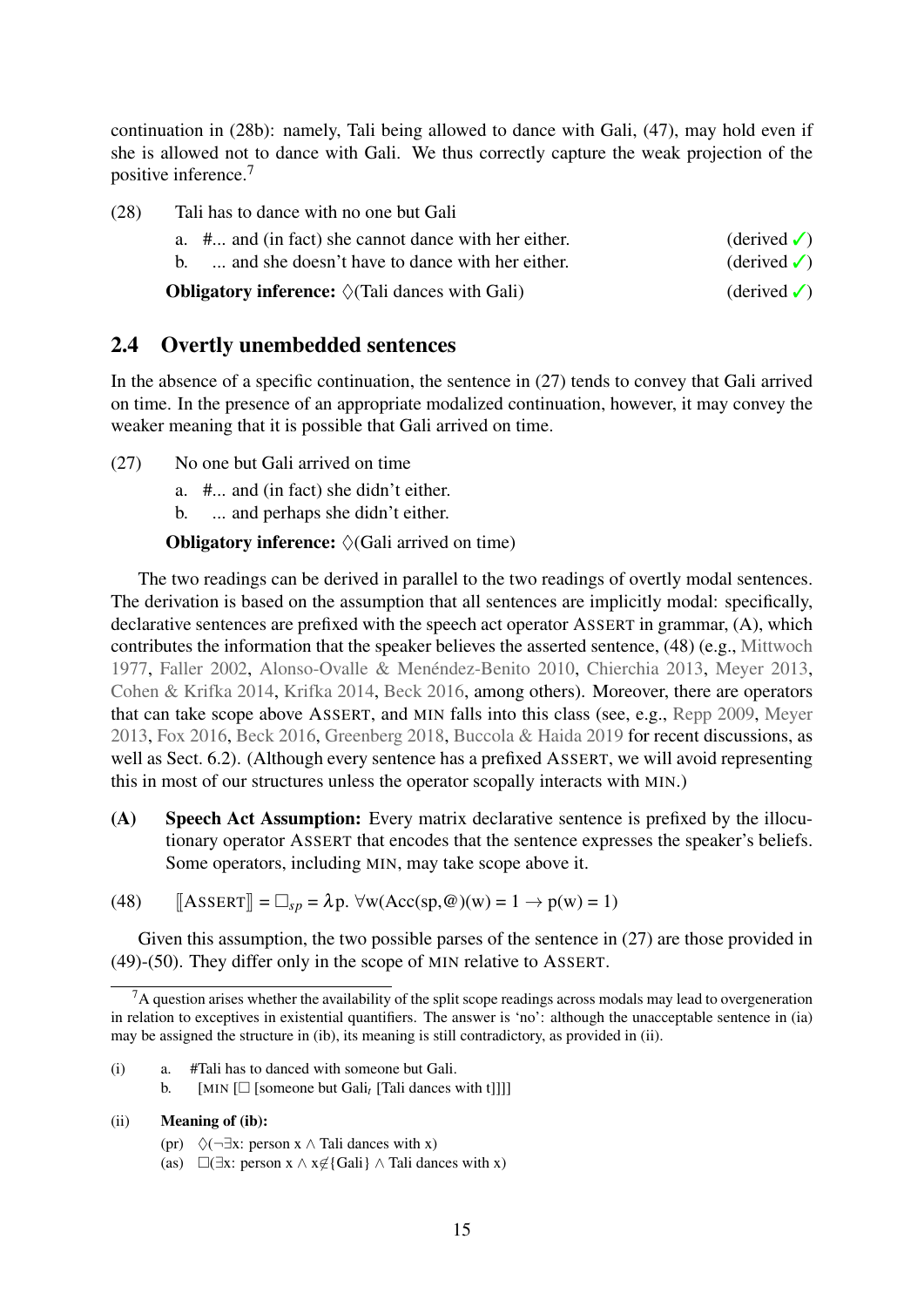continuation in (28b): namely, Tali being allowed to dance with Gali, (47), may hold even if she is allowed not to dance with Gali. We thus correctly capture the weak projection of the positive inference.[7]

(28) Tali has to dance with no one but Gali

a. #... and (in fact) she cannot dance with her either. (derived ✓)

b. ... and she doesn't have to dance with her either. (derived ✓)

**Obligatory inference:** $\Diamond$(Tali dances with Gali) (derived ✓)

## 2.4 Overtly unembedded sentences

In the absence of a specific continuation, the sentence in (27) tends to convey that Gali arrived on time. In the presence of an appropriate modalized continuation, however, it may convey the weaker meaning that it is possible that Gali arrived on time.

(27) No one but Gali arrived on time

a. #... and (in fact) she didn't either.

b. ... and perhaps she didn't either.

**Obligatory inference:** $\Diamond$(Gali arrived on time)

The two readings can be derived in parallel to the two readings of overtly modal sentences. The derivation is based on the assumption that all sentences are implicitly modal: specifically, declarative sentences are prefixed with the speech act operator ASSERT in grammar, (A), which contributes the information that the speaker believes the asserted sentence, (48) (e.g., Mittwoch 1977, Faller 2002, Alonso-Ovalle & Menéndez-Benito 2010, Chierchia 2013, Meyer 2013, Cohen & Krifka 2014, Krifka 2014, Beck 2016, among others). Moreover, there are operators that can take scope above ASSERT, and MIN falls into this class (see, e.g., Repp 2009, Meyer 2013, Fox 2016, Beck 2016, Greenberg 2018, Buccola & Haida 2019 for recent discussions, as well as Sect. 6.2). (Although every sentence has a prefixed ASSERT, we will avoid representing this in most of our structures unless the operator scopally interacts with MIN.)

**(A) Speech Act Assumption:** Every matrix declarative sentence is prefixed by the illocutionary operator ASSERT that encodes that the sentence expresses the speaker's beliefs. Some operators, including MIN, may take scope above it.

(48) $[\![\text{ASSERT}]\!] = \Box_{sp} = \lambda p.\ \forall w(\text{Acc}(sp,@)(w) = 1 \rightarrow p(w) = 1)$

Given this assumption, the two possible parses of the sentence in (27) are those provided in (49)-(50). They differ only in the scope of MIN relative to ASSERT.

---

[7] A question arises whether the availability of the split scope readings across modals may lead to overgeneration in relation to exceptives in existential quantifiers. The answer is 'no': although the unacceptable sentence in (ia) may be assigned the structure in (ib), its meaning is still contradictory, as provided in (ii).

(i) a. #Tali has to danced with someone but Gali.

b. [MIN [$\Box$ [someone but Gali$_t$ [Tali dances with t]]]]

(ii) **Meaning of (ib):**

(pr) $\Diamond(\neg\exists$x: person x $\wedge$ Tali dances with x)

(as) $\Box(\exists$x: person x $\wedge$ x$\notin$\{Gali\} $\wedge$ Tali dances with x)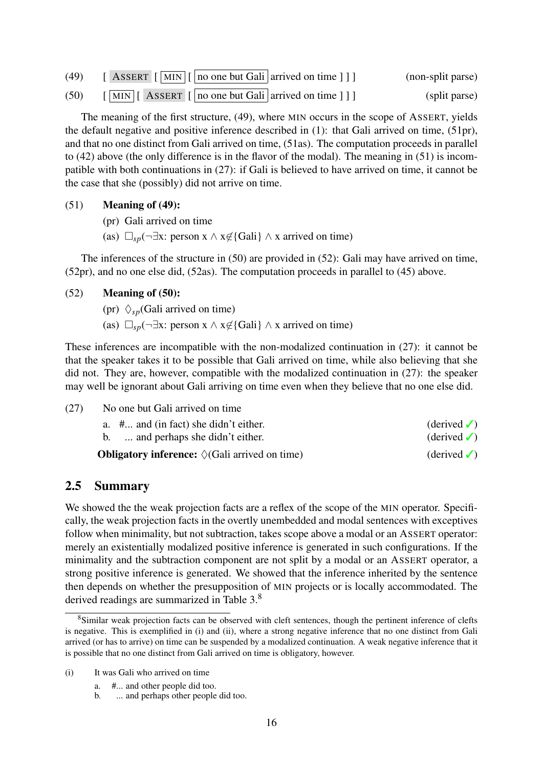(49) [ ASSERT [ MIN [ no one but Gali arrived on time ] ] ] (non-split parse)

(50) [ MIN [ ASSERT [ no one but Gali arrived on time ] ] ] (split parse)

The meaning of the first structure, (49), where MIN occurs in the scope of ASSERT, yields the default negative and positive inference described in (1): that Gali arrived on time, (51pr), and that no one distinct from Gali arrived on time, (51as). The computation proceeds in parallel to (42) above (the only difference is in the flavor of the modal). The meaning in (51) is incompatible with both continuations in (27): if Gali is believed to have arrived on time, it cannot be the case that she (possibly) did not arrive on time.

(51) **Meaning of (49):**

(pr) Gali arrived on time

(as) $\Box_{sp}(\neg\exists$x: person x $\wedge$ x$\notin$\{Gali\} $\wedge$ x arrived on time)

The inferences of the structure in (50) are provided in (52): Gali may have arrived on time, (52pr), and no one else did, (52as). The computation proceeds in parallel to (45) above.

(52) **Meaning of (50):**

(pr) $\Diamond_{sp}$(Gali arrived on time)

(as) $\Box_{sp}(\neg\exists$x: person x $\wedge$ x$\notin$\{Gali\} $\wedge$ x arrived on time)

These inferences are incompatible with the non-modalized continuation in (27): it cannot be that the speaker takes it to be possible that Gali arrived on time, while also believing that she did not. They are, however, compatible with the modalized continuation in (27): the speaker may well be ignorant about Gali arriving on time even when they believe that no one else did.

(27) No one but Gali arrived on time

a. #... and (in fact) she didn't either. (derived ✓)

b. ... and perhaps she didn't either. (derived ✓)

**Obligatory inference:** $\Diamond$(Gali arrived on time) (derived ✓)

## 2.5 Summary

We showed the the weak projection facts are a reflex of the scope of the MIN operator. Specifically, the weak projection facts in the overtly unembedded and modal sentences with exceptives follow when minimality, but not subtraction, takes scope above a modal or an ASSERT operator: merely an existentially modalized positive inference is generated in such configurations. If the minimality and the subtraction component are not split by a modal or an ASSERT operator, a strong positive inference is generated. We showed that the inference inherited by the sentence then depends on whether the presupposition of MIN projects or is locally accommodated. The derived readings are summarized in Table 3.[8]

[8] Similar weak projection facts can be observed with cleft sentences, though the pertinent inference of clefts is negative. This is exemplified in (i) and (ii), where a strong negative inference that no one distinct from Gali arrived (or has to arrive) on time can be suspended by a modalized continuation. A weak negative inference that it is possible that no one distinct from Gali arrived on time is obligatory, however.

(i) It was Gali who arrived on time

a. #... and other people did too.

b. ... and perhaps other people did too.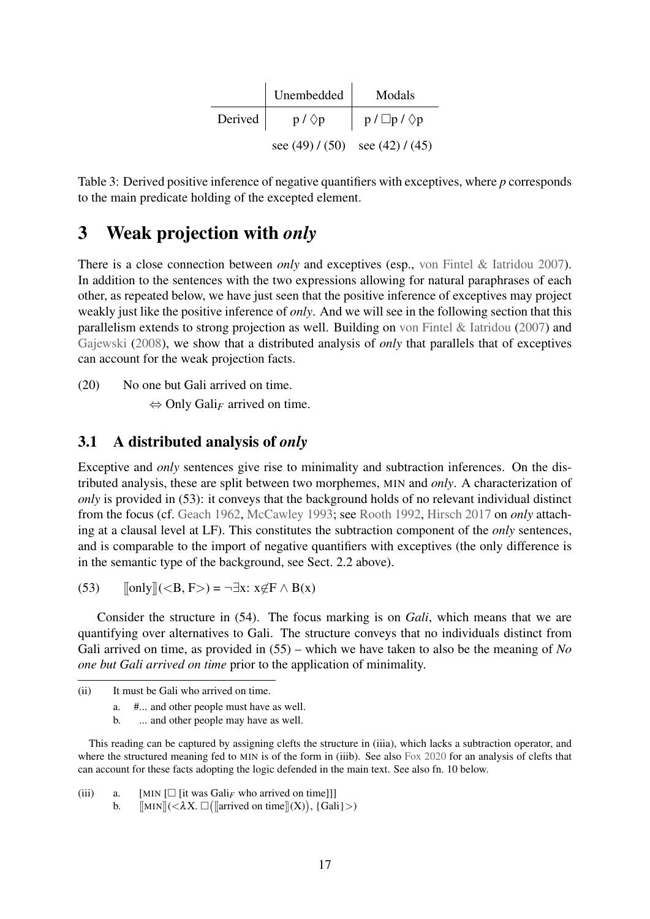| | Unembedded | Modals |
|---|---|---|
| Derived | p / $\Diamond$p | p / $\Box$p / $\Diamond$p |
| | see (49) / (50) | see (42) / (45) |

Table 3: Derived positive inference of negative quantifiers with exceptives, where *p* corresponds to the main predicate holding of the excepted element.

## 3 Weak projection with *only*

There is a close connection between *only* and exceptives (esp., von Fintel & Iatridou 2007). In addition to the sentences with the two expressions allowing for natural paraphrases of each other, as repeated below, we have just seen that the positive inference of exceptives may project weakly just like the positive inference of *only*. And we will see in the following section that this parallelism extends to strong projection as well. Building on von Fintel & Iatridou (2007) and Gajewski (2008), we show that a distributed analysis of *only* that parallels that of exceptives can account for the weak projection facts.

(20) No one but Gali arrived on time.
 $\Leftrightarrow$ Only Gali$_F$ arrived on time.

### 3.1 A distributed analysis of *only*

Exceptive and *only* sentences give rise to minimality and subtraction inferences. On the distributed analysis, these are split between two morphemes, MIN and *only*. A characterization of *only* is provided in (53): it conveys that the background holds of no relevant individual distinct from the focus (cf. Geach 1962, McCawley 1993; see Rooth 1992, Hirsch 2017 on *only* attaching at a clausal level at LF). This constitutes the subtraction component of the *only* sentences, and is comparable to the import of negative quantifiers with exceptives (the only difference is in the semantic type of the background, see Sect. 2.2 above).

(53) $[\![\text{only}]\!](<B, F>) = \neg\exists x\colon x \notin F \wedge B(x)$

Consider the structure in (54). The focus marking is on *Gali*, which means that we are quantifying over alternatives to Gali. The structure conveys that no individuals distinct from Gali arrived on time, as provided in (55) – which we have taken to also be the meaning of *No one but Gali arrived on time* prior to the application of minimality.

---

(ii) It must be Gali who arrived on time.
 a. #... and other people must have as well.
 b. ... and other people may have as well.

This reading can be captured by assigning clefts the structure in (iiia), which lacks a subtraction operator, and where the structured meaning fed to MIN is of the form in (iiib). See also Fox 2020 for an analysis of clefts that can account for these facts adopting the logic defended in the main text. See also fn. 10 below.

(iii) a. [MIN [$\Box$ [it was Gali$_F$ who arrived on time]]]
 b. $[\![\text{MIN}]\!](<\lambda X.\ \Box([\![\text{arrived on time}]\!](X)), \{\text{Gali}\}>)$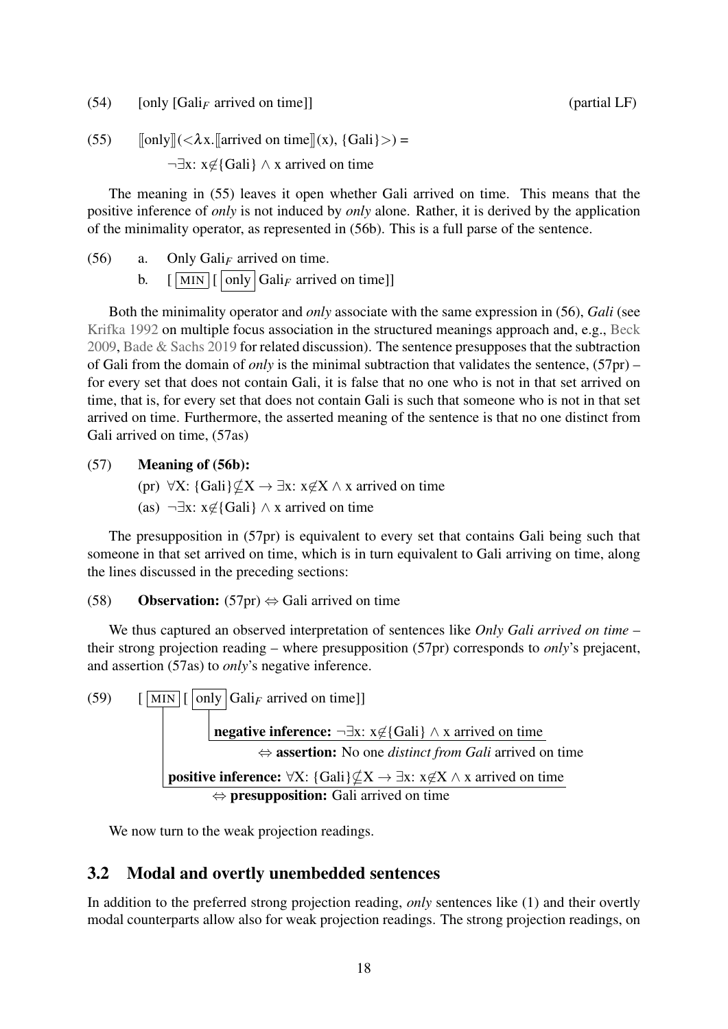(54) [only [Gali$_F$ arrived on time]] (partial LF)

(55) $[\![\text{only}]\!](<\lambda x.[\![\text{arrived on time}]\!](x), \{\text{Gali}\}>) =$

$\neg\exists x\text{: } x \notin \{\text{Gali}\} \wedge x \text{ arrived on time}$

The meaning in (55) leaves it open whether Gali arrived on time. This means that the positive inference of *only* is not induced by *only* alone. Rather, it is derived by the application of the minimality operator, as represented in (56b). This is a full parse of the sentence.

(56) a. Only Gali$_F$ arrived on time.

b. [ MIN [ only Gali$_F$ arrived on time]]

Both the minimality operator and *only* associate with the same expression in (56), *Gali* (see Krifka 1992 on multiple focus association in the structured meanings approach and, e.g., Beck 2009, Bade & Sachs 2019 for related discussion). The sentence presupposes that the subtraction of Gali from the domain of *only* is the minimal subtraction that validates the sentence, (57pr) – for every set that does not contain Gali, it is false that no one who is not in that set arrived on time, that is, for every set that does not contain Gali is such that someone who is not in that set arrived on time. Furthermore, the asserted meaning of the sentence is that no one distinct from Gali arrived on time, (57as)

(57) **Meaning of (56b):**

(pr) $\forall X\text{: } \{\text{Gali}\} \not\subseteq X \rightarrow \exists x\text{: } x \notin X \wedge x \text{ arrived on time}$

(as) $\neg\exists x\text{: } x \notin \{\text{Gali}\} \wedge x \text{ arrived on time}$

The presupposition in (57pr) is equivalent to every set that contains Gali being such that someone in that set arrived on time, which is in turn equivalent to Gali arriving on time, along the lines discussed in the preceding sections:

(58) **Observation:** (57pr) $\Leftrightarrow$ Gali arrived on time

We thus captured an observed interpretation of sentences like *Only Gali arrived on time* – their strong projection reading – where presupposition (57pr) corresponds to *only*'s prejacent, and assertion (57as) to *only*'s negative inference.

(59) [ MIN [ only Gali$_F$ arrived on time]]

**negative inference:** $\neg\exists x\text{: } x \notin \{\text{Gali}\} \wedge x \text{ arrived on time}$

$\Leftrightarrow$ **assertion:** No one *distinct from Gali* arrived on time

**positive inference:** $\forall X\text{: } \{\text{Gali}\} \not\subseteq X \rightarrow \exists x\text{: } x \notin X \wedge x \text{ arrived on time}$

$\Leftrightarrow$ **presupposition:** Gali arrived on time

We now turn to the weak projection readings.

## 3.2 Modal and overtly unembedded sentences

In addition to the preferred strong projection reading, *only* sentences like (1) and their overtly modal counterparts allow also for weak projection readings. The strong projection readings, on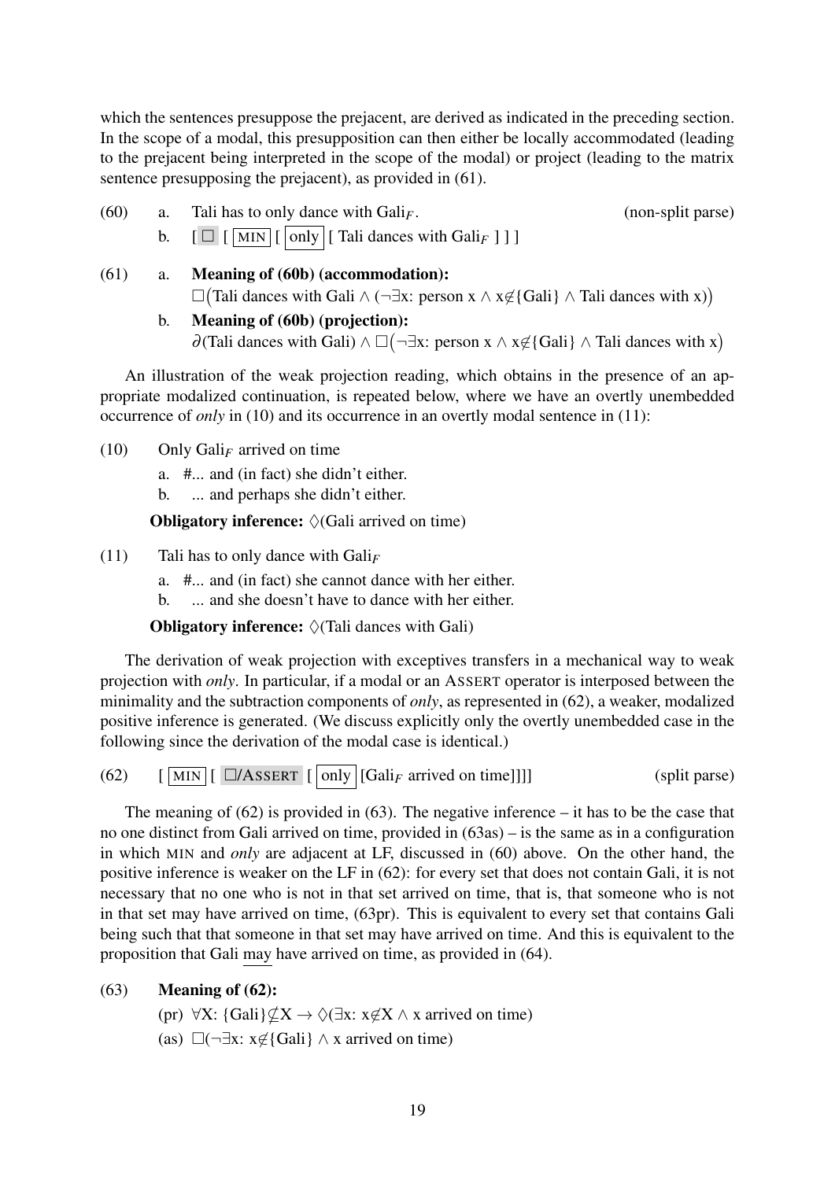which the sentences presuppose the prejacent, are derived as indicated in the preceding section. In the scope of a modal, this presupposition can then either be locally accommodated (leading to the prejacent being interpreted in the scope of the modal) or project (leading to the matrix sentence presupposing the prejacent), as provided in (61).

(60) a. Tali has to only dance with $\text{Gali}_F$. (non-split parse)

b. [ $\Box$ [ MIN [ only [ Tali dances with $\text{Gali}_F$ ] ] ]

(61) a. **Meaning of (60b) (accommodation):**
$\Box(\text{Tali dances with Gali} \wedge (\neg\exists x\text{: person } x \wedge x \notin \{\text{Gali}\} \wedge \text{Tali dances with } x))$

b. **Meaning of (60b) (projection):**
$\partial(\text{Tali dances with Gali}) \wedge \Box(\neg\exists x\text{: person } x \wedge x \notin \{\text{Gali}\} \wedge \text{Tali dances with } x)$

An illustration of the weak projection reading, which obtains in the presence of an appropriate modalized continuation, is repeated below, where we have an overtly unembedded occurrence of *only* in (10) and its occurrence in an overtly modal sentence in (11):

(10) Only $\text{Gali}_F$ arrived on time

a. #... and (in fact) she didn't either.

b. ... and perhaps she didn't either.

**Obligatory inference:** $\Diamond$(Gali arrived on time)

(11) Tali has to only dance with $\text{Gali}_F$

a. #... and (in fact) she cannot dance with her either.

b. ... and she doesn't have to dance with her either.

**Obligatory inference:** $\Diamond$(Tali dances with Gali)

The derivation of weak projection with exceptives transfers in a mechanical way to weak projection with *only*. In particular, if a modal or an ASSERT operator is interposed between the minimality and the subtraction components of *only*, as represented in (62), a weaker, modalized positive inference is generated. (We discuss explicitly only the overtly unembedded case in the following since the derivation of the modal case is identical.)

(62) [ MIN [ $\Box$/ASSERT [ only [$\text{Gali}_F$ arrived on time]]]] (split parse)

The meaning of (62) is provided in (63). The negative inference – it has to be the case that no one distinct from Gali arrived on time, provided in (63as) – is the same as in a configuration in which MIN and *only* are adjacent at LF, discussed in (60) above. On the other hand, the positive inference is weaker on the LF in (62): for every set that does not contain Gali, it is not necessary that no one who is not in that set arrived on time, that is, that someone who is not in that set may have arrived on time, (63pr). This is equivalent to every set that contains Gali being such that that someone in that set may have arrived on time. And this is equivalent to the proposition that Gali may have arrived on time, as provided in (64).

(63) **Meaning of (62):**

(pr) $\forall X\text{: } \{\text{Gali}\} \not\subseteq X \rightarrow \Diamond(\exists x\text{: } x \notin X \wedge x \text{ arrived on time})$

(as) $\Box(\neg\exists x\text{: } x \notin \{\text{Gali}\} \wedge x \text{ arrived on time})$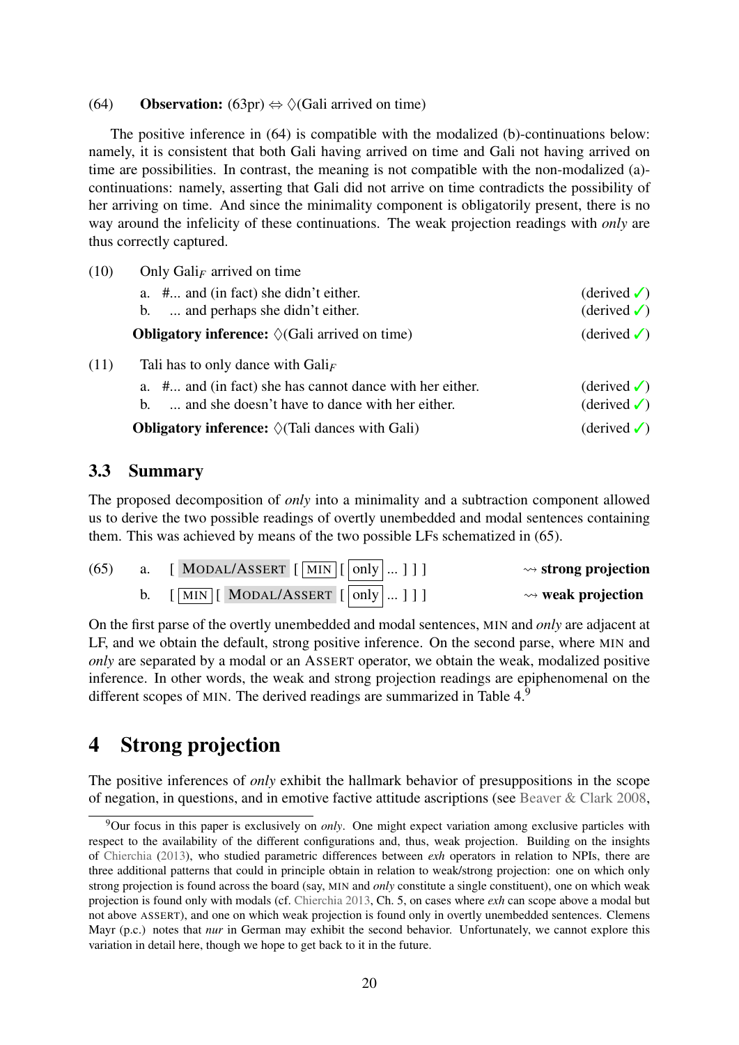(64) **Observation:** (63pr) ⇔ ◊(Gali arrived on time)

The positive inference in (64) is compatible with the modalized (b)-continuations below: namely, it is consistent that both Gali having arrived on time and Gali not having arrived on time are possibilities. In contrast, the meaning is not compatible with the non-modalized (a)-continuations: namely, asserting that Gali did not arrive on time contradicts the possibility of her arriving on time. And since the minimality component is obligatorily present, there is no way around the infelicity of these continuations. The weak projection readings with *only* are thus correctly captured.

(10) Only Gali$_F$ arrived on time

a. #... and (in fact) she didn't either. (derived ✓)

b. ... and perhaps she didn't either. (derived ✓)

**Obligatory inference:** ◊(Gali arrived on time) (derived ✓)

(11) Tali has to only dance with Gali$_F$

a. #... and (in fact) she has cannot dance with her either. (derived ✓)

b. ... and she doesn't have to dance with her either. (derived ✓)

**Obligatory inference:** ◊(Tali dances with Gali) (derived ✓)

## 3.3 Summary

The proposed decomposition of *only* into a minimality and a subtraction component allowed us to derive the two possible readings of overtly unembedded and modal sentences containing them. This was achieved by means of the two possible LFs schematized in (65).

(65) a. [ MODAL/ASSERT [ MIN [ only ... ] ] ] ⇝ **strong projection**

b. [ MIN [ MODAL/ASSERT [ only ... ] ] ] ⇝ **weak projection**

On the first parse of the overtly unembedded and modal sentences, MIN and *only* are adjacent at LF, and we obtain the default, strong positive inference. On the second parse, where MIN and *only* are separated by a modal or an ASSERT operator, we obtain the weak, modalized positive inference. In other words, the weak and strong projection readings are epiphenomenal on the different scopes of MIN. The derived readings are summarized in Table 4.[9]

# 4 Strong projection

The positive inferences of *only* exhibit the hallmark behavior of presuppositions in the scope of negation, in questions, and in emotive factive attitude ascriptions (see Beaver & Clark 2008,

[9] Our focus in this paper is exclusively on *only*. One might expect variation among exclusive particles with respect to the availability of the different configurations and, thus, weak projection. Building on the insights of Chierchia (2013), who studied parametric differences between *exh* operators in relation to NPIs, there are three additional patterns that could in principle obtain in relation to weak/strong projection: one on which only strong projection is found across the board (say, MIN and *only* constitute a single constituent), one on which weak projection is found only with modals (cf. Chierchia 2013, Ch. 5, on cases where *exh* can scope above a modal but not above ASSERT), and one on which weak projection is found only in overtly unembedded sentences. Clemens Mayr (p.c.) notes that *nur* in German may exhibit the second behavior. Unfortunately, we cannot explore this variation in detail here, though we hope to get back to it in the future.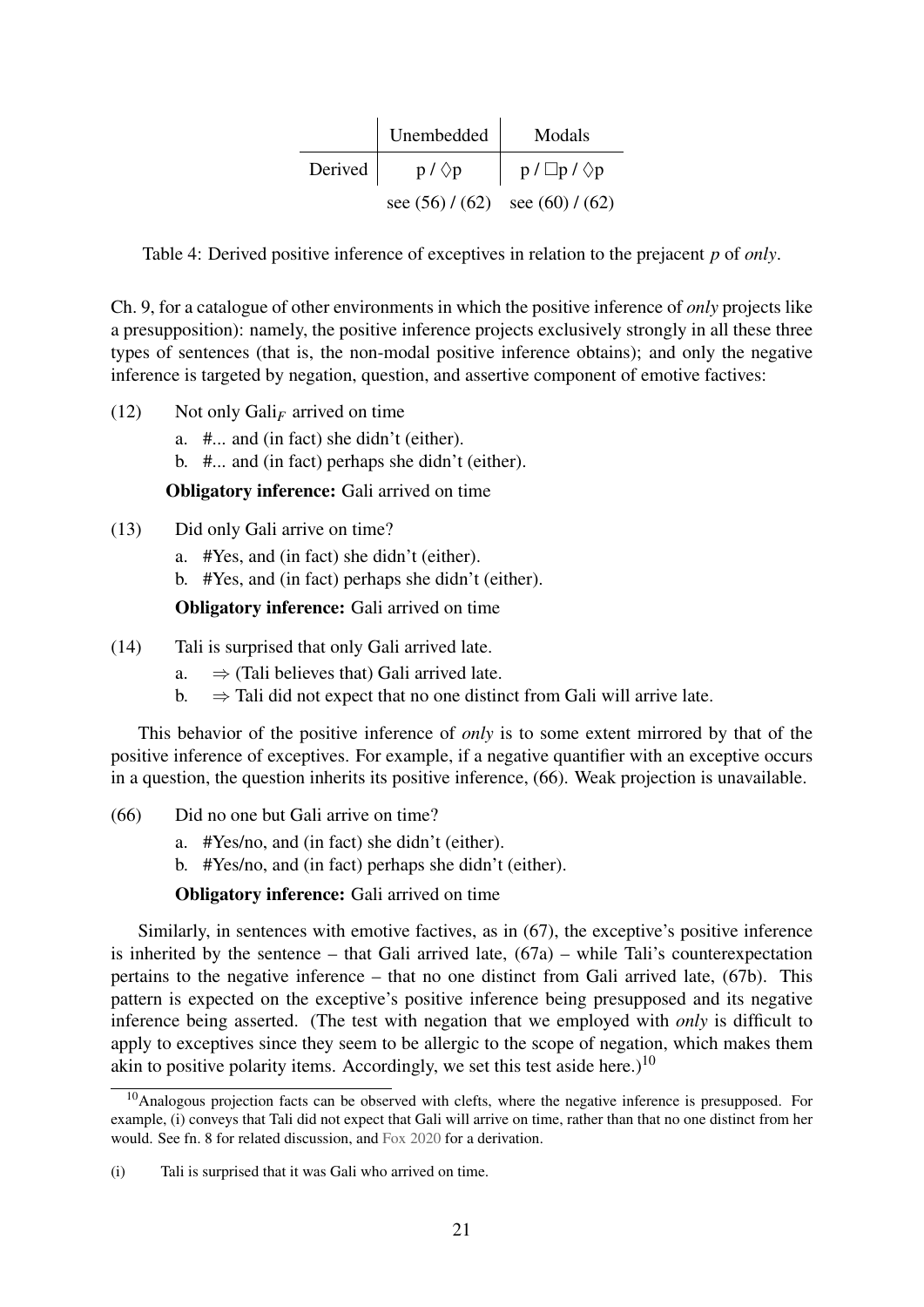|  | Unembedded | Modals |
|---|---|---|
| Derived | p / $\Diamond$p | p / $\Box$p / $\Diamond$p |
|  | see (56) / (62) | see (60) / (62) |

Table 4: Derived positive inference of exceptives in relation to the prejacent *p* of *only*.

Ch. 9, for a catalogue of other environments in which the positive inference of *only* projects like a presupposition): namely, the positive inference projects exclusively strongly in all these three types of sentences (that is, the non-modal positive inference obtains); and only the negative inference is targeted by negation, question, and assertive component of emotive factives:

(12) Not only Gali$_F$ arrived on time

a. #... and (in fact) she didn't (either).

b. #... and (in fact) perhaps she didn't (either).

**Obligatory inference:** Gali arrived on time

(13) Did only Gali arrive on time?

a. #Yes, and (in fact) she didn't (either).

b. #Yes, and (in fact) perhaps she didn't (either).

**Obligatory inference:** Gali arrived on time

(14) Tali is surprised that only Gali arrived late.

a. $\Rightarrow$ (Tali believes that) Gali arrived late.

b. $\Rightarrow$ Tali did not expect that no one distinct from Gali will arrive late.

This behavior of the positive inference of *only* is to some extent mirrored by that of the positive inference of exceptives. For example, if a negative quantifier with an exceptive occurs in a question, the question inherits its positive inference, (66). Weak projection is unavailable.

(66) Did no one but Gali arrive on time?

a. #Yes/no, and (in fact) she didn't (either).

b. #Yes/no, and (in fact) perhaps she didn't (either).

**Obligatory inference:** Gali arrived on time

Similarly, in sentences with emotive factives, as in (67), the exceptive's positive inference is inherited by the sentence – that Gali arrived late, (67a) – while Tali's counterexpectation pertains to the negative inference – that no one distinct from Gali arrived late, (67b). This pattern is expected on the exceptive's positive inference being presupposed and its negative inference being asserted. (The test with negation that we employed with *only* is difficult to apply to exceptives since they seem to be allergic to the scope of negation, which makes them akin to positive polarity items. Accordingly, we set this test aside here.)[10]

[10] Analogous projection facts can be observed with clefts, where the negative inference is presupposed. For example, (i) conveys that Tali did not expect that Gali will arrive on time, rather than that no one distinct from her would. See fn. 8 for related discussion, and Fox 2020 for a derivation.

(i) Tali is surprised that it was Gali who arrived on time.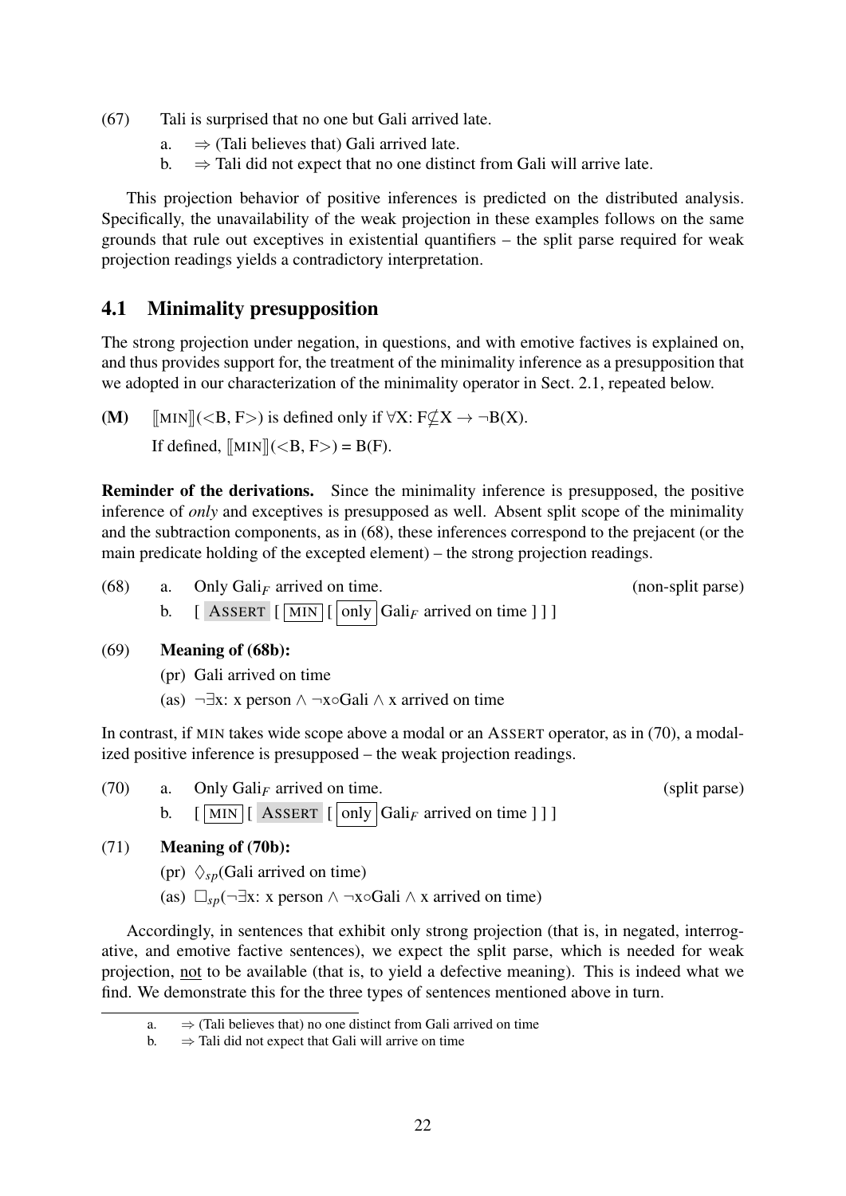(67) Tali is surprised that no one but Gali arrived late.

   a. ⇒ (Tali believes that) Gali arrived late.

   b. ⇒ Tali did not expect that no one distinct from Gali will arrive late.

This projection behavior of positive inferences is predicted on the distributed analysis. Specifically, the unavailability of the weak projection in these examples follows on the same grounds that rule out exceptives in existential quantifiers – the split parse required for weak projection readings yields a contradictory interpretation.

## 4.1 Minimality presupposition

The strong projection under negation, in questions, and with emotive factives is explained on, and thus provides support for, the treatment of the minimality inference as a presupposition that we adopted in our characterization of the minimality operator in Sect. 2.1, repeated below.

**(M)** $[\![\text{MIN}]\!](<\text{B, F}>)$ is defined only if $\forall$X: F$\not\subseteq$X $\rightarrow$ $\neg$B(X).

If defined, $[\![\text{MIN}]\!](<\text{B, F}>)$ = B(F).

**Reminder of the derivations.** Since the minimality inference is presupposed, the positive inference of *only* and exceptives is presupposed as well. Absent split scope of the minimality and the subtraction components, as in (68), these inferences correspond to the prejacent (or the main predicate holding of the excepted element) – the strong projection readings.

(68) a. Only Gali$_F$ arrived on time. (non-split parse)

   b. [ ASSERT [ MIN [ only Gali$_F$ arrived on time ] ] ]

(69) **Meaning of (68b):**

   (pr) Gali arrived on time

   (as) $\neg\exists$x: x person $\wedge$ $\neg$x$\circ$Gali $\wedge$ x arrived on time

In contrast, if MIN takes wide scope above a modal or an ASSERT operator, as in (70), a modalized positive inference is presupposed – the weak projection readings.

(70) a. Only Gali$_F$ arrived on time. (split parse)

   b. [ MIN [ ASSERT [ only Gali$_F$ arrived on time ] ] ]

(71) **Meaning of (70b):**

   (pr) $\Diamond_{sp}$(Gali arrived on time)

   (as) $\Box_{sp}$($\neg\exists$x: x person $\wedge$ $\neg$x$\circ$Gali $\wedge$ x arrived on time)

Accordingly, in sentences that exhibit only strong projection (that is, in negated, interrogative, and emotive factive sentences), we expect the split parse, which is needed for weak projection, not to be available (that is, to yield a defective meaning). This is indeed what we find. We demonstrate this for the three types of sentences mentioned above in turn.

---

a. ⇒ (Tali believes that) no one distinct from Gali arrived on time

b. ⇒ Tali did not expect that Gali will arrive on time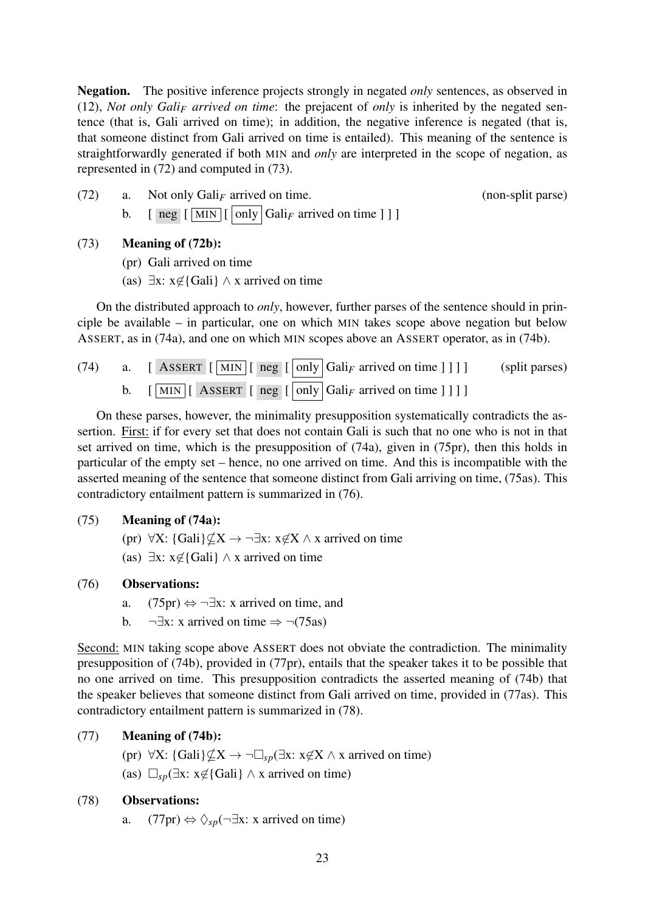**Negation.** The positive inference projects strongly in negated *only* sentences, as observed in (12), *Not only Gali$_F$ arrived on time*: the prejacent of *only* is inherited by the negated sentence (that is, Gali arrived on time); in addition, the negative inference is negated (that is, that someone distinct from Gali arrived on time is entailed). This meaning of the sentence is straightforwardly generated if both MIN and *only* are interpreted in the scope of negation, as represented in (72) and computed in (73).

(72) a. Not only Gali$_F$ arrived on time. (non-split parse)

b. [ neg [ MIN [ only Gali$_F$ arrived on time ] ] ]

(73) **Meaning of (72b):**

(pr) Gali arrived on time

(as) $\exists$x: x$\notin${Gali} $\wedge$ x arrived on time

On the distributed approach to *only*, however, further parses of the sentence should in principle be available – in particular, one on which MIN takes scope above negation but below ASSERT, as in (74a), and one on which MIN scopes above an ASSERT operator, as in (74b).

(74) a. [ ASSERT [ MIN [ neg [ only Gali$_F$ arrived on time ] ] ] ] (split parses)

b. [ MIN [ ASSERT [ neg [ only Gali$_F$ arrived on time ] ] ] ]

On these parses, however, the minimality presupposition systematically contradicts the assertion. First: if for every set that does not contain Gali is such that no one who is not in that set arrived on time, which is the presupposition of (74a), given in (75pr), then this holds in particular of the empty set – hence, no one arrived on time. And this is incompatible with the asserted meaning of the sentence that someone distinct from Gali arriving on time, (75as). This contradictory entailment pattern is summarized in (76).

(75) **Meaning of (74a):**

(pr) $\forall$X: {Gali}$\not\subseteq$X $\rightarrow$ $\neg\exists$x: x$\notin$X $\wedge$ x arrived on time

(as) $\exists$x: x$\notin${Gali} $\wedge$ x arrived on time

(76) **Observations:**

a. (75pr) $\Leftrightarrow$ $\neg\exists$x: x arrived on time, and

b. $\neg\exists$x: x arrived on time $\Rightarrow$ $\neg$(75as)

Second: MIN taking scope above ASSERT does not obviate the contradiction. The minimality presupposition of (74b), provided in (77pr), entails that the speaker takes it to be possible that no one arrived on time. This presupposition contradicts the asserted meaning of (74b) that the speaker believes that someone distinct from Gali arrived on time, provided in (77as). This contradictory entailment pattern is summarized in (78).

(77) **Meaning of (74b):**

(pr) $\forall$X: {Gali}$\not\subseteq$X $\rightarrow$ $\neg\Box_{sp}$($\exists$x: x$\notin$X $\wedge$ x arrived on time)

(as) $\Box_{sp}$($\exists$x: x$\notin${Gali} $\wedge$ x arrived on time)

(78) **Observations:**

a. (77pr) $\Leftrightarrow$ $\Diamond_{sp}$($\neg\exists$x: x arrived on time)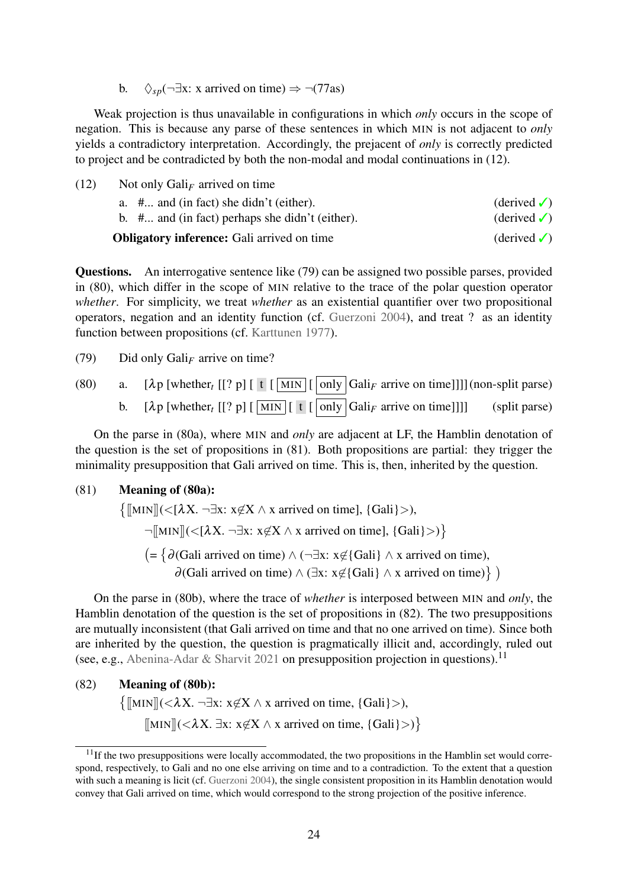b. $\Diamond_{sp}(\neg\exists x\text{: x arrived on time}) \Rightarrow \neg(77as)$

Weak projection is thus unavailable in configurations in which *only* occurs in the scope of negation. This is because any parse of these sentences in which MIN is not adjacent to *only* yields a contradictory interpretation. Accordingly, the prejacent of *only* is correctly predicted to project and be contradicted by both the non-modal and modal continuations in (12).

(12) Not only Gali$_F$ arrived on time

a. #... and (in fact) she didn't (either). (derived ✓)

b. #... and (in fact) perhaps she didn't (either). (derived ✓)

**Obligatory inference:** Gali arrived on time (derived ✓)

**Questions.** An interrogative sentence like (79) can be assigned two possible parses, provided in (80), which differ in the scope of MIN relative to the trace of the polar question operator *whether*. For simplicity, we treat *whether* as an existential quantifier over two propositional operators, negation and an identity function (cf. Guerzoni 2004), and treat ? as an identity function between propositions (cf. Karttunen 1977).

(79) Did only Gali$_F$ arrive on time?

(80) a. [$\lambda$p [whether$_t$ [[? p] [ t [ MIN [ only Gali$_F$ arrive on time]]]] (non-split parse)

b. [$\lambda$p [whether$_t$ [[? p] [ MIN [ t [ only Gali$_F$ arrive on time]]]] (split parse)

On the parse in (80a), where MIN and *only* are adjacent at LF, the Hamblin denotation of the question is the set of propositions in (81). Both propositions are partial: they trigger the minimality presupposition that Gali arrived on time. This is, then, inherited by the question.

(81) **Meaning of (80a):**

$$\{[\![\text{MIN}]\!](<[\lambda X.\ \neg\exists x\text{: } x\notin X \wedge \text{x arrived on time}], \{\text{Gali}\}>),$$
$$\neg[\![\text{MIN}]\!](<[\lambda X.\ \neg\exists x\text{: } x\notin X \wedge \text{x arrived on time}], \{\text{Gali}\}>)\}$$
$$(= \{\partial(\text{Gali arrived on time}) \wedge (\neg\exists x\text{: } x\notin\{\text{Gali}\} \wedge \text{x arrived on time}),$$
$$\partial(\text{Gali arrived on time}) \wedge (\exists x\text{: } x\notin\{\text{Gali}\} \wedge \text{x arrived on time})\})$$

On the parse in (80b), where the trace of *whether* is interposed between MIN and *only*, the Hamblin denotation of the question is the set of propositions in (82). The two presuppositions are mutually inconsistent (that Gali arrived on time and that no one arrived on time). Since both are inherited by the question, the question is pragmatically illicit and, accordingly, ruled out (see, e.g., Abenina-Adar & Sharvit 2021 on presupposition projection in questions).[11]

(82) **Meaning of (80b):**

$$\{[\![\text{MIN}]\!](<\lambda X.\ \neg\exists x\text{: } x\notin X \wedge \text{x arrived on time}, \{\text{Gali}\}>),$$
$$[\![\text{MIN}]\!](<\lambda X.\ \exists x\text{: } x\notin X \wedge \text{x arrived on time}, \{\text{Gali}\}>)\}$$

[11] If the two presuppositions were locally accommodated, the two propositions in the Hamblin set would correspond, respectively, to Gali and no one else arriving on time and to a contradiction. To the extent that a question with such a meaning is licit (cf. Guerzoni 2004), the single consistent proposition in its Hamblin denotation would convey that Gali arrived on time, which would correspond to the strong projection of the positive inference.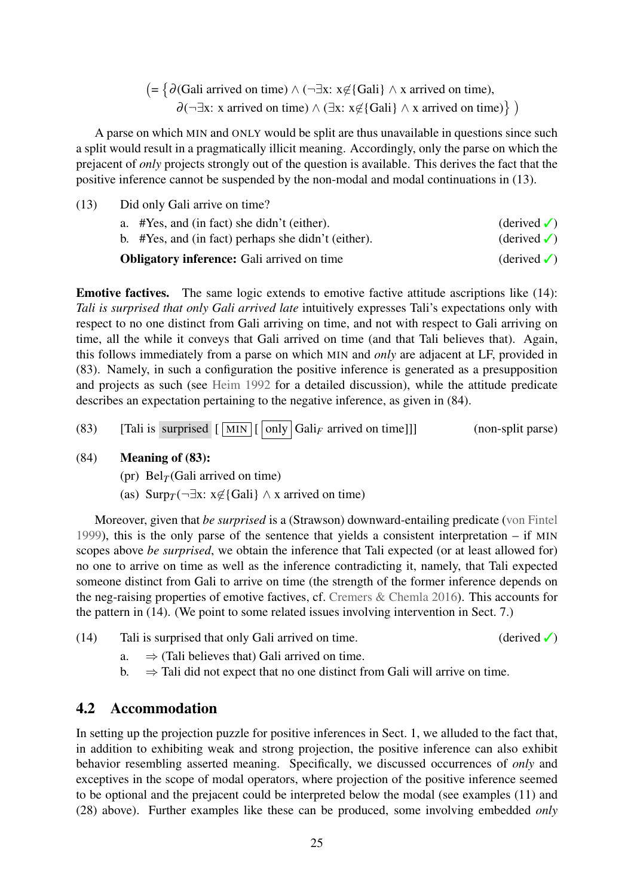$\big($= $\big\{\partial$(Gali arrived on time) $\wedge$ ($\neg\exists$x: x$\notin$\{Gali\} $\wedge$ x arrived on time),
$\partial$($\neg\exists$x: x arrived on time) $\wedge$ ($\exists$x: x$\notin$\{Gali\} $\wedge$ x arrived on time)$\big\}$ $\big)$

A parse on which MIN and ONLY would be split are thus unavailable in questions since such a split would result in a pragmatically illicit meaning. Accordingly, only the parse on which the prejacent of *only* projects strongly out of the question is available. This derives the fact that the positive inference cannot be suspended by the non-modal and modal continuations in (13).

(13) Did only Gali arrive on time?

a. #Yes, and (in fact) she didn't (either). (derived ✓)

b. #Yes, and (in fact) perhaps she didn't (either). (derived ✓)

**Obligatory inference:** Gali arrived on time (derived ✓)

**Emotive factives.** The same logic extends to emotive factive attitude ascriptions like (14): *Tali is surprised that only Gali arrived late* intuitively expresses Tali's expectations only with respect to no one distinct from Gali arriving on time, and not with respect to Gali arriving on time, all the while it conveys that Gali arrived on time (and that Tali believes that). Again, this follows immediately from a parse on which MIN and *only* are adjacent at LF, provided in (83). Namely, in such a configuration the positive inference is generated as a presupposition and projects as such (see Heim 1992 for a detailed discussion), while the attitude predicate describes an expectation pertaining to the negative inference, as given in (84).

(83) [Tali is surprised [ [MIN] [ [only] $\text{Gali}_F$ arrived on time]]] (non-split parse)

(84) **Meaning of (83):**

(pr) $\text{Bel}_T$(Gali arrived on time)

(as) $\text{Surp}_T$($\neg\exists$x: x$\notin$\{Gali\} $\wedge$ x arrived on time)

Moreover, given that *be surprised* is a (Strawson) downward-entailing predicate (von Fintel 1999), this is the only parse of the sentence that yields a consistent interpretation – if MIN scopes above *be surprised*, we obtain the inference that Tali expected (or at least allowed for) no one to arrive on time as well as the inference contradicting it, namely, that Tali expected someone distinct from Gali to arrive on time (the strength of the former inference depends on the neg-raising properties of emotive factives, cf. Cremers & Chemla 2016). This accounts for the pattern in (14). (We point to some related issues involving intervention in Sect. 7.)

(14) Tali is surprised that only Gali arrived on time. (derived ✓)

a. $\Rightarrow$ (Tali believes that) Gali arrived on time.

b. $\Rightarrow$ Tali did not expect that no one distinct from Gali will arrive on time.

## 4.2 Accommodation

In setting up the projection puzzle for positive inferences in Sect. 1, we alluded to the fact that, in addition to exhibiting weak and strong projection, the positive inference can also exhibit behavior resembling asserted meaning. Specifically, we discussed occurrences of *only* and exceptives in the scope of modal operators, where projection of the positive inference seemed to be optional and the prejacent could be interpreted below the modal (see examples (11) and (28) above). Further examples like these can be produced, some involving embedded *only*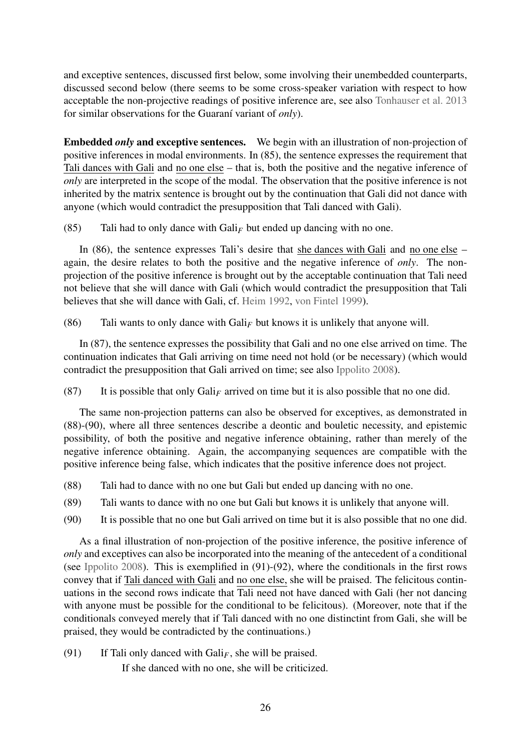and exceptive sentences, discussed first below, some involving their unembedded counterparts, discussed second below (there seems to be some cross-speaker variation with respect to how acceptable the non-projective readings of positive inference are, see also Tonhauser et al. 2013 for similar observations for the Guaraní variant of *only*).

**Embedded *only* and exceptive sentences.** We begin with an illustration of non-projection of positive inferences in modal environments. In (85), the sentence expresses the requirement that Tali dances with Gali and no one else – that is, both the positive and the negative inference of *only* are interpreted in the scope of the modal. The observation that the positive inference is not inherited by the matrix sentence is brought out by the continuation that Gali did not dance with anyone (which would contradict the presupposition that Tali danced with Gali).

(85) Tali had to only dance with $\text{Gali}_F$ but ended up dancing with no one.

In (86), the sentence expresses Tali's desire that she dances with Gali and no one else – again, the desire relates to both the positive and the negative inference of *only*. The non-projection of the positive inference is brought out by the acceptable continuation that Tali need not believe that she will dance with Gali (which would contradict the presupposition that Tali believes that she will dance with Gali, cf. Heim 1992, von Fintel 1999).

(86) Tali wants to only dance with $\text{Gali}_F$ but knows it is unlikely that anyone will.

In (87), the sentence expresses the possibility that Gali and no one else arrived on time. The continuation indicates that Gali arriving on time need not hold (or be necessary) (which would contradict the presupposition that Gali arrived on time; see also Ippolito 2008).

(87) It is possible that only $\text{Gali}_F$ arrived on time but it is also possible that no one did.

The same non-projection patterns can also be observed for exceptives, as demonstrated in (88)-(90), where all three sentences describe a deontic and bouletic necessity, and epistemic possibility, of both the positive and negative inference obtaining, rather than merely of the negative inference obtaining. Again, the accompanying sequences are compatible with the positive inference being false, which indicates that the positive inference does not project.

(88) Tali had to dance with no one but Gali but ended up dancing with no one.

(89) Tali wants to dance with no one but Gali but knows it is unlikely that anyone will.

(90) It is possible that no one but Gali arrived on time but it is also possible that no one did.

As a final illustration of non-projection of the positive inference, the positive inference of *only* and exceptives can also be incorporated into the meaning of the antecedent of a conditional (see Ippolito 2008). This is exemplified in (91)-(92), where the conditionals in the first rows convey that if Tali danced with Gali and no one else, she will be praised. The felicitous continuations in the second rows indicate that Tali need not have danced with Gali (her not dancing with anyone must be possible for the conditional to be felicitous). (Moreover, note that if the conditionals conveyed merely that if Tali danced with no one distinctint from Gali, she will be praised, they would be contradicted by the continuations.)

(91) If Tali only danced with $\text{Gali}_F$, she will be praised.
If she danced with no one, she will be criticized.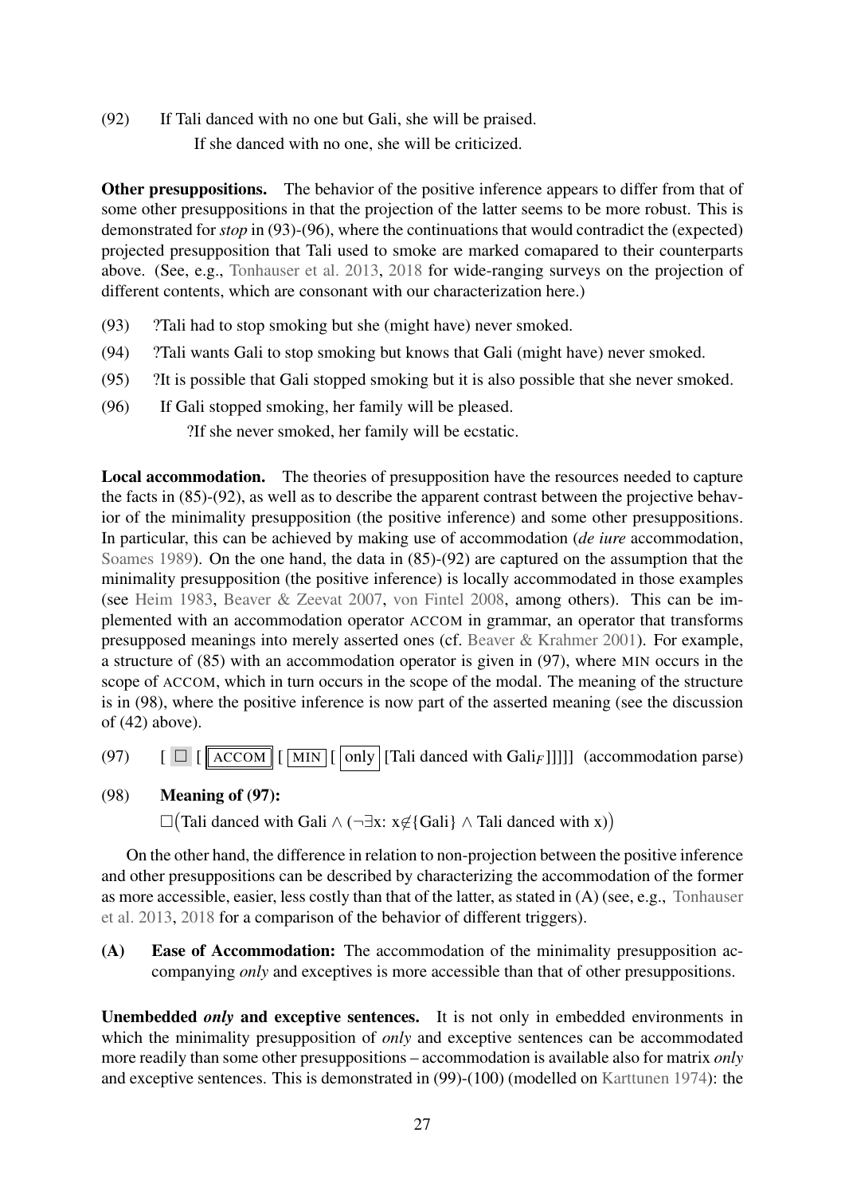(92) If Tali danced with no one but Gali, she will be praised.
  If she danced with no one, she will be criticized.

**Other presuppositions.** The behavior of the positive inference appears to differ from that of some other presuppositions in that the projection of the latter seems to be more robust. This is demonstrated for ***stop*** in (93)-(96), where the continuations that would contradict the (expected) projected presupposition that Tali used to smoke are marked comapared to their counterparts above. (See, e.g., Tonhauser et al. 2013, 2018 for wide-ranging surveys on the projection of different contents, which are consonant with our characterization here.)

(93) ?Tali had to stop smoking but she (might have) never smoked.

(94) ?Tali wants Gali to stop smoking but knows that Gali (might have) never smoked.

(95) ?It is possible that Gali stopped smoking but it is also possible that she never smoked.

(96) If Gali stopped smoking, her family will be pleased.
  ?If she never smoked, her family will be ecstatic.

**Local accommodation.** The theories of presupposition have the resources needed to capture the facts in (85)-(92), as well as to describe the apparent contrast between the projective behavior of the minimality presupposition (the positive inference) and some other projective presuppositions. In particular, this can be achieved by making use of accommodation (*de iure* accommodation, Soames 1989). On the one hand, the data in (85)-(92) are captured on the assumption that the minimality presupposition (the positive inference) is locally accommodated in those examples (see Heim 1983, Beaver & Zeevat 2007, von Fintel 2008, among others). This can be implemented with an accommodation operator ACCOM in grammar, an operator that transforms presupposed meanings into merely asserted ones (cf. Beaver & Krahmer 2001). For example, a structure of (85) with an accommodation operator is given in (97), where MIN occurs in the scope of ACCOM, which in turn occurs in the scope of the modal. The meaning of the structure is in (98), where the positive inference is now part of the asserted meaning (see the discussion of (42) above).

(97) [ $\Box$ [ ACCOM [ MIN [ only [Tali danced with Gali$_F$]]]]] (accommodation parse)

(98) **Meaning of (97):**
  $\Box$(Tali danced with Gali $\wedge$ ($\neg\exists$x: x$\notin$\{Gali\} $\wedge$ Tali danced with x))

On the other hand, the difference in relation to non-projection between the positive inference and other presuppositions can be described by characterizing the accommodation of the former as more accessible, easier, less costly than that of the latter, as stated in (A) (see, e.g., Tonhauser et al. 2013, 2018 for a comparison of the behavior of different triggers).

**(A) Ease of Accommodation:** The accommodation of the minimality presupposition accompanying *only* and exceptives is more accessible than that of other presuppositions.

**Unembedded *only* and exceptive sentences.** It is not only in embedded environments in which the minimality presupposition of *only* and exceptive sentences can be accommodated more readily than some other presuppositions – accommodation is available also for matrix *only* and exceptive sentences. This is demonstrated in (99)-(100) (modelled on Karttunen 1974): the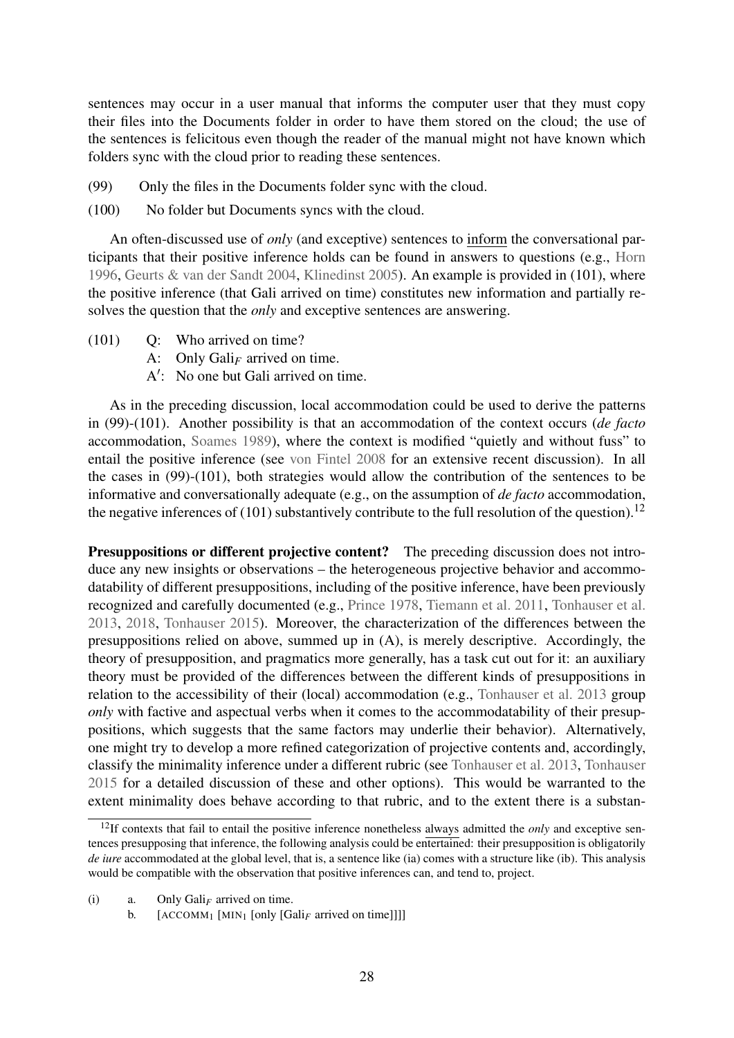sentences may occur in a user manual that informs the computer user that they must copy their files into the Documents folder in order to have them stored on the cloud; the use of the sentences is felicitous even though the reader of the manual might not have known which folders sync with the cloud prior to reading these sentences.

(99) Only the files in the Documents folder sync with the cloud.

(100) No folder but Documents syncs with the cloud.

An often-discussed use of *only* (and exceptive) sentences to <u>inform</u> the conversational participants that their positive inference holds can be found in answers to questions (e.g., Horn 1996, Geurts & van der Sandt 2004, Klinedinst 2005). An example is provided in (101), where the positive inference (that Gali arrived on time) constitutes new information and partially resolves the question that the *only* and exceptive sentences are answering.

(101) Q: Who arrived on time?
A: Only Gali$_F$ arrived on time.
A′: No one but Gali arrived on time.

As in the preceding discussion, local accommodation could be used to derive the patterns in (99)-(101). Another possibility is that an accommodation of the context occurs (*de facto* accommodation, Soames 1989), where the context is modified "quietly and without fuss" to entail the positive inference (see von Fintel 2008 for an extensive recent discussion). In all the cases in (99)-(101), both strategies would allow the contribution of the sentences to be informative and conversationally adequate (e.g., on the assumption of *de facto* accommodation, the negative inferences of (101) substantively contribute to the full resolution of the question).[12]

**Presuppositions or different projective content?** The preceding discussion does not introduce any new insights or observations – the heterogeneous projective behavior and accommodatability of different presuppositions, including of the positive inference, have been previously recognized and carefully documented (e.g., Prince 1978, Tiemann et al. 2011, Tonhauser et al. 2013, 2018, Tonhauser 2015). Moreover, the characterization of the differences between the presuppositions relied on above, summed up in (A), is merely descriptive. Accordingly, the theory of presupposition, and pragmatics more generally, has a task cut out for it: an auxiliary theory must be provided of the differences between the different kinds of presuppositions in relation to the accessibility of their (local) accommodation (e.g., Tonhauser et al. 2013 group *only* with factive and aspectual verbs when it comes to the accommodatability of their presuppositions, which suggests that the same factors may underlie their behavior). Alternatively, one might try to develop a more refined categorization of projective contents and, accordingly, classify the minimality inference under a different rubric (see Tonhauser et al. 2013, Tonhauser 2015 for a detailed discussion of these and other options). This would be warranted to the extent minimality does behave according to that rubric, and to the extent there is a substan-

---

[12] If contexts that fail to entail the positive inference nonetheless <u>always</u> admitted the *only* and exceptive sentences presupposing that inference, the following analysis could be <u>entertained</u>: their presupposition is obligatorily *de iure* accommodated at the global level, that is, a sentence like (ia) comes with a structure like (ib). This analysis would be compatible with the observation that positive inferences can, and tend to, project.

(i) a. Only Gali$_F$ arrived on time.
b. [ACCOMM$_1$ [MIN$_1$ [only [Gali$_F$ arrived on time]]]]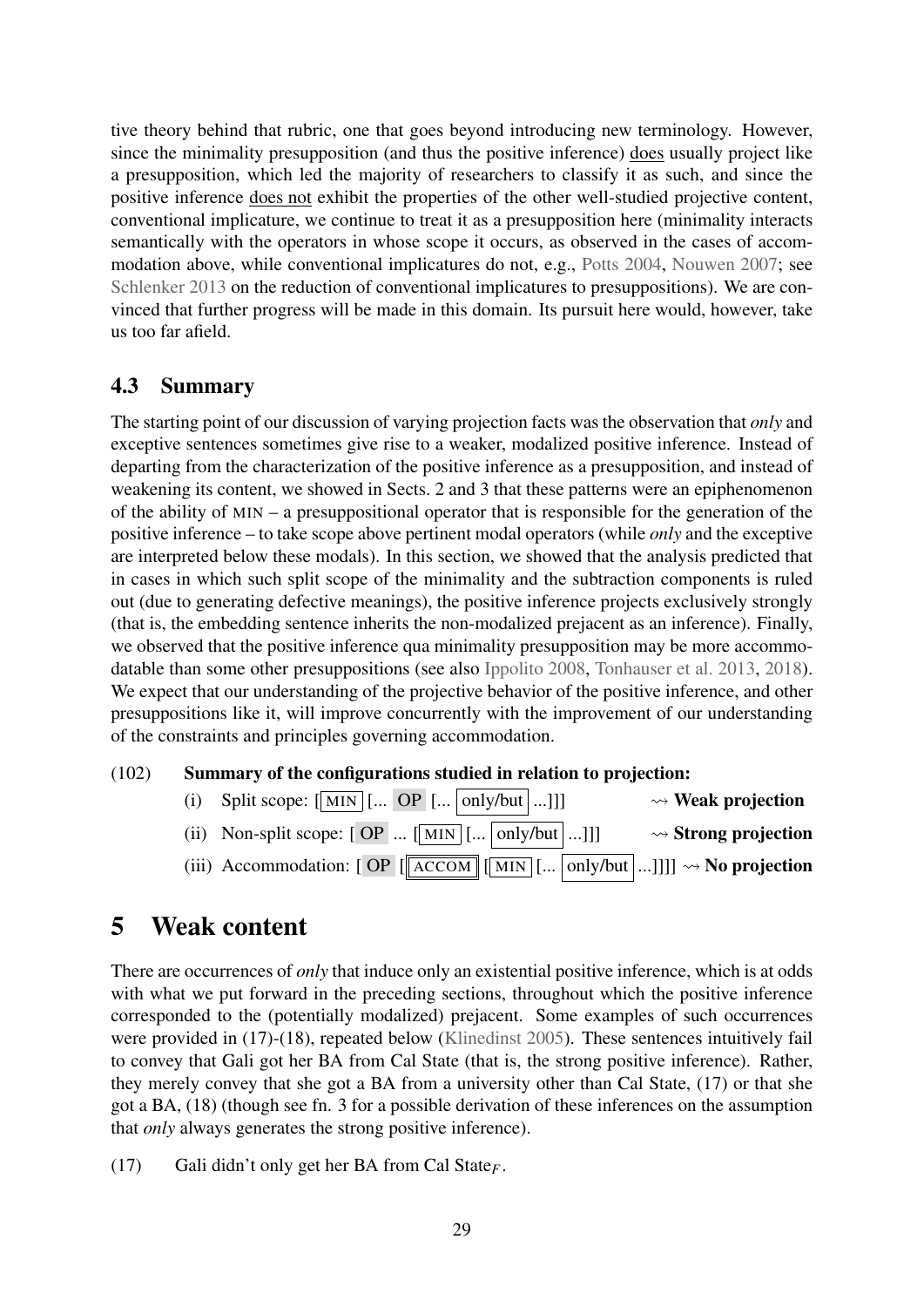tive theory behind that rubric, one that goes beyond introducing new terminology. However, since the minimality presupposition (and thus the positive inference) does usually project like a presupposition, which led the majority of researchers to classify it as such, and since the positive inference does not exhibit the properties of the other well-studied projective content, conventional implicature, we continue to treat it as a presupposition here (minimality interacts semantically with the operators in whose scope it occurs, as observed in the cases of accommodation above, while conventional implicatures do not, e.g., Potts 2004, Nouwen 2007; see Schlenker 2013 on the reduction of conventional implicatures to presuppositions). We are convinced that further progress will be made in this domain. Its pursuit here would, however, take us too far afield.

## 4.3 Summary

The starting point of our discussion of varying projection facts was the observation that *only* and exceptive sentences sometimes give rise to a weaker, modalized positive inference. Instead of departing from the characterization of the positive inference as a presupposition, and instead of weakening its content, we showed in Sects. 2 and 3 that these patterns were an epiphenomenon of the ability of MIN – a presuppositional operator that is responsible for the generation of the positive inference – to take scope above pertinent modal operators (while *only* and the exceptive are interpreted below these modals). In this section, we showed that the analysis predicted that in cases in which such split scope of the minimality and the subtraction components is ruled out (due to generating defective meanings), the positive inference projects exclusively strongly (that is, the embedding sentence inherits the non-modalized prejacent as an inference). Finally, we observed that the positive inference qua minimality presupposition may be more accommodatable than some other presuppositions (see also Ippolito 2008, Tonhauser et al. 2013, 2018). We expect that our understanding of the projective behavior of the positive inference, and other presuppositions like it, will improve concurrently with the improvement of our understanding of the constraints and principles governing accommodation.

(102) **Summary of the configurations studied in relation to projection:**

(i) Split scope: [ MIN [... OP [... only/but ...]]] $\rightsquigarrow$ **Weak projection**

(ii) Non-split scope: [ OP ... [ MIN [... only/but ...]]] $\rightsquigarrow$ **Strong projection**

(iii) Accommodation: [ OP [ ACCOM [ MIN [... only/but ...]]]] $\rightsquigarrow$ **No projection**

# 5 Weak content

There are occurrences of *only* that induce only an existential positive inference, which is at odds with what we put forward in the preceding sections, throughout which the positive inference corresponded to the (potentially modalized) prejacent. Some examples of such occurrences were provided in (17)-(18), repeated below (Klinedinst 2005). These sentences intuitively fail to convey that Gali got her BA from Cal State (that is, the strong positive inference). Rather, they merely convey that she got a BA from a university other than Cal State, (17) or that she got a BA, (18) (though see fn. 3 for a possible derivation of these inferences on the assumption that *only* always generates the strong positive inference).

(17) Gali didn't only get her BA from Cal State$_F$.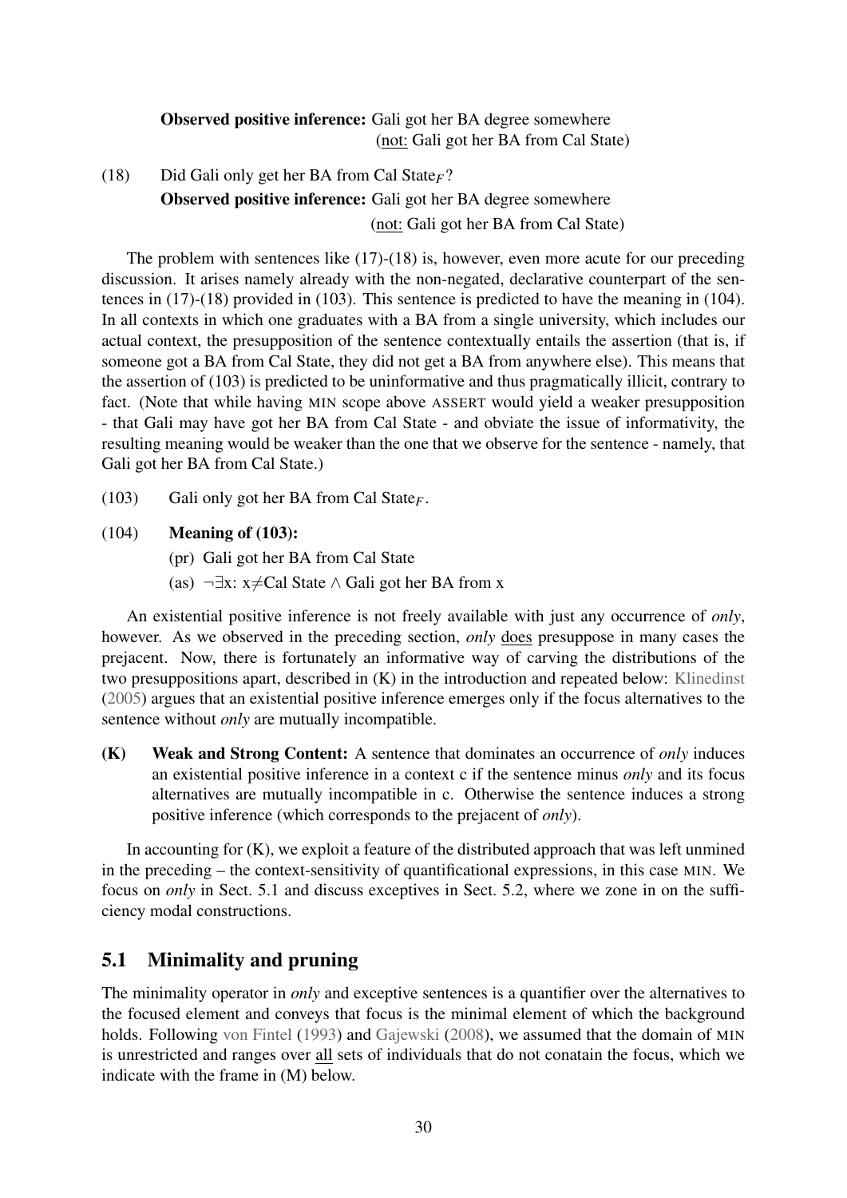**Observed positive inference:** Gali got her BA degree somewhere
(<u>not:</u> Gali got her BA from Cal State)

(18) Did Gali only get her BA from Cal State$_F$?
**Observed positive inference:** Gali got her BA degree somewhere
(<u>not:</u> Gali got her BA from Cal State)

The problem with sentences like (17)-(18) is, however, even more acute for our preceding discussion. It arises namely already with the non-negated, declarative counterpart of the sentences in (17)-(18) provided in (103). This sentence is predicted to have the meaning in (104). In all contexts in which one graduates with a BA from a single university, which includes our actual context, the presupposition of the sentence contextually entails the assertion (that is, if someone got a BA from Cal State, they did not get a BA from anywhere else). This means that the assertion of (103) is predicted to be uninformative and thus pragmatically illicit, contrary to fact. (Note that while having MIN scope above ASSERT would yield a weaker presupposition - that Gali may have got her BA from Cal State - and obviate the issue of informativity, the resulting meaning would be weaker than the one that we observe for the sentence - namely, that Gali got her BA from Cal State.)

(103) Gali only got her BA from Cal State$_F$.

(104) **Meaning of (103):**
(pr) Gali got her BA from Cal State
(as) $\neg\exists$x: x$\neq$Cal State $\wedge$ Gali got her BA from x

An existential positive inference is not freely available with just any occurrence of *only*, however. As we observed in the preceding section, *only* <u>does</u> presuppose in many cases the prejacent. Now, there is fortunately an informative way of carving the distributions of the two presuppositions apart, described in (K) in the introduction and repeated below: Klinedinst (2005) argues that an existential positive inference emerges only if the focus alternatives to the sentence without *only* are mutually incompatible.

**(K) Weak and Strong Content:** A sentence that dominates an occurrence of *only* induces an existential positive inference in a context c if the sentence minus *only* and its focus alternatives are mutually incompatible in c. Otherwise the sentence induces a strong positive inference (which corresponds to the prejacent of *only*).

In accounting for (K), we exploit a feature of the distributed approach that was left unmined in the preceding – the context-sensitivity of quantificational expressions, in this case MIN. We focus on *only* in Sect. 5.1 and discuss exceptives in Sect. 5.2, where we zone in on the sufficiency modal constructions.

## 5.1 Minimality and pruning

The minimality operator in *only* and exceptive sentences is a quantifier over the alternatives to the focused element and conveys that focus is the minimal element of which the background holds. Following von Fintel (1993) and Gajewski (2008), we assumed that the domain of MIN is unrestricted and ranges over <u>all</u> sets of individuals that do not conatain the focus, which we indicate with the frame in (M) below.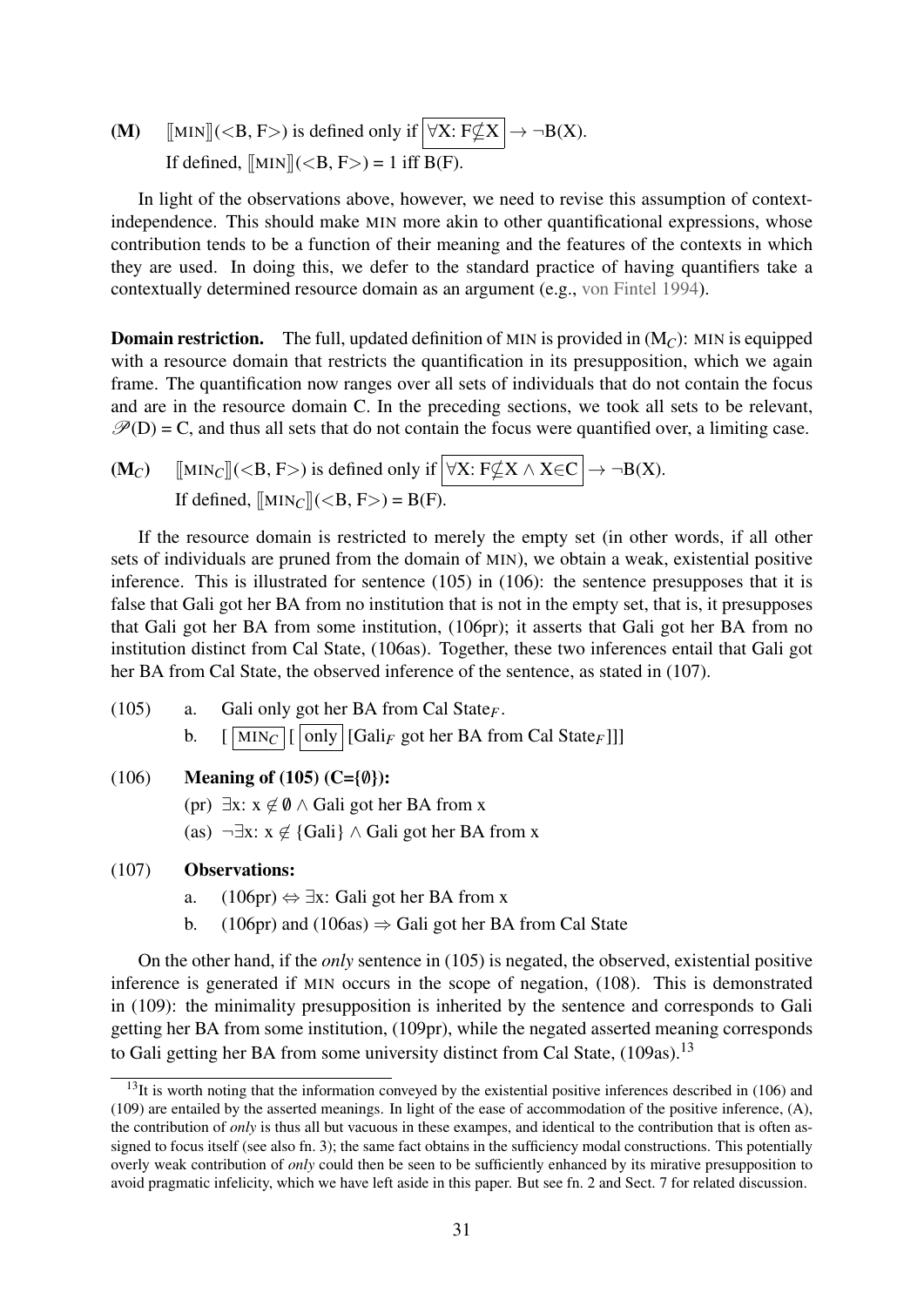**(M)** $[\![\text{MIN}]\!](<B, F>)$ is defined only if $\boxed{\forall X: F \not\subseteq X} \rightarrow \neg B(X)$.

If defined, $[\![\text{MIN}]\!](<B, F>) = 1$ iff $B(F)$.

In light of the observations above, however, we need to revise this assumption of context-independence. This should make MIN more akin to other quantificational expressions, whose contribution tends to be a function of their meaning and the features of the contexts in which they are used. In doing this, we defer to the standard practice of having quantifiers take a contextually determined resource domain as an argument (e.g., von Fintel 1994).

**Domain restriction.** The full, updated definition of MIN is provided in ($M_C$): MIN is equipped with a resource domain that restricts the quantification in its presupposition, which we again frame. The quantification now ranges over all sets of individuals that do not contain the focus and are in the resource domain C. In the preceding sections, we took all sets to be relevant, $\mathscr{P}(D) = C$, and thus all sets that do not contain the focus were quantified over, a limiting case.

**($M_C$)** $[\![\text{MIN}_C]\!](<B, F>)$ is defined only if $\boxed{\forall X: F \not\subseteq X \wedge X \in C} \rightarrow \neg B(X)$.

If defined, $[\![\text{MIN}_C]\!](<B, F>) = B(F)$.

If the resource domain is restricted to merely the empty set (in other words, if all other sets of individuals are pruned from the domain of MIN), we obtain a weak, existential positive inference. This is illustrated for sentence (105) in (106): the sentence presupposes that it is false that Gali got her BA from no institution that is not in the empty set, that is, it presupposes that Gali got her BA from some institution, (106pr); it asserts that Gali got her BA from no institution distinct from Cal State, (106as). Together, these two inferences entail that Gali got her BA from Cal State, the observed inference of the sentence, as stated in (107).

(105) a. Gali only got her BA from Cal State$_F$.

b. [ $\boxed{\text{MIN}_C}$ [ $\boxed{\text{only}}$ [Gali$_F$ got her BA from Cal State$_F$]]]

(106) **Meaning of (105) (C={∅}):**

(pr) $\exists x: x \notin \emptyset \wedge$ Gali got her BA from x

(as) $\neg\exists x: x \notin \{\text{Gali}\} \wedge$ Gali got her BA from x

(107) **Observations:**

a. (106pr) $\Leftrightarrow \exists x$: Gali got her BA from x

b. (106pr) and (106as) $\Rightarrow$ Gali got her BA from Cal State

On the other hand, if the *only* sentence in (105) is negated, the observed, existential positive inference is generated if MIN occurs in the scope of negation, (108). This is demonstrated in (109): the minimality presupposition is inherited by the sentence and corresponds to Gali getting her BA from some institution, (109pr), while the negated asserted meaning corresponds to Gali getting her BA from some university distinct from Cal State, (109as).[13]

[13] It is worth noting that the information conveyed by the existential positive inferences described in (106) and (109) are entailed by the asserted meanings. In light of the ease of accommodation of the positive inference, (A), the contribution of *only* is thus all but vacuous in these exampes, and identical to the contribution that is often assigned to focus itself (see also fn. 3); the same fact obtains in the sufficiency modal constructions. This potentially overly weak contribution of *only* could then be seen to be sufficiently enhanced by its mirative presupposition to avoid pragmatic infelicity, which we have left aside in this paper. But see fn. 2 and Sect. 7 for related discussion.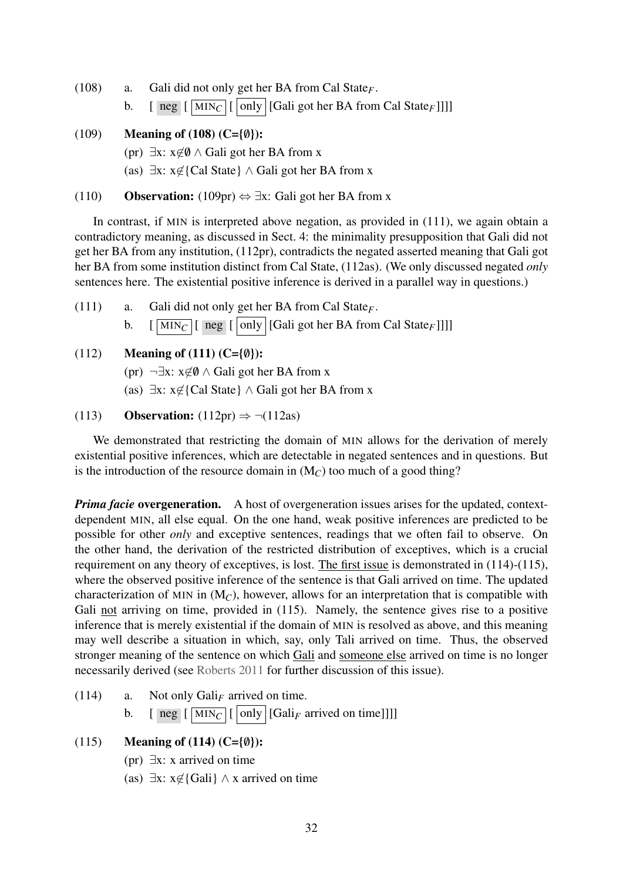(108) a. Gali did not only get her BA from Cal State$_F$.

b. [ neg [ $\boxed{\text{MIN}_C}$ [ $\boxed{\text{only}}$ [Gali got her BA from Cal State$_F$]]]]

(109) **Meaning of (108) (C={∅}):**

(pr) $\exists$x: x$\notin\emptyset$ $\wedge$ Gali got her BA from x

(as) $\exists$x: x$\notin$\{Cal State\} $\wedge$ Gali got her BA from x

(110) **Observation:** (109pr) $\Leftrightarrow$ $\exists$x: Gali got her BA from x

In contrast, if MIN is interpreted above negation, as provided in (111), we again obtain a contradictory meaning, as discussed in Sect. 4: the minimality presupposition that Gali did not get her BA from any institution, (112pr), contradicts the negated asserted meaning that Gali got her BA from some institution distinct from Cal State, (112as). (We only discussed negated *only* sentences here. The existential positive inference is derived in a parallel way in questions.)

(111) a. Gali did not only get her BA from Cal State$_F$.

b. [ $\boxed{\text{MIN}_C}$ [ neg [ $\boxed{\text{only}}$ [Gali got her BA from Cal State$_F$]]]]

(112) **Meaning of (111) (C={∅}):**

(pr) $\neg\exists$x: x$\notin\emptyset$ $\wedge$ Gali got her BA from x

(as) $\exists$x: x$\notin$\{Cal State\} $\wedge$ Gali got her BA from x

(113) **Observation:** (112pr) $\Rightarrow$ $\neg$(112as)

We demonstrated that restricting the domain of MIN allows for the derivation of merely existential positive inferences, which are detectable in negated sentences and in questions. But is the introduction of the resource domain in ($M_C$) too much of a good thing?

***Prima facie* overgeneration.** A host of overgeneration issues arises for the updated, context-dependent MIN, all else equal. On the one hand, weak positive inferences are predicted to be possible for other *only* and exceptive sentences, readings that we often fail to observe. On the other hand, the derivation of the restricted distribution of exceptives, which is a crucial requirement on any theory of exceptives, is lost. The first issue is demonstrated in (114)-(115), where the observed positive inference of the sentence is that Gali arrived on time. The updated characterization of MIN in ($M_C$), however, allows for an interpretation that is compatible with Gali not arriving on time, provided in (115). Namely, the sentence gives rise to a positive inference that is merely existential if the domain of MIN is resolved as above, and this meaning may well describe a situation in which, say, only Tali arrived on time. Thus, the observed stronger meaning of the sentence on which Gali and someone else arrived on time is no longer necessarily derived (see Roberts 2011 for further discussion of this issue).

(114) a. Not only Gali$_F$ arrived on time.

b. [ neg [ $\boxed{\text{MIN}_C}$ [ $\boxed{\text{only}}$ [Gali$_F$ arrived on time]]]]

(115) **Meaning of (114) (C={∅}):**

(pr) $\exists$x: x arrived on time

(as) $\exists$x: x$\notin$\{Gali\} $\wedge$ x arrived on time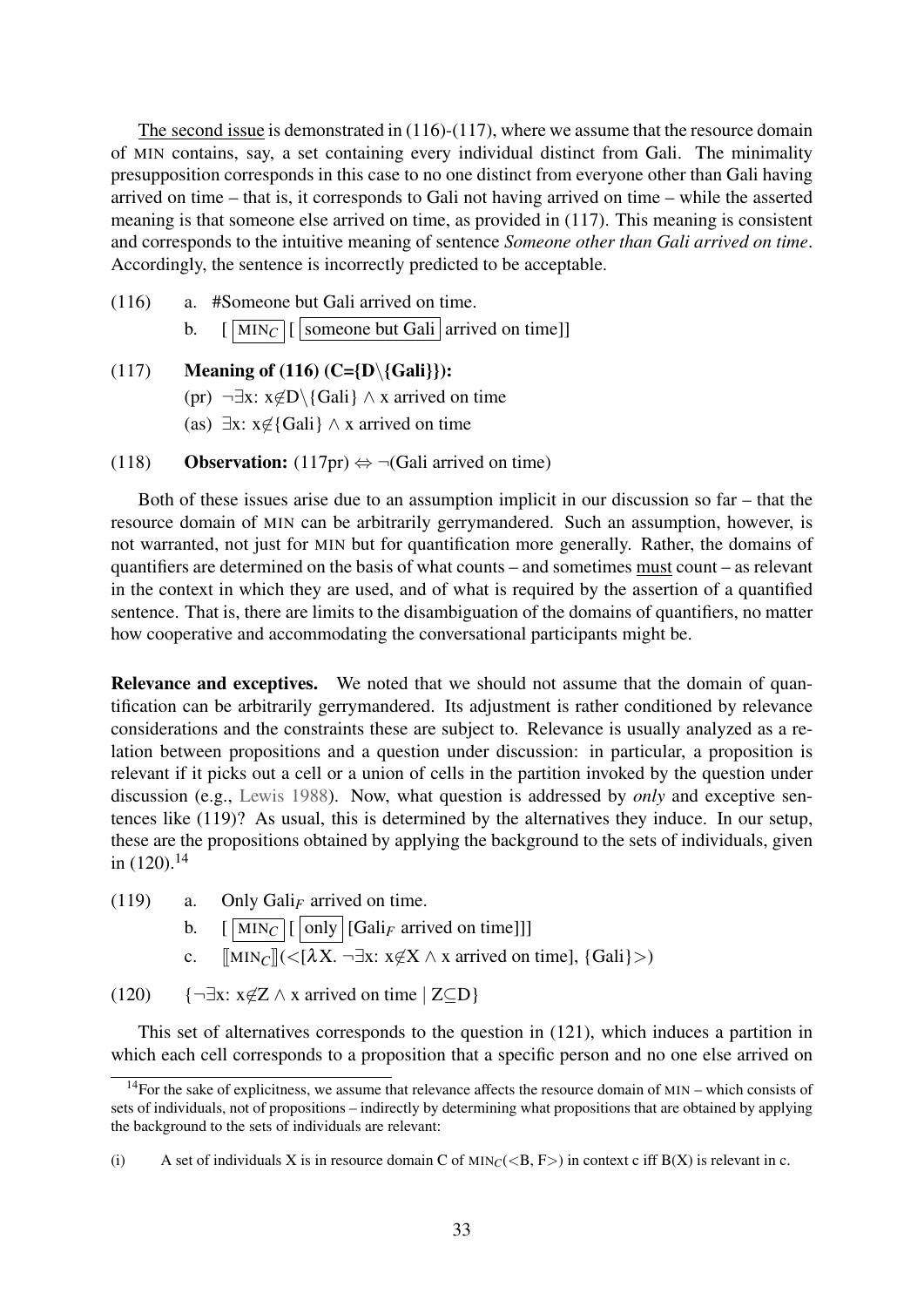The second issue is demonstrated in (116)-(117), where we assume that the resource domain of MIN contains, say, a set containing every individual distinct from Gali. The minimality presupposition corresponds in this case to no one distinct from everyone other than Gali having arrived on time – that is, it corresponds to Gali not having arrived on time – while the asserted meaning is that someone else arrived on time, as provided in (117). This meaning is consistent and corresponds to the intuitive meaning of sentence *Someone other than Gali arrived on time*. Accordingly, the sentence is incorrectly predicted to be acceptable.

(116) a. #Someone but Gali arrived on time.

b. [ $\boxed{\text{MIN}_C}$ [ $\boxed{\text{someone but Gali}}$ arrived on time]]

(117) **Meaning of (116) (C={D\{Gali}}):**

(pr) $\neg\exists$x: x$\notin$D\{Gali} $\wedge$ x arrived on time

(as) $\exists$x: x$\notin${Gali} $\wedge$ x arrived on time

(118) **Observation:** (117pr) $\Leftrightarrow$ $\neg$(Gali arrived on time)

Both of these issues arise due to an assumption implicit in our discussion so far – that the resource domain of MIN can be arbitrarily gerrymandered. Such an assumption, however, is not warranted, not just for MIN but for quantification more generally. Rather, the domains of quantifiers are determined on the basis of what counts – and sometimes must count – as relevant in the context in which they are used, and of what is required by the assertion of a quantified sentence. That is, there are limits to the disambiguation of the domains of quantifiers, no matter how cooperative and accommodating the conversational participants might be.

**Relevance and exceptives.** We noted that we should not assume that the domain of quantification can be arbitrarily gerrymandered. Its adjustment is rather conditioned by relevance considerations and the constraints these are subject to. Relevance is usually analyzed as a relation between propositions and a question under discussion: in particular, a proposition is relevant if it picks out a cell or a union of cells in the partition invoked by the question under discussion (e.g., Lewis 1988). Now, what question is addressed by *only* and exceptive sentences like (119)? As usual, this is determined by the alternatives they induce. In our setup, these are the propositions obtained by applying the background to the sets of individuals, given in (120).[14]

(119) a. Only Gali$_F$ arrived on time.

b. [ $\boxed{\text{MIN}_C}$ [ $\boxed{\text{only}}$ [Gali$_F$ arrived on time]]]

c. $[\![\text{MIN}_C]\!]$(<[$\lambda$X. $\neg\exists$x: x$\notin$X $\wedge$ x arrived on time], {Gali}>)

(120) {$\neg\exists$x: x$\notin$Z $\wedge$ x arrived on time | Z$\subseteq$D}

This set of alternatives corresponds to the question in (121), which induces a partition in which each cell corresponds to a proposition that a specific person and no one else arrived on

[14] For the sake of explicitness, we assume that relevance affects the resource domain of MIN – which consists of sets of individuals, not of propositions – indirectly by determining what propositions that are obtained by applying the background to the sets of individuals are relevant:

(i) A set of individuals X is in resource domain C of MIN$_C$(<B, F>) in context c iff B(X) is relevant in c.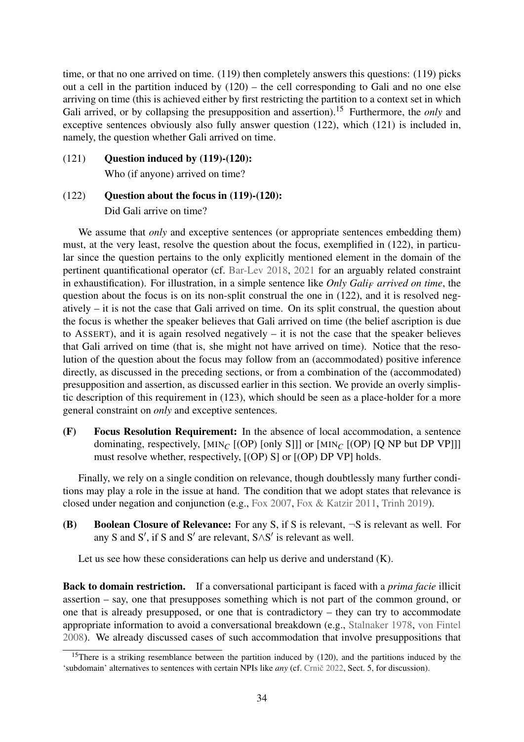time, or that no one arrived on time. (119) then completely answers this questions: (119) picks out a cell in the partition induced by (120) – the cell corresponding to Gali and no one else arriving on time (this is achieved either by first restricting the partition to a context set in which Gali arrived, or by collapsing the presupposition and assertion).[15] Furthermore, the *only* and exceptive sentences obviously also fully answer question (122), which (121) is included in, namely, the question whether Gali arrived on time.

(121) **Question induced by (119)-(120):**
Who (if anyone) arrived on time?

(122) **Question about the focus in (119)-(120):**
Did Gali arrive on time?

We assume that *only* and exceptive sentences (or appropriate sentences embedding them) must, at the very least, resolve the question about the focus, exemplified in (122), in particular since the question pertains to the only explicitly mentioned element in the domain of the pertinent quantificational operator (cf. Bar-Lev 2018, 2021 for an arguably related constraint in exhaustification). For illustration, in a simple sentence like *Only Gali$_F$ arrived on time*, the question about the focus is on its non-split construal the one in (122), and it is resolved negatively – it is not the case that Gali arrived on time. On its split construal, the question about the focus is whether the speaker believes that Gali arrived on time (the belief ascription is due to ASSERT), and it is again resolved negatively – it is not the case that the speaker believes that Gali arrived on time (that is, she might not have arrived on time). Notice that the resolution of the question about the focus may follow from an (accommodated) positive inference directly, as discussed in the preceding sections, or from a combination of the (accommodated) presupposition and assertion, as discussed earlier in this section. We provide an overly simplistic description of this requirement in (123), which should be seen as a place-holder for a more general constraint on *only* and exceptive sentences.

**(F) Focus Resolution Requirement:** In the absence of local accommodation, a sentence dominating, respectively, [MIN$_C$ [(OP) [only S]]] or [MIN$_C$ [(OP) [Q NP but DP VP]]] must resolve whether, respectively, [(OP) S] or [(OP) DP VP] holds.

Finally, we rely on a single condition on relevance, though doubtlessly many further conditions may play a role in the issue at hand. The condition that we adopt states that relevance is closed under negation and conjunction (e.g., Fox 2007, Fox & Katzir 2011, Trinh 2019).

**(B) Boolean Closure of Relevance:** For any S, if S is relevant, ¬S is relevant as well. For any S and S′, if S and S′ are relevant, S∧S′ is relevant as well.

Let us see how these considerations can help us derive and understand (K).

**Back to domain restriction.** If a conversational participant is faced with a *prima facie* illicit assertion – say, one that presupposes something which is not part of the common ground, or one that is already presupposed, or one that is contradictory – they can try to accommodate appropriate information to avoid a conversational breakdown (e.g., Stalnaker 1978, von Fintel 2008). We already discussed cases of such accommodation that involve presuppositions that

[15] There is a striking resemblance between the partition induced by (120), and the partitions induced by the 'subdomain' alternatives to sentences with certain NPIs like *any* (cf. Crnič 2022, Sect. 5, for discussion).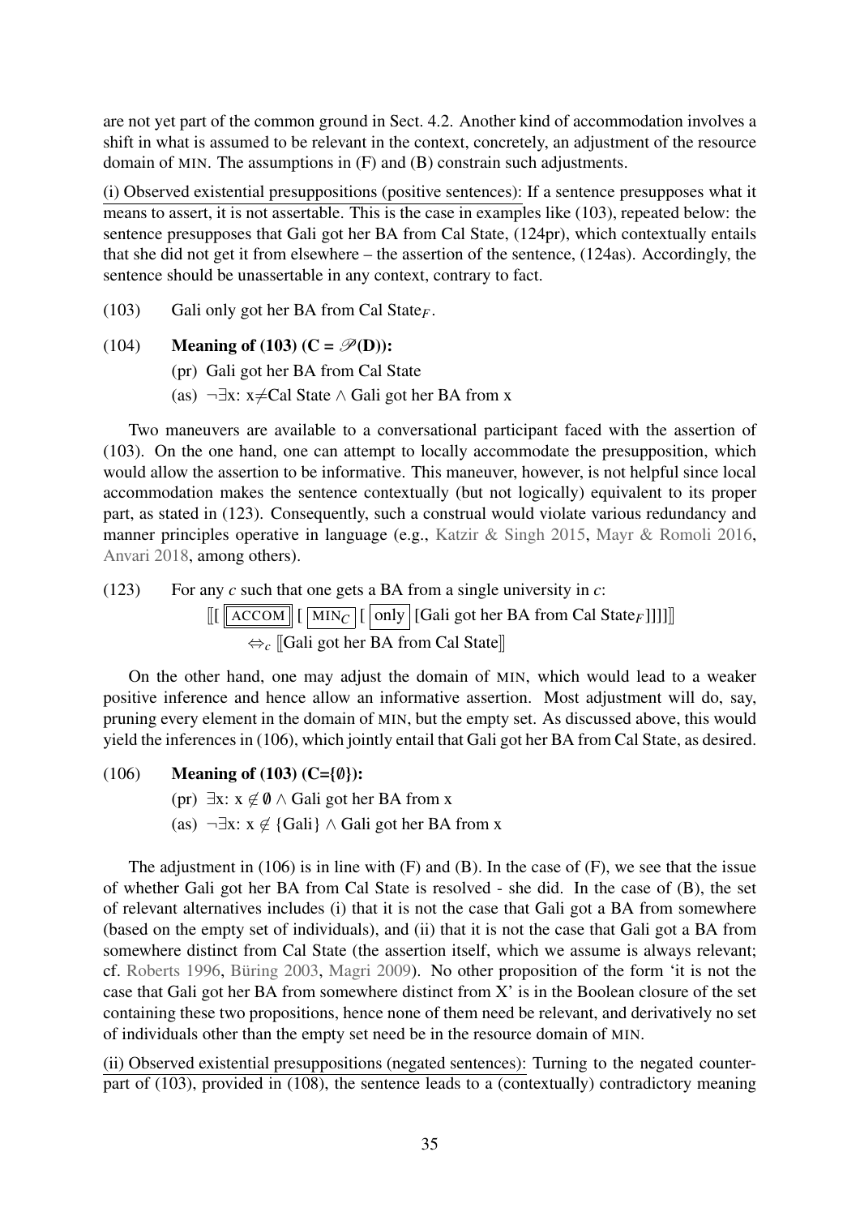are not yet part of the common ground in Sect. 4.2. Another kind of accommodation involves a shift in what is assumed to be relevant in the context, concretely, an adjustment of the resource domain of MIN. The assumptions in (F) and (B) constrain such adjustments.

(i) Observed existential presuppositions (positive sentences): If a sentence presupposes what it means to assert, it is not assertable. This is the case in examples like (103), repeated below: the sentence presupposes that Gali got her BA from Cal State, (124pr), which contextually entails that she did not get it from elsewhere – the assertion of the sentence, (124as). Accordingly, the sentence should be unassertable in any context, contrary to fact.

(103) Gali only got her BA from Cal State$_F$.

(104) **Meaning of (103) (C = $\mathscr{P}$(D)):**

(pr) Gali got her BA from Cal State

(as) $\neg\exists$x: x$\neq$Cal State $\wedge$ Gali got her BA from x

Two maneuvers are available to a conversational participant faced with the assertion of (103). On the one hand, one can attempt to locally accommodate the presupposition, which would allow the assertion to be informative. This maneuver, however, is not helpful since local accommodation makes the sentence contextually (but not logically) equivalent to its proper part, as stated in (123). Consequently, such a construal would violate various redundancy and manner principles operative in language (e.g., Katzir & Singh 2015, Mayr & Romoli 2016, Anvari 2018, among others).

(123) For any *c* such that one gets a BA from a single university in *c*:

$[\![ [\ \boxed{\boxed{\text{ACCOM}}}\ [\ \boxed{\text{MIN}_C}\ [\ \boxed{\text{only}}\ [\text{Gali got her BA from Cal State}_F]]]] ]\!]$

$\Leftrightarrow_c [\![\text{Gali got her BA from Cal State}]\!]$

On the other hand, one may adjust the domain of MIN, which would lead to a weaker positive inference and hence allow an informative assertion. Most adjustment will do, say, pruning every element in the domain of MIN, but the empty set. As discussed above, this would yield the inferences in (106), which jointly entail that Gali got her BA from Cal State, as desired.

(106) **Meaning of (103) (C={$\emptyset$}):**

(pr) $\exists$x: x $\notin \emptyset \wedge$ Gali got her BA from x

(as) $\neg\exists$x: x $\notin$ {Gali} $\wedge$ Gali got her BA from x

The adjustment in (106) is in line with (F) and (B). In the case of (F), we see that the issue of whether Gali got her BA from Cal State is resolved - she did. In the case of (B), the set of relevant alternatives includes (i) that it is not the case that Gali got a BA from somewhere (based on the empty set of individuals), and (ii) that it is not the case that Gali got a BA from somewhere distinct from Cal State (the assertion itself, which we assume is always relevant; cf. Roberts 1996, Büring 2003, Magri 2009). No other proposition of the form 'it is not the case that Gali got her BA from somewhere distinct from X' is in the Boolean closure of the set containing these two propositions, hence none of them need be relevant, and derivatively no set of individuals other than the empty set need be in the resource domain of MIN.

(ii) Observed existential presuppositions (negated sentences): Turning to the negated counterpart of (103), provided in (108), the sentence leads to a (contextually) contradictory meaning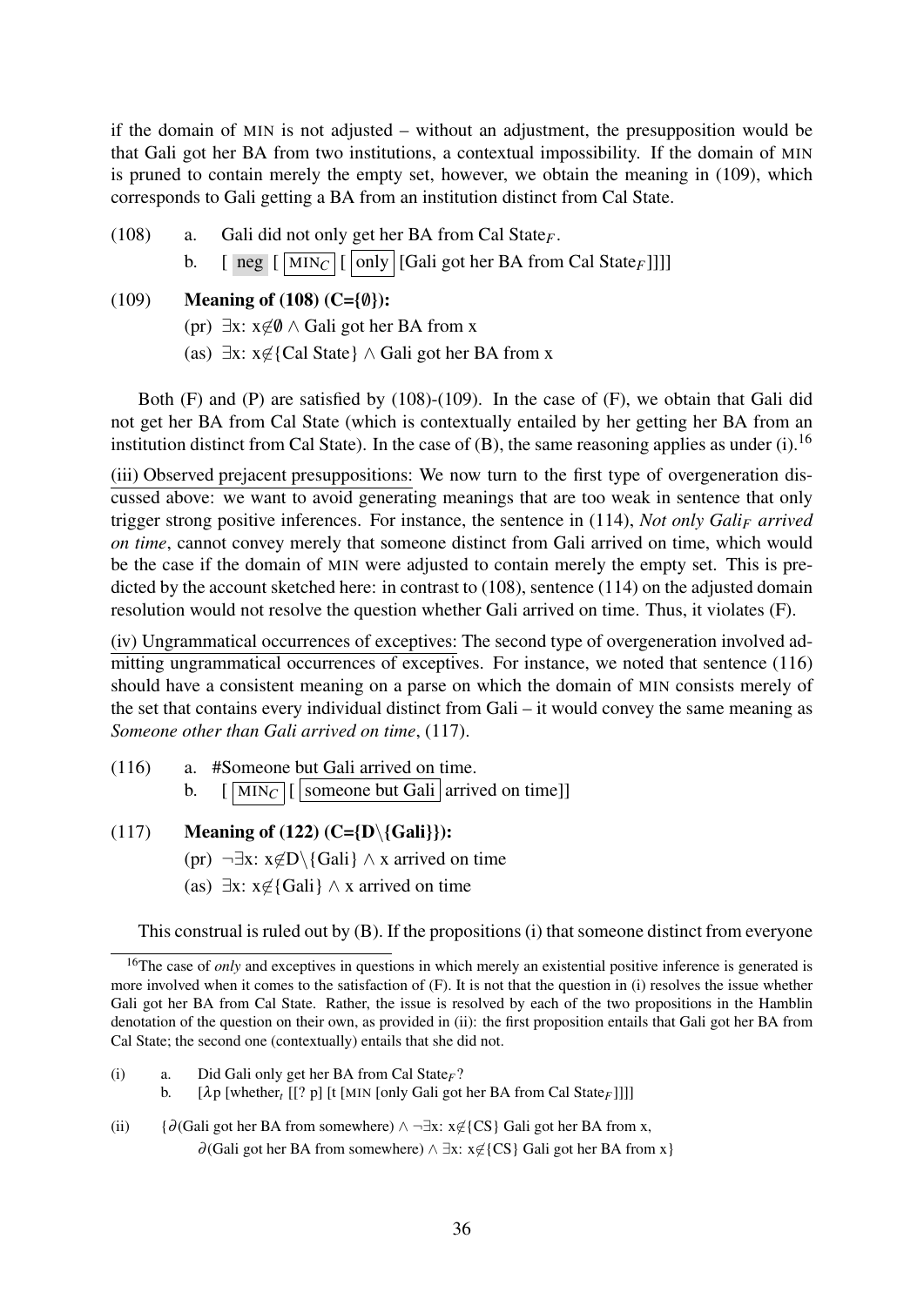if the domain of MIN is not adjusted – without an adjustment, the presupposition would be that Gali got her BA from two institutions, a contextual impossibility. If the domain of MIN is pruned to contain merely the empty set, however, we obtain the meaning in (109), which corresponds to Gali getting a BA from an institution distinct from Cal State.

(108) a. Gali did not only get her BA from Cal State$_F$.

b. [ neg [ MIN$_C$ [ only [Gali got her BA from Cal State$_F$]]]]

(109) **Meaning of (108) (C={∅}):**

(pr) $\exists$x: x$\notin\emptyset$ $\wedge$ Gali got her BA from x

(as) $\exists$x: x$\notin$\{Cal State\} $\wedge$ Gali got her BA from x

Both (F) and (P) are satisfied by (108)-(109). In the case of (F), we obtain that Gali did not get her BA from Cal State (which is contextually entailed by her getting her BA from an institution distinct from Cal State). In the case of (B), the same reasoning applies as under (i).[16]

(iii) Observed prejacent presuppositions: We now turn to the first type of overgeneration discussed above: we want to avoid generating meanings that are too weak in sentence that only trigger strong positive inferences. For instance, the sentence in (114), *Not only Gali$_F$ arrived on time*, cannot convey merely that someone distinct from Gali arrived on time, which would be the case if the domain of MIN were adjusted to contain merely the empty set. This is predicted by the account sketched here: in contrast to (108), sentence (114) on the adjusted domain resolution would not resolve the question whether Gali arrived on time. Thus, it violates (F).

(iv) Ungrammatical occurrences of exceptives: The second type of overgeneration involved admitting ungrammatical occurrences of exceptives. For instance, we noted that sentence (116) should have a consistent meaning on a parse on which the domain of MIN consists merely of the set that contains every individual distinct from Gali – it would convey the same meaning as *Someone other than Gali arrived on time*, (117).

(116) a. #Someone but Gali arrived on time.

b. [ MIN$_C$ [ someone but Gali arrived on time]]

(117) **Meaning of (122) (C={D\\{Gali}}):**

(pr) $\neg\exists$x: x$\notin$D\\{Gali\} $\wedge$ x arrived on time

(as) $\exists$x: x$\notin$\{Gali\} $\wedge$ x arrived on time

This construal is ruled out by (B). If the propositions (i) that someone distinct from everyone

---

[16] The case of *only* and exceptives in questions in which merely an existential positive inference is generated is more involved when it comes to the satisfaction of (F). It is not that the question in (i) resolves the issue whether Gali got her BA from Cal State. Rather, the issue is resolved by each of the two propositions in the Hamblin denotation of the question on their own, as provided in (ii): the first proposition entails that Gali got her BA from Cal State; the second one (contextually) entails that she did not.

(i) a. Did Gali only get her BA from Cal State$_F$?

b. [$\lambda$p [whether$_t$ [[? p] [t [MIN [only Gali got her BA from Cal State$_F$]]]]

(ii) {$\partial$(Gali got her BA from somewhere) $\wedge$ $\neg\exists$x: x$\notin$\{CS\} Gali got her BA from x,
$\partial$(Gali got her BA from somewhere) $\wedge$ $\exists$x: x$\notin$\{CS\} Gali got her BA from x}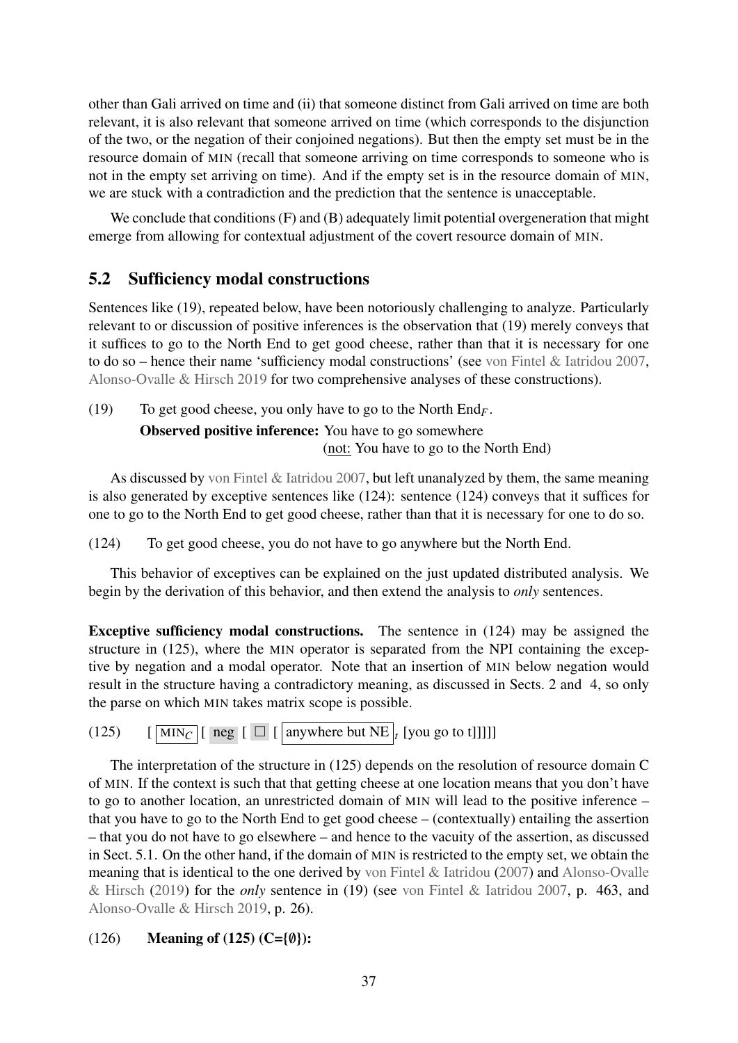other than Gali arrived on time and (ii) that someone distinct from Gali arrived on time are both relevant, it is also relevant that someone arrived on time (which corresponds to the disjunction of the two, or the negation of their conjoined negations). But then the empty set must be in the resource domain of MIN (recall that someone arriving on time corresponds to someone who is not in the empty set arriving on time). And if the empty set is in the resource domain of MIN, we are stuck with a contradiction and the prediction that the sentence is unacceptable.

We conclude that conditions (F) and (B) adequately limit potential overgeneration that might emerge from allowing for contextual adjustment of the covert resource domain of MIN.

## 5.2 Sufficiency modal constructions

Sentences like (19), repeated below, have been notoriously challenging to analyze. Particularly relevant to or discussion of positive inferences is the observation that (19) merely conveys that it suffices to go to the North End to get good cheese, rather than that it is necessary for one to do so – hence their name 'sufficiency modal constructions' (see von Fintel & Iatridou 2007, Alonso-Ovalle & Hirsch 2019 for two comprehensive analyses of these constructions).

(19) To get good cheese, you only have to go to the North End$_F$.
**Observed positive inference:** You have to go somewhere
(not: You have to go to the North End)

As discussed by von Fintel & Iatridou 2007, but left unanalyzed by them, the same meaning is also generated by exceptive sentences like (124): sentence (124) conveys that it suffices for one to go to the North End to get good cheese, rather than that it is necessary for one to do so.

(124) To get good cheese, you do not have to go anywhere but the North End.

This behavior of exceptives can be explained on the just updated distributed analysis. We begin by the derivation of this behavior, and then extend the analysis to *only* sentences.

**Exceptive sufficiency modal constructions.** The sentence in (124) may be assigned the structure in (125), where the MIN operator is separated from the NPI containing the exceptive by negation and a modal operator. Note that an insertion of MIN below negation would result in the structure having a contradictory meaning, as discussed in Sects. 2 and 4, so only the parse on which MIN takes matrix scope is possible.

(125) [ MIN$_C$ [ neg [ $\Box$ [ anywhere but NE ]$_t$ [you go to t]]]]]

The interpretation of the structure in (125) depends on the resolution of resource domain C of MIN. If the context is such that that getting cheese at one location means that you don't have to go to another location, an unrestricted domain of MIN will lead to the positive inference – that you have to go to the North End to get good cheese – (contextually) entailing the assertion – that you do not have to go elsewhere – and hence to the vacuity of the assertion, as discussed in Sect. 5.1. On the other hand, if the domain of MIN is restricted to the empty set, we obtain the meaning that is identical to the one derived by von Fintel & Iatridou (2007) and Alonso-Ovalle & Hirsch (2019) for the *only* sentence in (19) (see von Fintel & Iatridou 2007, p. 463, and Alonso-Ovalle & Hirsch 2019, p. 26).

(126) **Meaning of (125) (C={∅}):**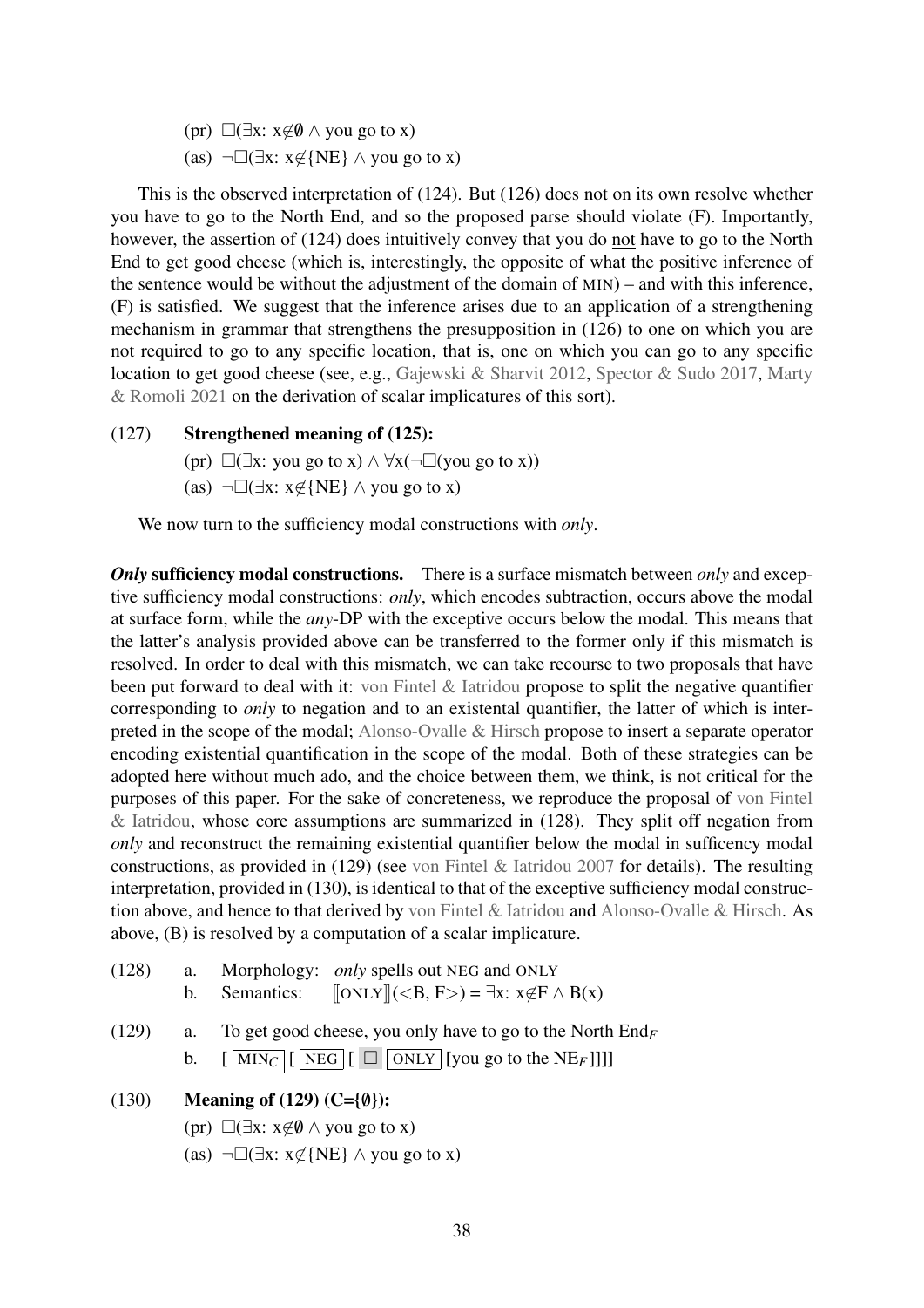(pr) $\Box(\exists x\text{: } x \notin \emptyset \wedge \text{you go to x})$

(as) $\neg\Box(\exists x\text{: } x \notin \{\text{NE}\} \wedge \text{you go to x})$

This is the observed interpretation of (124). But (126) does not on its own resolve whether you have to go to the North End, and so the proposed parse should violate (F). Importantly, however, the assertion of (124) does intuitively convey that you do not have to go to the North End to get good cheese (which is, interestingly, the opposite of what the positive inference of the sentence would be without the adjustment of the domain of MIN) – and with this inference, (F) is satisfied. We suggest that the inference arises due to an application of a strengthening mechanism in grammar that strengthens the presupposition in (126) to one on which you are not required to go to any specific location, that is, one on which you can go to any specific location to get good cheese (see, e.g., Gajewski & Sharvit 2012, Spector & Sudo 2017, Marty & Romoli 2021 on the derivation of scalar implicatures of this sort).

(127) **Strengthened meaning of (125):**

(pr) $\Box(\exists x\text{: you go to x}) \wedge \forall x(\neg\Box(\text{you go to x}))$

(as) $\neg\Box(\exists x\text{: } x \notin \{\text{NE}\} \wedge \text{you go to x})$

We now turn to the sufficiency modal constructions with *only*.

***Only* sufficiency modal constructions.** There is a surface mismatch between *only* and exceptive sufficiency modal constructions: *only*, which encodes subtraction, occurs above the modal at surface form, while the *any*-DP with the exceptive occurs below the modal. This means that the latter's analysis provided above can be transferred to the former only if this mismatch is resolved. In order to deal with this mismatch, we can take recourse to two proposals that have been put forward to deal with it: von Fintel & Iatridou propose to split the negative quantifier corresponding to *only* to negation and to an existental quantifier, the latter of which is interpreted in the scope of the modal; Alonso-Ovalle & Hirsch propose to insert a separate operator encoding existential quantification in the scope of the modal. Both of these strategies can be adopted here without much ado, and the choice between them, we think, is not critical for the purposes of this paper. For the sake of concreteness, we reproduce the proposal of von Fintel & Iatridou, whose core assumptions are summarized in (128). They split off negation from *only* and reconstruct the remaining existential quantifier below the modal in sufficency modal constructions, as provided in (129) (see von Fintel & Iatridou 2007 for details). The resulting interpretation, provided in (130), is identical to that of the exceptive sufficiency modal construction above, and hence to that derived by von Fintel & Iatridou and Alonso-Ovalle & Hirsch. As above, (B) is resolved by a computation of a scalar implicature.

(128) a. Morphology: *only* spells out NEG and ONLY

b. Semantics: $[\![\text{ONLY}]\!](\langle B, F \rangle) = \exists x\text{: } x \notin F \wedge B(x)$

(129) a. To get good cheese, you only have to go to the North $\text{End}_F$

b. [ $\boxed{\text{MIN}_C}$ [ $\boxed{\text{NEG}}$ [ $\Box$ $\boxed{\text{ONLY}}$ [you go to the $\text{NE}_F$]]]]

(130) **Meaning of (129) (C={∅}):**

(pr) $\Box(\exists x\text{: } x \notin \emptyset \wedge \text{you go to x})$

(as) $\neg\Box(\exists x\text{: } x \notin \{\text{NE}\} \wedge \text{you go to x})$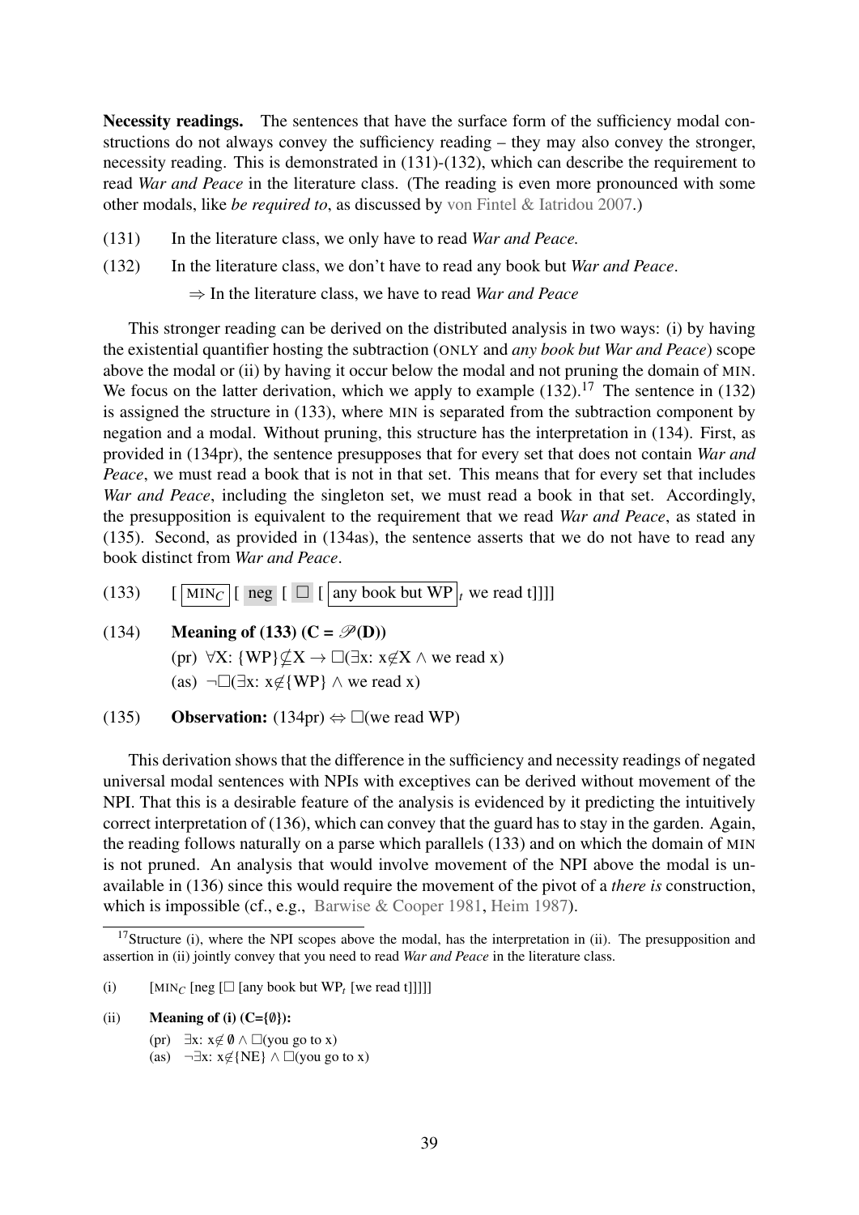**Necessity readings.** The sentences that have the surface form of the sufficiency modal constructions do not always convey the sufficiency reading – they may also convey the stronger, necessity reading. This is demonstrated in (131)-(132), which can describe the requirement to read *War and Peace* in the literature class. (The reading is even more pronounced with some other modals, like *be required to*, as discussed by von Fintel & Iatridou 2007.)

(131) In the literature class, we only have to read *War and Peace.*

(132) In the literature class, we don't have to read any book but *War and Peace*.
⇒ In the literature class, we have to read *War and Peace*

This stronger reading can be derived on the distributed analysis in two ways: (i) by having the existential quantifier hosting the subtraction (ONLY and *any book but War and Peace*) scope above the modal or (ii) by having it occur below the modal and not pruning the domain of MIN. We focus on the latter derivation, which we apply to example (132).[17] The sentence in (132) is assigned the structure in (133), where MIN is separated from the subtraction component by negation and a modal. Without pruning, this structure has the interpretation in (134). First, as provided in (134pr), the sentence presupposes that for every set that does not contain *War and Peace*, we must read a book that is not in that set. This means that for every set that includes *War and Peace*, including the singleton set, we must read a book in that set. Accordingly, the presupposition is equivalent to the requirement that we read *War and Peace*, as stated in (135). Second, as provided in (134as), the sentence asserts that we do not have to read any book distinct from *War and Peace*.

(133) [ $\boxed{\text{MIN}_C}$ [ neg [ $\Box$ [ $\boxed{\text{any book but WP}}_t$ we read t]]]]

(134) **Meaning of (133) ($C = \mathscr{P}(D)$)**
(pr) $\forall X$: $\{WP\} \not\subseteq X \rightarrow \Box(\exists x$: $x \notin X \wedge$ we read x)
(as) $\neg\Box(\exists x$: $x \notin \{WP\} \wedge$ we read x)

(135) **Observation:** (134pr) $\Leftrightarrow \Box$(we read WP)

This derivation shows that the difference in the sufficiency and necessity readings of negated universal modal sentences with NPIs with exceptives can be derived without movement of the NPI. That this is a desirable feature of the analysis is evidenced by it predicting the intuitively correct interpretation of (136), which can convey that the guard has to stay in the garden. Again, the reading follows naturally on a parse which parallels (133) and on which the domain of MIN is not pruned. An analysis that would involve movement of the NPI above the modal is unavailable in (136) since this would require the movement of the pivot of a *there is* construction, which is impossible (cf., e.g., Barwise & Cooper 1981, Heim 1987).

---

[17] Structure (i), where the NPI scopes above the modal, has the interpretation in (ii). The presupposition and assertion in (ii) jointly convey that you need to read *War and Peace* in the literature class.

(i) [$\text{MIN}_C$ [neg [$\Box$ [any book but $\text{WP}_t$ [we read t]]]]]

(ii) **Meaning of (i) ($C=\{\emptyset\}$):**
(pr) $\exists x$: $x \notin \emptyset \wedge \Box$(you go to x)
(as) $\neg\exists x$: $x \notin \{NE\} \wedge \Box$(you go to x)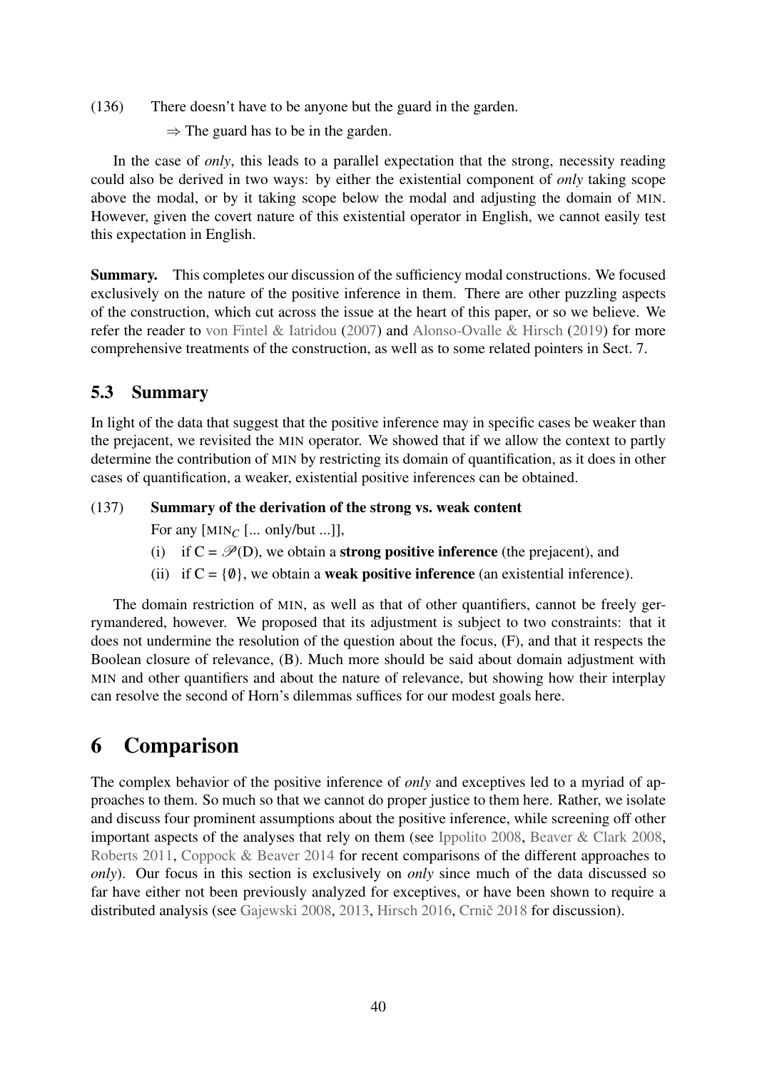(136) There doesn't have to be anyone but the guard in the garden.

$\Rightarrow$ The guard has to be in the garden.

In the case of *only*, this leads to a parallel expectation that the strong, necessity reading could also be derived in two ways: by either the existential component of *only* taking scope above the modal, or by it taking scope below the modal and adjusting the domain of MIN. However, given the covert nature of this existential operator in English, we cannot easily test this expectation in English.

**Summary.** This completes our discussion of the sufficiency modal constructions. We focused exclusively on the nature of the positive inference in them. There are other puzzling aspects of the construction, which cut across the issue at the heart of this paper, or so we believe. We refer the reader to von Fintel & Iatridou (2007) and Alonso-Ovalle & Hirsch (2019) for more comprehensive treatments of the construction, as well as to some related pointers in Sect. 7.

## 5.3 Summary

In light of the data that suggest that the positive inference may in specific cases be weaker than the prejacent, we revisited the MIN operator. We showed that if we allow the context to partly determine the contribution of MIN by restricting its domain of quantification, as it does in other cases of quantification, a weaker, existential positive inferences can be obtained.

(137) **Summary of the derivation of the strong vs. weak content**

For any [$\text{MIN}_C$ [... only/but ...]],

(i) if $C = \mathscr{P}(D)$, we obtain a **strong positive inference** (the prejacent), and

(ii) if $C = \{\emptyset\}$, we obtain a **weak positive inference** (an existential inference).

The domain restriction of MIN, as well as that of other quantifiers, cannot be freely gerrymandered, however. We proposed that its adjustment is subject to two constraints: that it does not undermine the resolution of the question about the focus, (F), and that it respects the Boolean closure of relevance, (B). Much more should be said about domain adjustment with MIN and other quantifiers and about the nature of relevance, but showing how their interplay can resolve the second of Horn's dilemmas suffices for our modest goals here.

# 6 Comparison

The complex behavior of the positive inference of *only* and exceptives led to a myriad of approaches to them. So much so that we cannot do proper justice to them here. Rather, we isolate and discuss four prominent assumptions about the positive inference, while screening off other important aspects of the analyses that rely on them (see Ippolito 2008, Beaver & Clark 2008, Roberts 2011, Coppock & Beaver 2014 for recent comparisons of the different approaches to *only*). Our focus in this section is exclusively on *only* since much of the data discussed so far have either not been previously analyzed for exceptives, or have been shown to require a distributed analysis (see Gajewski 2008, 2013, Hirsch 2016, Crnič 2018 for discussion).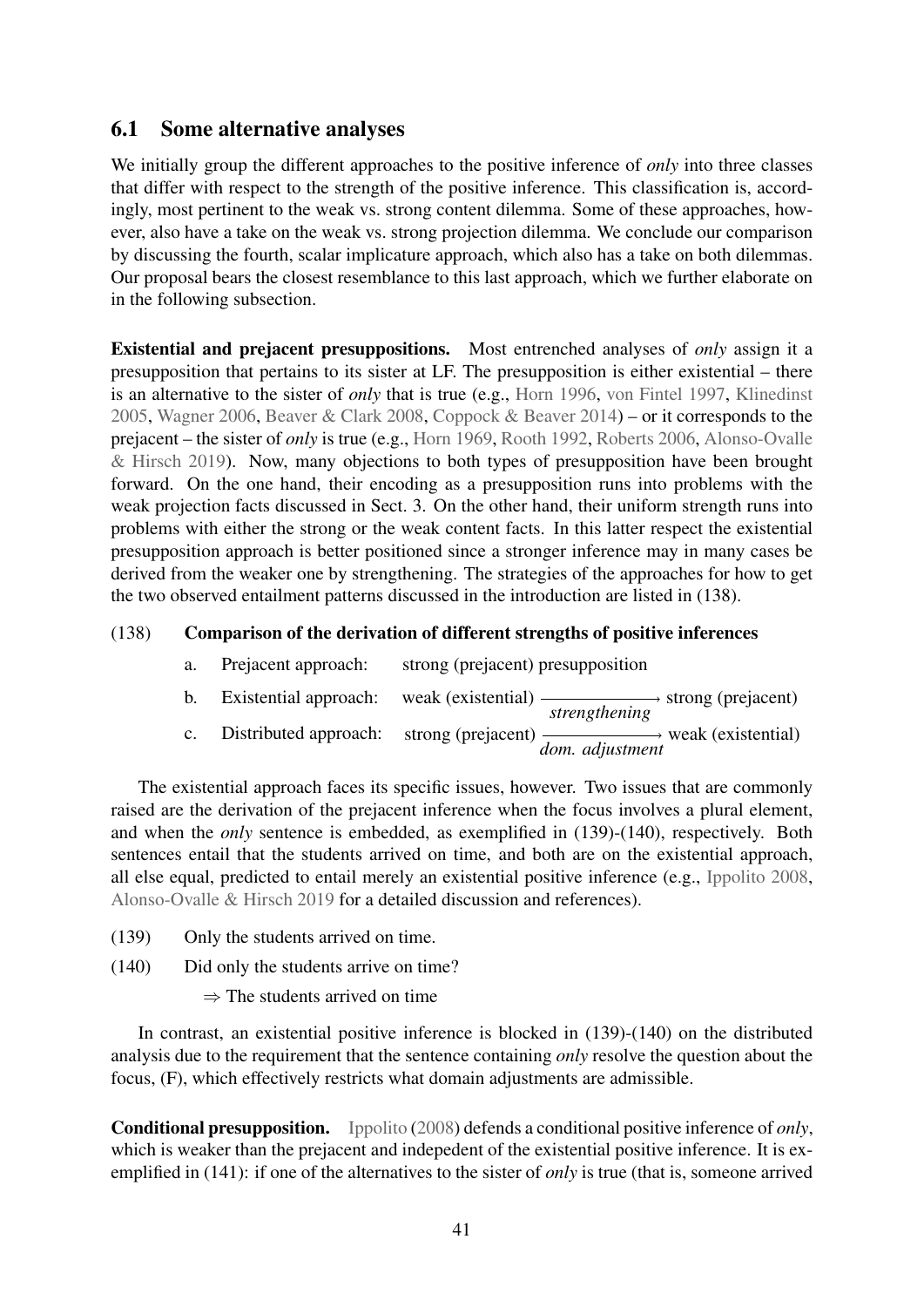## 6.1 Some alternative analyses

We initially group the different approaches to the positive inference of *only* into three classes that differ with respect to the strength of the positive inference. This classification is, accordingly, most pertinent to the weak vs. strong content dilemma. Some of these approaches, however, also have a take on the weak vs. strong projection dilemma. We conclude our comparison by discussing the fourth, scalar implicature approach, which also has a take on both dilemmas. Our proposal bears the closest resemblance to this last approach, which we further elaborate on in the following subsection.

**Existential and prejacent presuppositions.** Most entrenched analyses of *only* assign it a presupposition that pertains to its sister at LF. The presupposition is either existential – there is an alternative to the sister of *only* that is true (e.g., Horn 1996, von Fintel 1997, Klinedinst 2005, Wagner 2006, Beaver & Clark 2008, Coppock & Beaver 2014) – or it corresponds to the prejacent – the sister of *only* is true (e.g., Horn 1969, Rooth 1992, Roberts 2006, Alonso-Ovalle & Hirsch 2019). Now, many objections to both types of presupposition have been brought forward. On the one hand, their encoding as a presupposition runs into problems with the weak projection facts discussed in Sect. 3. On the other hand, their uniform strength runs into problems with either the strong or the weak content facts. In this latter respect the existential presupposition approach is better positioned since a stronger inference may in many cases be derived from the weaker one by strengthening. The strategies of the approaches for how to get the two observed entailment patterns discussed in the introduction are listed in (138).

(138) **Comparison of the derivation of different strengths of positive inferences**

a. Prejacent approach: strong (prejacent) presupposition

b. Existential approach: weak (existential) $\xrightarrow[\textit{strengthening}]{}$ strong (prejacent)

c. Distributed approach: strong (prejacent) $\xrightarrow[\textit{dom. adjustment}]{}$ weak (existential)

The existential approach faces its specific issues, however. Two issues that are commonly raised are the derivation of the prejacent inference when the focus involves a plural element, and when the *only* sentence is embedded, as exemplified in (139)-(140), respectively. Both sentences entail that the students arrived on time, and both are on the existential approach, all else equal, predicted to entail merely an existential positive inference (e.g., Ippolito 2008, Alonso-Ovalle & Hirsch 2019 for a detailed discussion and references).

(139) Only the students arrived on time.

(140) Did only the students arrive on time?

$\Rightarrow$ The students arrived on time

In contrast, an existential positive inference is blocked in (139)-(140) on the distributed analysis due to the requirement that the sentence containing *only* resolve the question about the focus, (F), which effectively restricts what domain adjustments are admissible.

**Conditional presupposition.** Ippolito (2008) defends a conditional positive inference of *only*, which is weaker than the prejacent and indepedent of the existential positive inference. It is exemplified in (141): if one of the alternatives to the sister of *only* is true (that is, someone arrived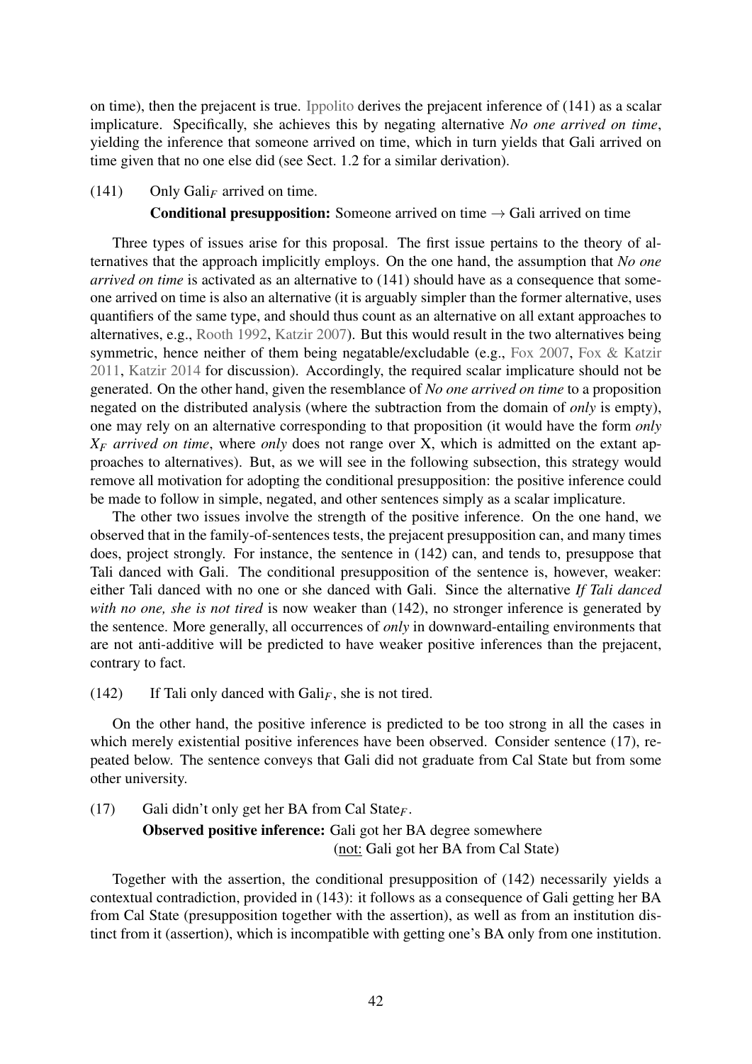on time), then the prejacent is true. Ippolito derives the prejacent inference of (141) as a scalar implicature. Specifically, she achieves this by negating alternative *No one arrived on time*, yielding the inference that someone arrived on time, which in turn yields that Gali arrived on time given that no one else did (see Sect. 1.2 for a similar derivation).

(141) Only Gali$_F$ arrived on time.
**Conditional presupposition:** Someone arrived on time $\rightarrow$ Gali arrived on time

Three types of issues arise for this proposal. The first issue pertains to the theory of alternatives that the approach implicitly employs. On the one hand, the assumption that *No one arrived on time* is activated as an alternative to (141) should have as a consequence that someone arrived on time is also an alternative (it is arguably simpler than the former alternative, uses quantifiers of the same type, and should thus count as an alternative on all extant approaches to alternatives, e.g., Rooth 1992, Katzir 2007). But this would result in the two alternatives being symmetric, hence neither of them being negatable/excludable (e.g., Fox 2007, Fox & Katzir 2011, Katzir 2014 for discussion). Accordingly, the required scalar implicature should not be generated. On the other hand, given the resemblance of *No one arrived on time* to a proposition negated on the distributed analysis (where the subtraction from the domain of *only* is empty), one may rely on an alternative corresponding to that proposition (it would have the form *only $X_F$ arrived on time*, where *only* does not range over X, which is admitted on the extant approaches to alternatives). But, as we will see in the following subsection, this strategy would remove all motivation for adopting the conditional presupposition: the positive inference could be made to follow in simple, negated, and other sentences simply as a scalar implicature.

The other two issues involve the strength of the positive inference. On the one hand, we observed that in the family-of-sentences tests, the prejacent presupposition can, and many times does, project strongly. For instance, the sentence in (142) can, and tends to, presuppose that Tali danced with Gali. The conditional presupposition of the sentence is, however, weaker: either Tali danced with no one or she danced with Gali. Since the alternative *If Tali danced with no one, she is not tired* is now weaker than (142), no stronger inference is generated by the sentence. More generally, all occurrences of *only* in downward-entailing environments that are not anti-additive will be predicted to have weaker positive inferences than the prejacent, contrary to fact.

(142) If Tali only danced with Gali$_F$, she is not tired.

On the other hand, the positive inference is predicted to be too strong in all the cases in which merely existential positive inferences have been observed. Consider sentence (17), repeated below. The sentence conveys that Gali did not graduate from Cal State but from some other university.

(17) Gali didn't only get her BA from Cal State$_F$.
**Observed positive inference:** Gali got her BA degree somewhere
(not: Gali got her BA from Cal State)

Together with the assertion, the conditional presupposition of (142) necessarily yields a contextual contradiction, provided in (143): it follows as a consequence of Gali getting her BA from Cal State (presupposition together with the assertion), as well as from an institution distinct from it (assertion), which is incompatible with getting one's BA only from one institution.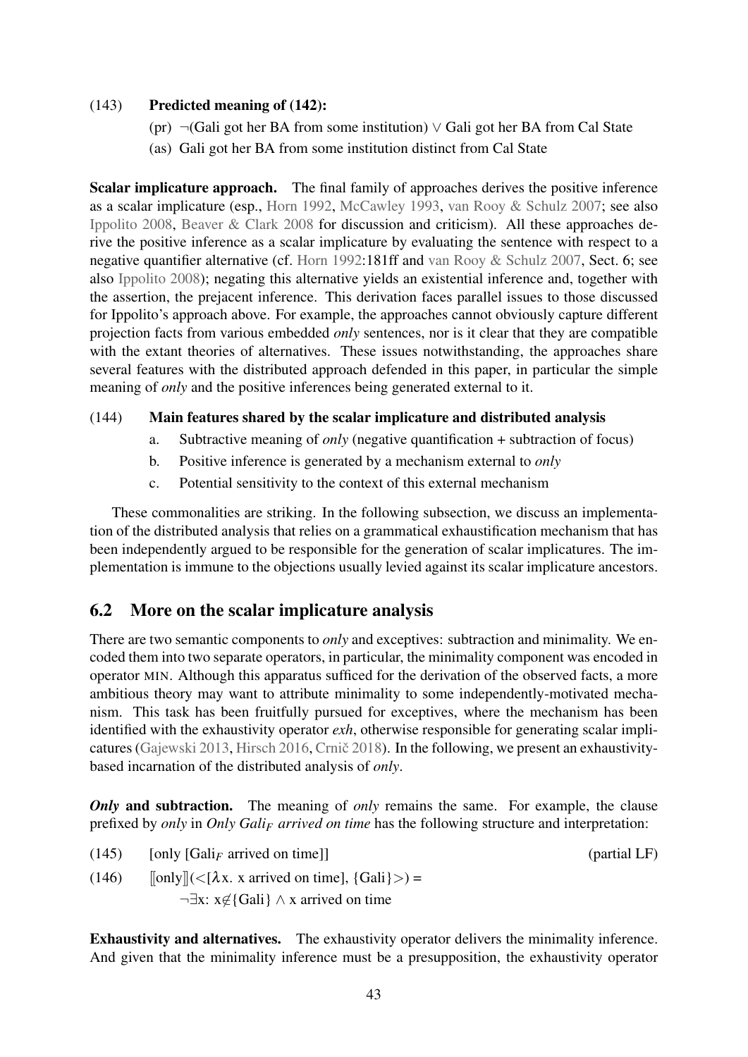(143) **Predicted meaning of (142):**

(pr) $\neg$(Gali got her BA from some institution) $\vee$ Gali got her BA from Cal State

(as) Gali got her BA from some institution distinct from Cal State

**Scalar implicature approach.** The final family of approaches derives the positive inference as a scalar implicature (esp., Horn 1992, McCawley 1993, van Rooy & Schulz 2007; see also Ippolito 2008, Beaver & Clark 2008 for discussion and criticism). All these approaches derive the positive inference as a scalar implicature by evaluating the sentence with respect to a negative quantifier alternative (cf. Horn 1992:181ff and van Rooy & Schulz 2007, Sect. 6; see also Ippolito 2008); negating this alternative yields an existential inference and, together with the assertion, the prejacent inference. This derivation faces parallel issues to those discussed for Ippolito's approach above. For example, the approaches cannot obviously capture different projection facts from various embedded *only* sentences, nor is it clear that they are compatible with the extant theories of alternatives. These issues notwithstanding, the approaches share several features with the distributed approach defended in this paper, in particular the simple meaning of *only* and the positive inferences being generated external to it.

(144) **Main features shared by the scalar implicature and distributed analysis**

a. Subtractive meaning of *only* (negative quantification + subtraction of focus)

b. Positive inference is generated by a mechanism external to *only*

c. Potential sensitivity to the context of this external mechanism

These commonalities are striking. In the following subsection, we discuss an implementation of the distributed analysis that relies on a grammatical exhaustification mechanism that has been independently argued to be responsible for the generation of scalar implicatures. The implementation is immune to the objections usually levied against its scalar implicature ancestors.

## 6.2 More on the scalar implicature analysis

There are two semantic components to *only* and exceptives: subtraction and minimality. We encoded them into two separate operators, in particular, the minimality component was encoded in operator MIN. Although this apparatus sufficed for the derivation of the observed facts, a more ambitious theory may want to attribute minimality to some independently-motivated mechanism. This task has been fruitfully pursued for exceptives, where the mechanism has been identified with the exhaustivity operator *exh*, otherwise responsible for generating scalar implicatures (Gajewski 2013, Hirsch 2016, Crnič 2018). In the following, we present an exhaustivity-based incarnation of the distributed analysis of *only*.

***Only* and subtraction.** The meaning of *only* remains the same. For example, the clause prefixed by *only* in *Only Gali$_F$ arrived on time* has the following structure and interpretation:

(145) [only [Gali$_F$ arrived on time]] (partial LF)

(146) $[\![\text{only}]\!](<[\lambda x.\ \text{x arrived on time}], \{\text{Gali}\}>) =$
$\neg\exists x\text{: } x \notin \{\text{Gali}\} \wedge \text{x arrived on time}$

**Exhaustivity and alternatives.** The exhaustivity operator delivers the minimality inference. And given that the minimality inference must be a presupposition, the exhaustivity operator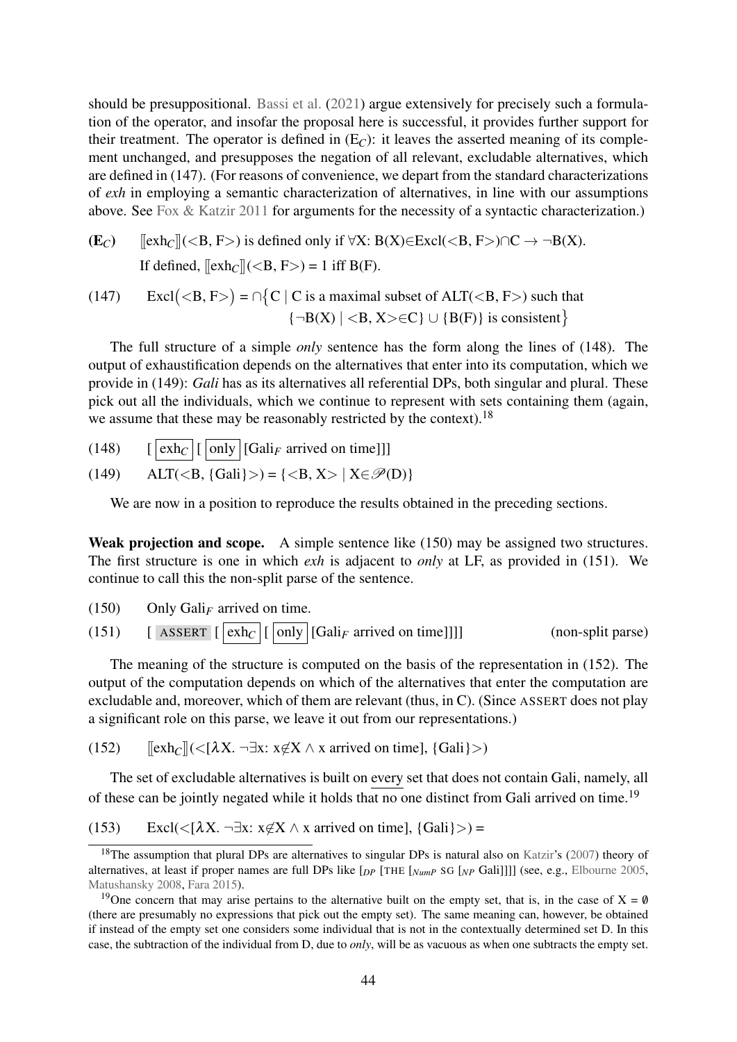should be presuppositional. Bassi et al. (2021) argue extensively for precisely such a formulation of the operator, and insofar the proposal here is successful, it provides further support for their treatment. The operator is defined in ($\mathbf{E}_C$): it leaves the asserted meaning of its complement unchanged, and presupposes the negation of all relevant, excludable alternatives, which are defined in (147). (For reasons of convenience, we depart from the standard characterizations of *exh* in employing a semantic characterization of alternatives, in line with our assumptions above. See Fox & Katzir 2011 for arguments for the necessity of a syntactic characterization.)

($\mathbf{E}_C$) $[\![\text{exh}_C]\!](\langle B, F\rangle)$ is defined only if $\forall X$: $B(X) \in \text{Excl}(\langle B, F\rangle) \cap C \rightarrow \neg B(X)$.
If defined, $[\![\text{exh}_C]\!](\langle B, F\rangle) = 1$ iff $B(F)$.

(147) $\text{Excl}(\langle B, F\rangle) = \cap\{C \mid C \text{ is a maximal subset of ALT}(\langle B, F\rangle) \text{ such that } \{\neg B(X) \mid \langle B, X\rangle \in C\} \cup \{B(F)\} \text{ is consistent}\}$

The full structure of a simple *only* sentence has the form along the lines of (148). The output of exhaustification depends on the alternatives that enter into its computation, which we provide in (149): *Gali* has as its alternatives all referential DPs, both singular and plural. These pick out all the individuals, which we continue to represent with sets containing them (again, we assume that these may be reasonably restricted by the context).[18]

(148) [ $\boxed{\text{exh}_C}$ [ $\boxed{\text{only}}$ [Gali$_F$ arrived on time]]]

(149) $\text{ALT}(\langle B, \{\text{Gali}\}\rangle) = \{\langle B, X\rangle \mid X \in \mathscr{P}(D)\}$

We are now in a position to reproduce the results obtained in the preceding sections.

**Weak projection and scope.** A simple sentence like (150) may be assigned two structures. The first structure is one in which *exh* is adjacent to *only* at LF, as provided in (151). We continue to call this the non-split parse of the sentence.

(150) Only Gali$_F$ arrived on time.

(151) [ ASSERT [ $\boxed{\text{exh}_C}$ [ $\boxed{\text{only}}$ [Gali$_F$ arrived on time]]]] (non-split parse)

The meaning of the structure is computed on the basis of the representation in (152). The output of the computation depends on which of the alternatives that enter the computation are excludable and, moreover, which of them are relevant (thus, in C). (Since ASSERT does not play a significant role on this parse, we leave it out from our representations.)

(152) $[\![\text{exh}_C]\!](\langle[\lambda X.\ \neg\exists x\!: x \notin X \wedge x \text{ arrived on time}], \{\text{Gali}\}\rangle)$

The set of excludable alternatives is built on <u>every</u> set that does not contain Gali, namely, all of these can be jointly negated while it holds that no one distinct from Gali arrived on time.[19]

(153) $\text{Excl}(\langle[\lambda X.\ \neg\exists x\!: x \notin X \wedge x \text{ arrived on time}], \{\text{Gali}\}\rangle) =$

[18] The assumption that plural DPs are alternatives to singular DPs is natural also on Katzir's (2007) theory of alternatives, at least if proper names are full DPs like [$_{DP}$ [THE [$_{NumP}$ SG [$_{NP}$ Gali]]]] (see, e.g., Elbourne 2005, Matushansky 2008, Fara 2015).

[19] One concern that may arise pertains to the alternative built on the empty set, that is, in the case of $X = \emptyset$ (there are presumably no expressions that pick out the empty set). The same meaning can, however, be obtained if instead of the empty set one considers some individual that is not in the contextually determined set D. In this case, the subtraction of the individual from D, due to *only*, will be as vacuous as when one subtracts the empty set.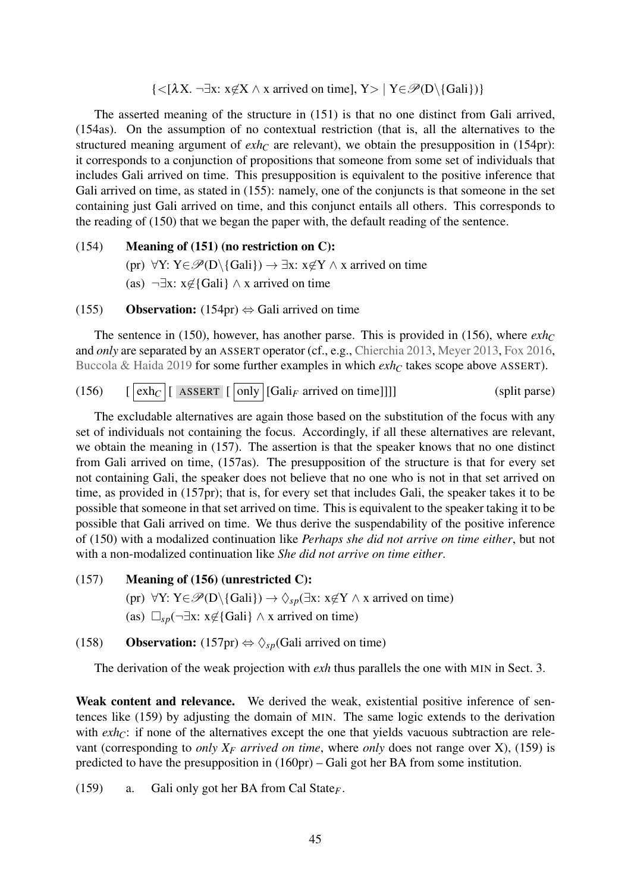$\{<[\lambda X.\ \neg\exists x: x \notin X \wedge x \text{ arrived on time}], Y> \mid Y \in \mathscr{P}(D \setminus \{\text{Gali}\})\}$

The asserted meaning of the structure in (151) is that no one distinct from Gali arrived, (154as). On the assumption of no contextual restriction (that is, all the alternatives to the structured meaning argument of $exh_C$ are relevant), we obtain the presupposition in (154pr): it corresponds to a conjunction of propositions that someone from some set of individuals that includes Gali arrived on time. This presupposition is equivalent to the positive inference that Gali arrived on time, as stated in (155): namely, one of the conjuncts is that someone in the set containing just Gali arrived on time, and this conjunct entails all others. This corresponds to the reading of (150) that we began the paper with, the default reading of the sentence.

(154) **Meaning of (151) (no restriction on C):**

(pr) $\forall Y: Y \in \mathscr{P}(D \setminus \{\text{Gali}\}) \rightarrow \exists x: x \notin Y \wedge x \text{ arrived on time}$

(as) $\neg\exists x: x \notin \{\text{Gali}\} \wedge x \text{ arrived on time}$

(155) **Observation:** (154pr) $\Leftrightarrow$ Gali arrived on time

The sentence in (150), however, has another parse. This is provided in (156), where $exh_C$ and *only* are separated by an ASSERT operator (cf., e.g., Chierchia 2013, Meyer 2013, Fox 2016, Buccola & Haida 2019 for some further examples in which $exh_C$ takes scope above ASSERT).

(156) [ $exh_C$ [ ASSERT [ only [Gali$_F$ arrived on time]]]] (split parse)

The excludable alternatives are again those based on the substitution of the focus with any set of individuals not containing the focus. Accordingly, if all these alternatives are relevant, we obtain the meaning in (157). The assertion is that the speaker knows that no one distinct from Gali arrived on time, (157as). The presupposition of the structure is that for every set not containing Gali, the speaker does not believe that no one who is not in that set arrived on time, as provided in (157pr); that is, for every set that includes Gali, the speaker takes it to be possible that someone in that set arrived on time. This is equivalent to the speaker taking it to be possible that Gali arrived on time. We thus derive the suspendability of the positive inference of (150) with a modalized continuation like *Perhaps she did not arrive on time either*, but not with a non-modalized continuation like *She did not arrive on time either*.

(157) **Meaning of (156) (unrestricted C):**

(pr) $\forall Y: Y \in \mathscr{P}(D \setminus \{\text{Gali}\}) \rightarrow \Diamond_{sp}(\exists x: x \notin Y \wedge x \text{ arrived on time})$

(as) $\Box_{sp}(\neg\exists x: x \notin \{\text{Gali}\} \wedge x \text{ arrived on time})$

(158) **Observation:** (157pr) $\Leftrightarrow \Diamond_{sp}$(Gali arrived on time)

The derivation of the weak projection with *exh* thus parallels the one with MIN in Sect. 3.

**Weak content and relevance.** We derived the weak, existential positive inference of sentences like (159) by adjusting the domain of MIN. The same logic extends to the derivation with $exh_C$: if none of the alternatives except the one that yields vacuous subtraction are relevant (corresponding to *only $X_F$ arrived on time*, where *only* does not range over X), (159) is predicted to have the presupposition in (160pr) – Gali got her BA from some institution.

(159) a. Gali only got her BA from Cal State$_F$.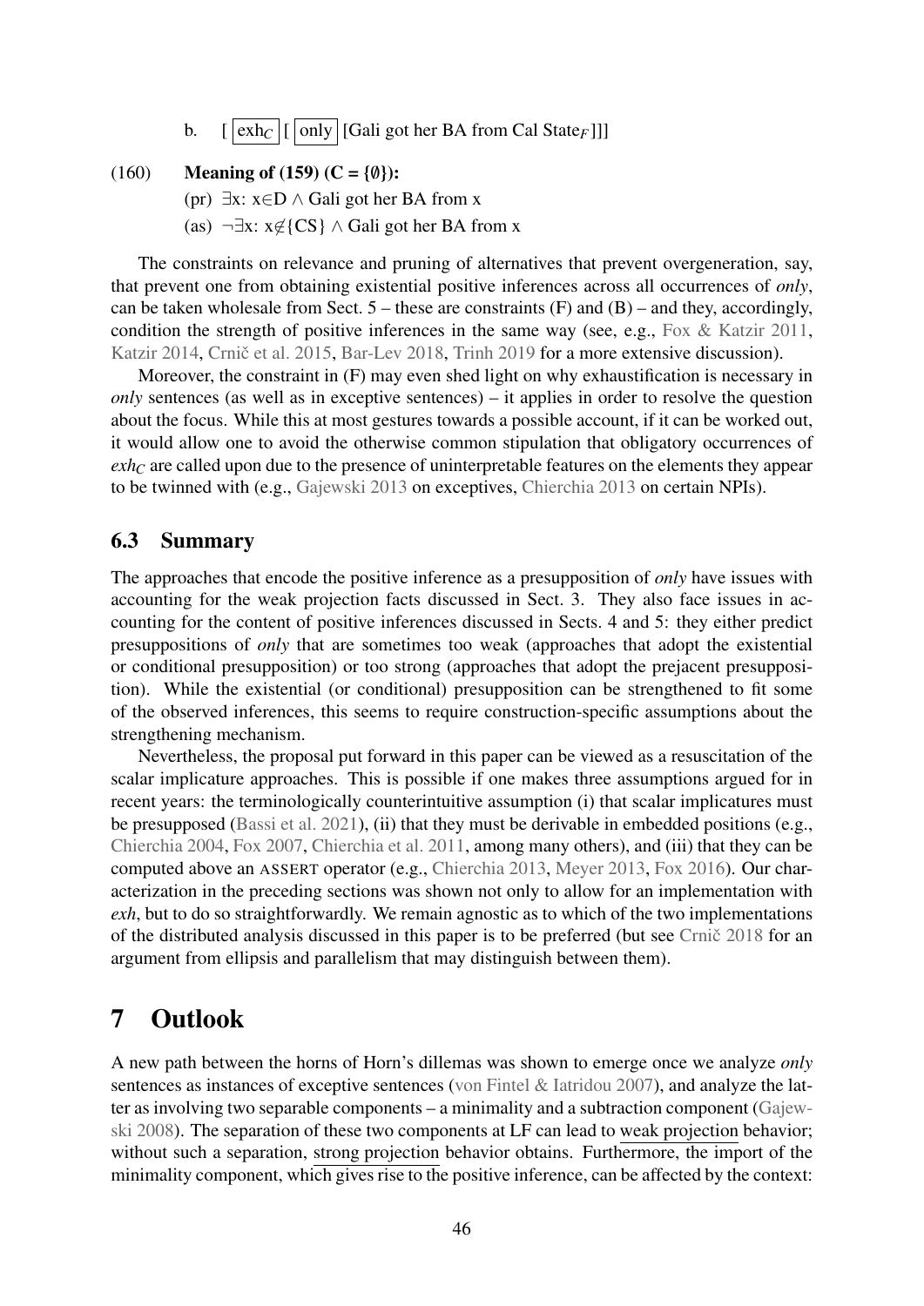b. [ $\boxed{\text{exh}_C}$ [ $\boxed{\text{only}}$ [Gali got her BA from Cal State$_F$]]]

(160) **Meaning of (159) (C = {∅}):**

(pr) $\exists$x: x$\in$D $\wedge$ Gali got her BA from x

(as) $\neg\exists$x: x$\notin$\{CS\} $\wedge$ Gali got her BA from x

The constraints on relevance and pruning of alternatives that prevent overgeneration, say, that prevent one from obtaining existential positive inferences across all occurrences of *only*, can be taken wholesale from Sect. 5 – these are constraints (F) and (B) – and they, accordingly, condition the strength of positive inferences in the same way (see, e.g., Fox & Katzir 2011, Katzir 2014, Crnič et al. 2015, Bar-Lev 2018, Trinh 2019 for a more extensive discussion).

Moreover, the constraint in (F) may even shed light on why exhaustification is necessary in *only* sentences (as well as in exceptive sentences) – it applies in order to resolve the question about the focus. While this at most gestures towards a possible account, if it can be worked out, it would allow one to avoid the otherwise common stipulation that obligatory occurrences of $exh_C$ are called upon due to the presence of uninterpretable features on the elements they appear to be twinned with (e.g., Gajewski 2013 on exceptives, Chierchia 2013 on certain NPIs).

## 6.3 Summary

The approaches that encode the positive inference as a presupposition of *only* have issues with accounting for the weak projection facts discussed in Sect. 3. They also face issues in accounting for the content of positive inferences discussed in Sects. 4 and 5: they either predict presuppositions of *only* that are sometimes too weak (approaches that adopt the existential or conditional presupposition) or too strong (approaches that adopt the prejacent presupposition). While the existential (or conditional) presupposition can be strengthened to fit some of the observed inferences, this seems to require construction-specific assumptions about the strengthening mechanism.

Nevertheless, the proposal put forward in this paper can be viewed as a resuscitation of the scalar implicature approaches. This is possible if one makes three assumptions argued for in recent years: the terminologically counterintuitive assumption (i) that scalar implicatures must be presupposed (Bassi et al. 2021), (ii) that they must be derivable in embedded positions (e.g., Chierchia 2004, Fox 2007, Chierchia et al. 2011, among many others), and (iii) that they can be computed above an ASSERT operator (e.g., Chierchia 2013, Meyer 2013, Fox 2016). Our characterization in the preceding sections was shown not only to allow for an implementation with *exh*, but to do so straightforwardly. We remain agnostic as to which of the two implementations of the distributed analysis discussed in this paper is to be preferred (but see Crnič 2018 for an argument from ellipsis and parallelism that may distinguish between them).

# 7 Outlook

A new path between the horns of Horn's dillemas was shown to emerge once we analyze *only* sentences as instances of exceptive sentences (von Fintel & Iatridou 2007), and analyze the latter as involving two separable components – a minimality and a subtraction component (Gajewski 2008). The separation of these two components at LF can lead to weak projection behavior; without such a separation, strong projection behavior obtains. Furthermore, the import of the minimality component, which gives rise to the positive inference, can be affected by the context: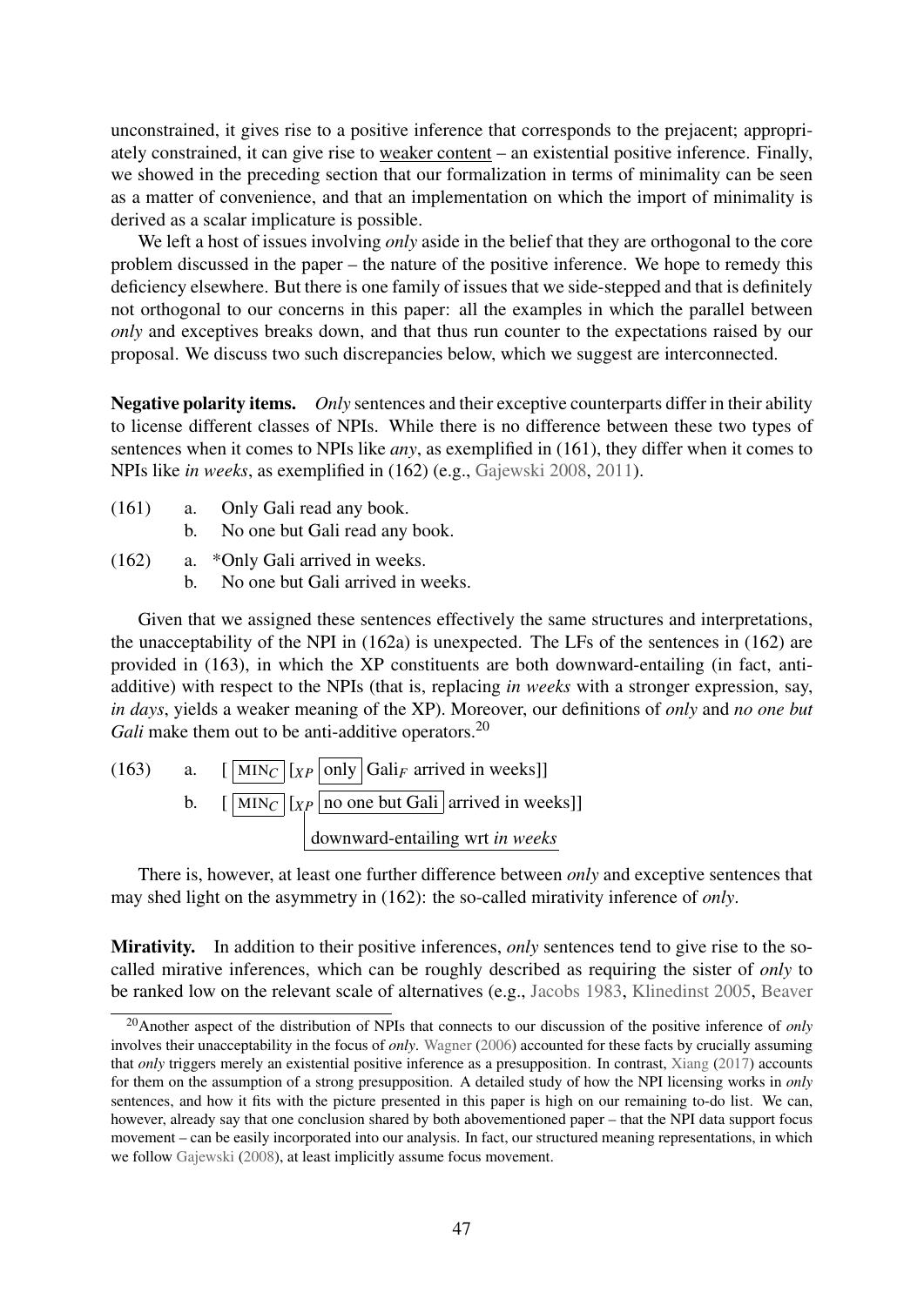unconstrained, it gives rise to a positive inference that corresponds to the prejacent; appropriately constrained, it can give rise to <u>weaker content</u> – an existential positive inference. Finally, we showed in the preceding section that our formalization in terms of minimality can be seen as a matter of convenience, and that an implementation on which the import of minimality is derived as a scalar implicature is possible.

We left a host of issues involving *only* aside in the belief that they are orthogonal to the core problem discussed in the paper – the nature of the positive inference. We hope to remedy this deficiency elsewhere. But there is one family of issues that we side-stepped and that is definitely not orthogonal to our concerns in this paper: all the examples in which the parallel between *only* and exceptives breaks down, and that thus run counter to the expectations raised by our proposal. We discuss two such discrepancies below, which we suggest are interconnected.

**Negative polarity items.** *Only* sentences and their exceptive counterparts differ in their ability to license different classes of NPIs. While there is no difference between these two types of sentences when it comes to NPIs like *any*, as exemplified in (161), they differ when it comes to NPIs like *in weeks*, as exemplified in (162) (e.g., Gajewski 2008, 2011).

(161) a. Only Gali read any book.
 b. No one but Gali read any book.

(162) a. *Only Gali arrived in weeks.
 b. No one but Gali arrived in weeks.

Given that we assigned these sentences effectively the same structures and interpretations, the unacceptability of the NPI in (162a) is unexpected. The LFs of the sentences in (162) are provided in (163), in which the XP constituents are both downward-entailing (in fact, anti-additive) with respect to the NPIs (that is, replacing *in weeks* with a stronger expression, say, *in days*, yields a weaker meaning of the XP). Moreover, our definitions of *only* and *no one but Gali* make them out to be anti-additive operators.[20]

(163) a. [ $\boxed{\text{MIN}_C}$ [$_{XP}$ $\boxed{\text{only}}$ Gali$_F$ arrived in weeks]]
 b. [ $\boxed{\text{MIN}_C}$ [$_{XP}$ $\boxed{\text{no one but Gali}}$ arrived in weeks]]
 downward-entailing wrt *in weeks*

There is, however, at least one further difference between *only* and exceptive sentences that may shed light on the asymmetry in (162): the so-called mirativity inference of *only*.

**Mirativity.** In addition to their positive inferences, *only* sentences tend to give rise to the so-called mirative inferences, which can be roughly described as requiring the sister of *only* to be ranked low on the relevant scale of alternatives (e.g., Jacobs 1983, Klinedinst 2005, Beaver

[20]Another aspect of the distribution of NPIs that connects to our discussion of the positive inference of *only* involves their unacceptability in the focus of *only*. Wagner (2006) accounted for these facts by crucially assuming that *only* triggers merely an existential positive inference as a presupposition. In contrast, Xiang (2017) accounts for them on the assumption of a strong presupposition. A detailed study of how the NPI licensing works in *only* sentences, and how it fits with the picture presented in this paper is high on our remaining to-do list. We can, however, already say that one conclusion shared by both abovementioned paper – that the NPI data support focus movement – can be easily incorporated into our analysis. In fact, our structured meaning representations, in which we follow Gajewski (2008), at least implicitly assume focus movement.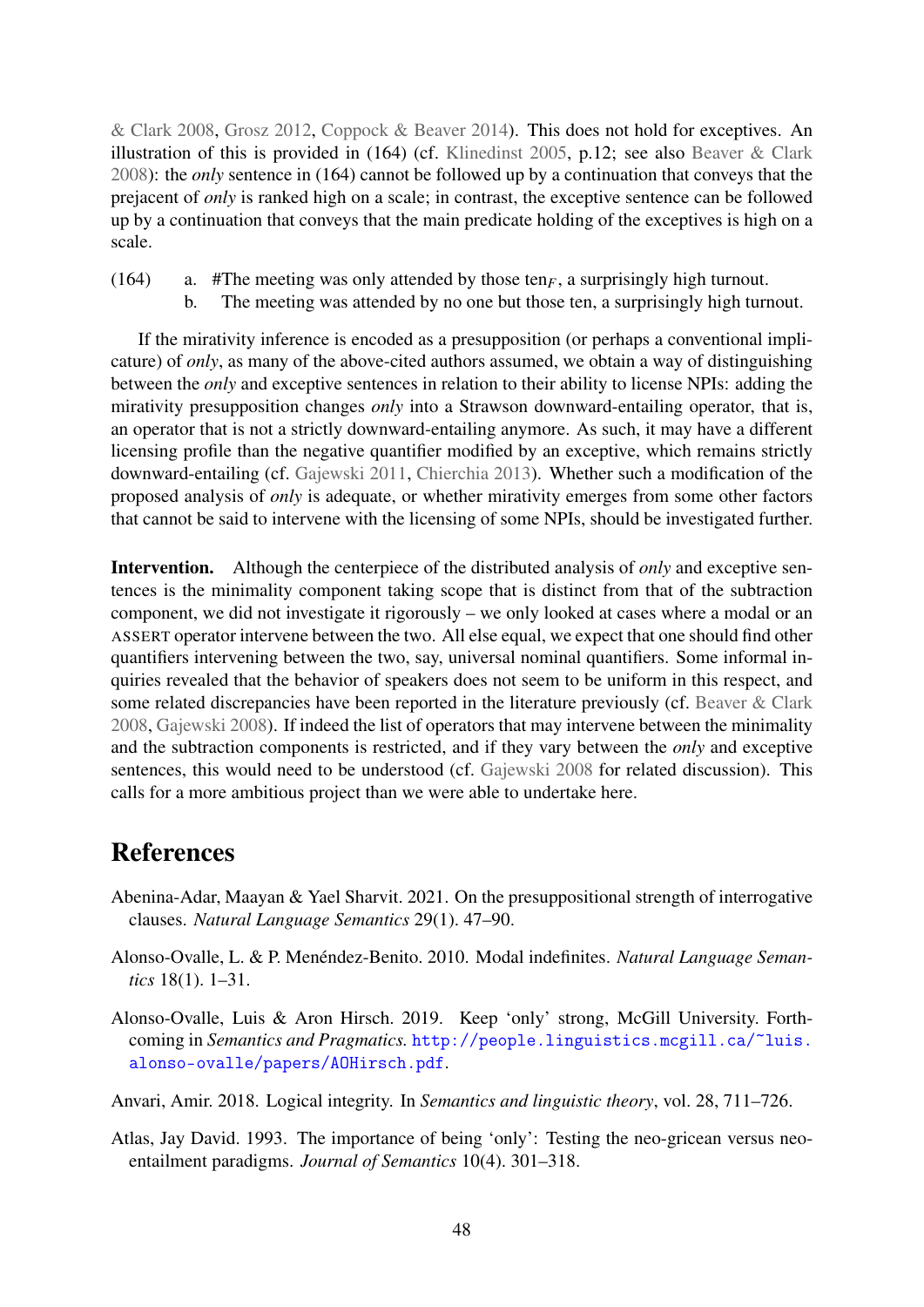& Clark 2008, Grosz 2012, Coppock & Beaver 2014). This does not hold for exceptives. An illustration of this is provided in (164) (cf. Klinedinst 2005, p.12; see also Beaver & Clark 2008): the *only* sentence in (164) cannot be followed up by a continuation that conveys that the prejacent of *only* is ranked high on a scale; in contrast, the exceptive sentence can be followed up by a continuation that conveys that the main predicate holding of the exceptives is high on a scale.

(164) a. #The meeting was only attended by those ten$_F$, a surprisingly high turnout.
  b. The meeting was attended by no one but those ten, a surprisingly high turnout.

If the mirativity inference is encoded as a presupposition (or perhaps a conventional implicature) of *only*, as many of the above-cited authors assumed, we obtain a way of distinguishing between the *only* and exceptive sentences in relation to their ability to license NPIs: adding the mirativity presupposition changes *only* into a Strawson downward-entailing operator, that is, an operator that is not a strictly downward-entailing anymore. As such, it may have a different licensing profile than the negative quantifier modified by an exceptive, which remains strictly downward-entailing (cf. Gajewski 2011, Chierchia 2013). Whether such a modification of the proposed analysis of *only* is adequate, or whether mirativity emerges from some other factors that cannot be said to intervene with the licensing of some NPIs, should be investigated further.

**Intervention.** Although the centerpiece of the distributed analysis of *only* and exceptive sentences is the minimality component taking scope that is distinct from that of the subtraction component, we did not investigate it rigorously – we only looked at cases where a modal or an ASSERT operator intervene between the two. All else equal, we expect that one should find other quantifiers intervening between the two, say, universal nominal quantifiers. Some informal inquiries revealed that the behavior of speakers does not seem to be uniform in this respect, and some related discrepancies have been reported in the literature previously (cf. Beaver & Clark 2008, Gajewski 2008). If indeed the list of operators that may intervene between the minimality and the subtraction components is restricted, and if they vary between the *only* and exceptive sentences, this would need to be understood (cf. Gajewski 2008 for related discussion). This calls for a more ambitious project than we were able to undertake here.

# References

Abenina-Adar, Maayan & Yael Sharvit. 2021. On the presuppositional strength of interrogative clauses. *Natural Language Semantics* 29(1). 47–90.

Alonso-Ovalle, L. & P. Menéndez-Benito. 2010. Modal indefinites. *Natural Language Semantics* 18(1). 1–31.

Alonso-Ovalle, Luis & Aron Hirsch. 2019. Keep 'only' strong, McGill University. Forthcoming in *Semantics and Pragmatics*. http://people.linguistics.mcgill.ca/~luis.alonso-ovalle/papers/AOHirsch.pdf.

Anvari, Amir. 2018. Logical integrity. In *Semantics and linguistic theory*, vol. 28, 711–726.

Atlas, Jay David. 1993. The importance of being 'only': Testing the neo-gricean versus neo-entailment paradigms. *Journal of Semantics* 10(4). 301–318.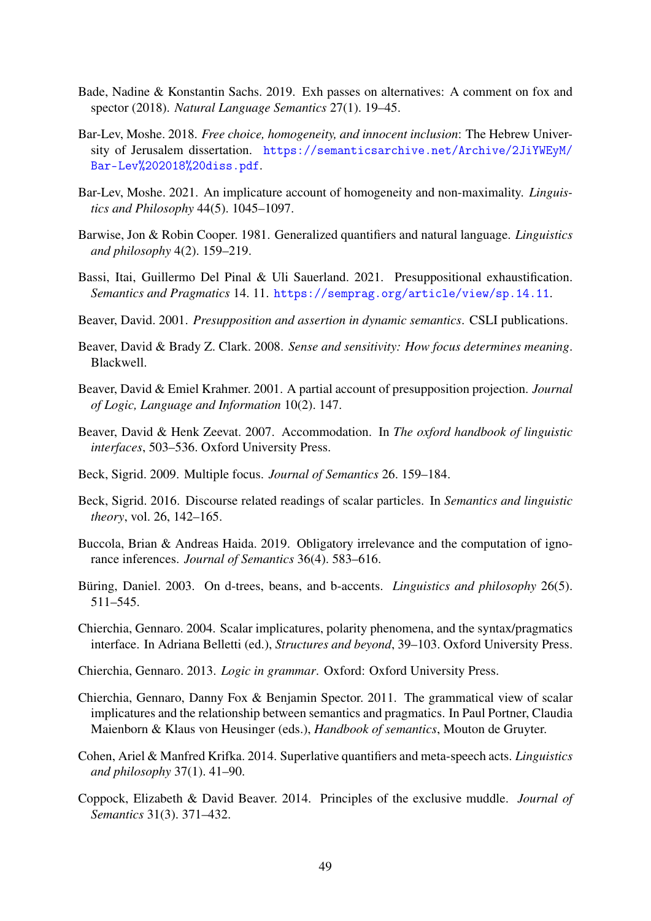Bade, Nadine & Konstantin Sachs. 2019. Exh passes on alternatives: A comment on fox and spector (2018). *Natural Language Semantics* 27(1). 19–45.

Bar-Lev, Moshe. 2018. *Free choice, homogeneity, and innocent inclusion*: The Hebrew University of Jerusalem dissertation. https://semanticsarchive.net/Archive/2JiYWEyM/Bar-Lev%202018%20diss.pdf.

Bar-Lev, Moshe. 2021. An implicature account of homogeneity and non-maximality. *Linguistics and Philosophy* 44(5). 1045–1097.

Barwise, Jon & Robin Cooper. 1981. Generalized quantifiers and natural language. *Linguistics and philosophy* 4(2). 159–219.

Bassi, Itai, Guillermo Del Pinal & Uli Sauerland. 2021. Presuppositional exhaustification. *Semantics and Pragmatics* 14. 11. https://semprag.org/article/view/sp.14.11.

Beaver, David. 2001. *Presupposition and assertion in dynamic semantics*. CSLI publications.

Beaver, David & Brady Z. Clark. 2008. *Sense and sensitivity: How focus determines meaning*. Blackwell.

Beaver, David & Emiel Krahmer. 2001. A partial account of presupposition projection. *Journal of Logic, Language and Information* 10(2). 147.

Beaver, David & Henk Zeevat. 2007. Accommodation. In *The oxford handbook of linguistic interfaces*, 503–536. Oxford University Press.

Beck, Sigrid. 2009. Multiple focus. *Journal of Semantics* 26. 159–184.

Beck, Sigrid. 2016. Discourse related readings of scalar particles. In *Semantics and linguistic theory*, vol. 26, 142–165.

Buccola, Brian & Andreas Haida. 2019. Obligatory irrelevance and the computation of ignorance inferences. *Journal of Semantics* 36(4). 583–616.

Büring, Daniel. 2003. On d-trees, beans, and b-accents. *Linguistics and philosophy* 26(5). 511–545.

Chierchia, Gennaro. 2004. Scalar implicatures, polarity phenomena, and the syntax/pragmatics interface. In Adriana Belletti (ed.), *Structures and beyond*, 39–103. Oxford University Press.

Chierchia, Gennaro. 2013. *Logic in grammar*. Oxford: Oxford University Press.

Chierchia, Gennaro, Danny Fox & Benjamin Spector. 2011. The grammatical view of scalar implicatures and the relationship between semantics and pragmatics. In Paul Portner, Claudia Maienborn & Klaus von Heusinger (eds.), *Handbook of semantics*, Mouton de Gruyter.

Cohen, Ariel & Manfred Krifka. 2014. Superlative quantifiers and meta-speech acts. *Linguistics and philosophy* 37(1). 41–90.

Coppock, Elizabeth & David Beaver. 2014. Principles of the exclusive muddle. *Journal of Semantics* 31(3). 371–432.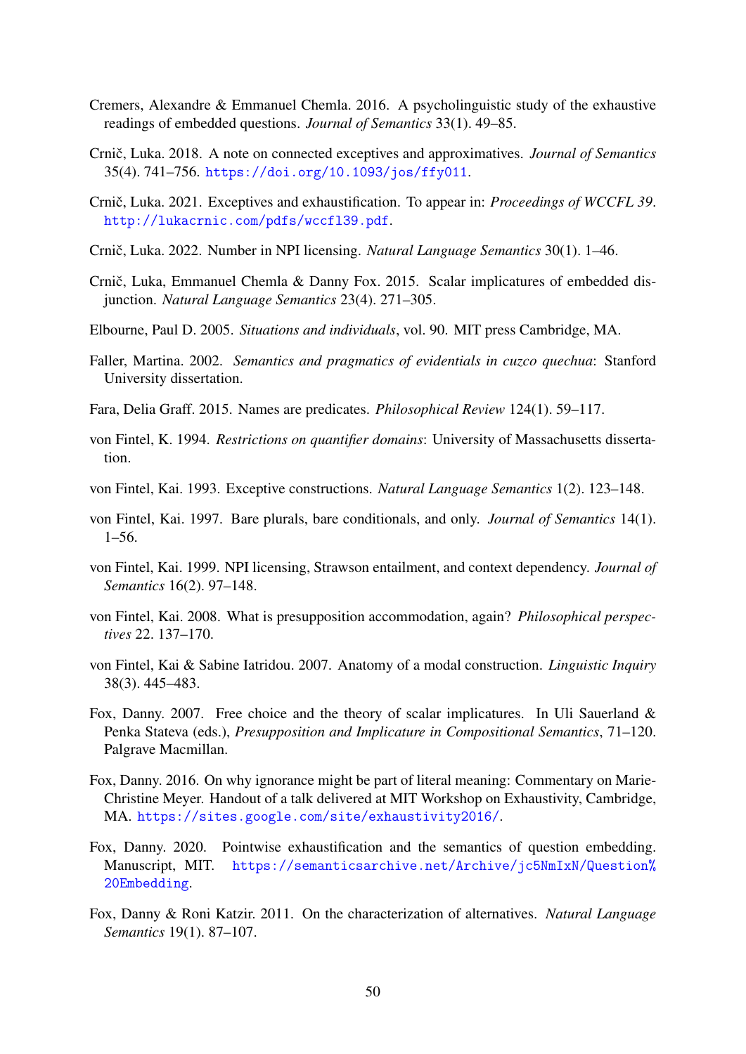Cremers, Alexandre & Emmanuel Chemla. 2016. A psycholinguistic study of the exhaustive readings of embedded questions. *Journal of Semantics* 33(1). 49–85.

Crnič, Luka. 2018. A note on connected exceptives and approximatives. *Journal of Semantics* 35(4). 741–756. https://doi.org/10.1093/jos/ffy011.

Crnič, Luka. 2021. Exceptives and exhaustification. To appear in: *Proceedings of WCCFL 39*. http://lukacrnic.com/pdfs/wccfl39.pdf.

Crnič, Luka. 2022. Number in NPI licensing. *Natural Language Semantics* 30(1). 1–46.

Crnič, Luka, Emmanuel Chemla & Danny Fox. 2015. Scalar implicatures of embedded disjunction. *Natural Language Semantics* 23(4). 271–305.

Elbourne, Paul D. 2005. *Situations and individuals*, vol. 90. MIT press Cambridge, MA.

Faller, Martina. 2002. *Semantics and pragmatics of evidentials in cuzco quechua*: Stanford University dissertation.

Fara, Delia Graff. 2015. Names are predicates. *Philosophical Review* 124(1). 59–117.

von Fintel, K. 1994. *Restrictions on quantifier domains*: University of Massachusetts dissertation.

von Fintel, Kai. 1993. Exceptive constructions. *Natural Language Semantics* 1(2). 123–148.

von Fintel, Kai. 1997. Bare plurals, bare conditionals, and only. *Journal of Semantics* 14(1). 1–56.

von Fintel, Kai. 1999. NPI licensing, Strawson entailment, and context dependency. *Journal of Semantics* 16(2). 97–148.

von Fintel, Kai. 2008. What is presupposition accommodation, again? *Philosophical perspectives* 22. 137–170.

von Fintel, Kai & Sabine Iatridou. 2007. Anatomy of a modal construction. *Linguistic Inquiry* 38(3). 445–483.

Fox, Danny. 2007. Free choice and the theory of scalar implicatures. In Uli Sauerland & Penka Stateva (eds.), *Presupposition and Implicature in Compositional Semantics*, 71–120. Palgrave Macmillan.

Fox, Danny. 2016. On why ignorance might be part of literal meaning: Commentary on Marie-Christine Meyer. Handout of a talk delivered at MIT Workshop on Exhaustivity, Cambridge, MA. https://sites.google.com/site/exhaustivity2016/.

Fox, Danny. 2020. Pointwise exhaustification and the semantics of question embedding. Manuscript, MIT. https://semanticsarchive.net/Archive/jc5NmIxN/Question%20Embedding.

Fox, Danny & Roni Katzir. 2011. On the characterization of alternatives. *Natural Language Semantics* 19(1). 87–107.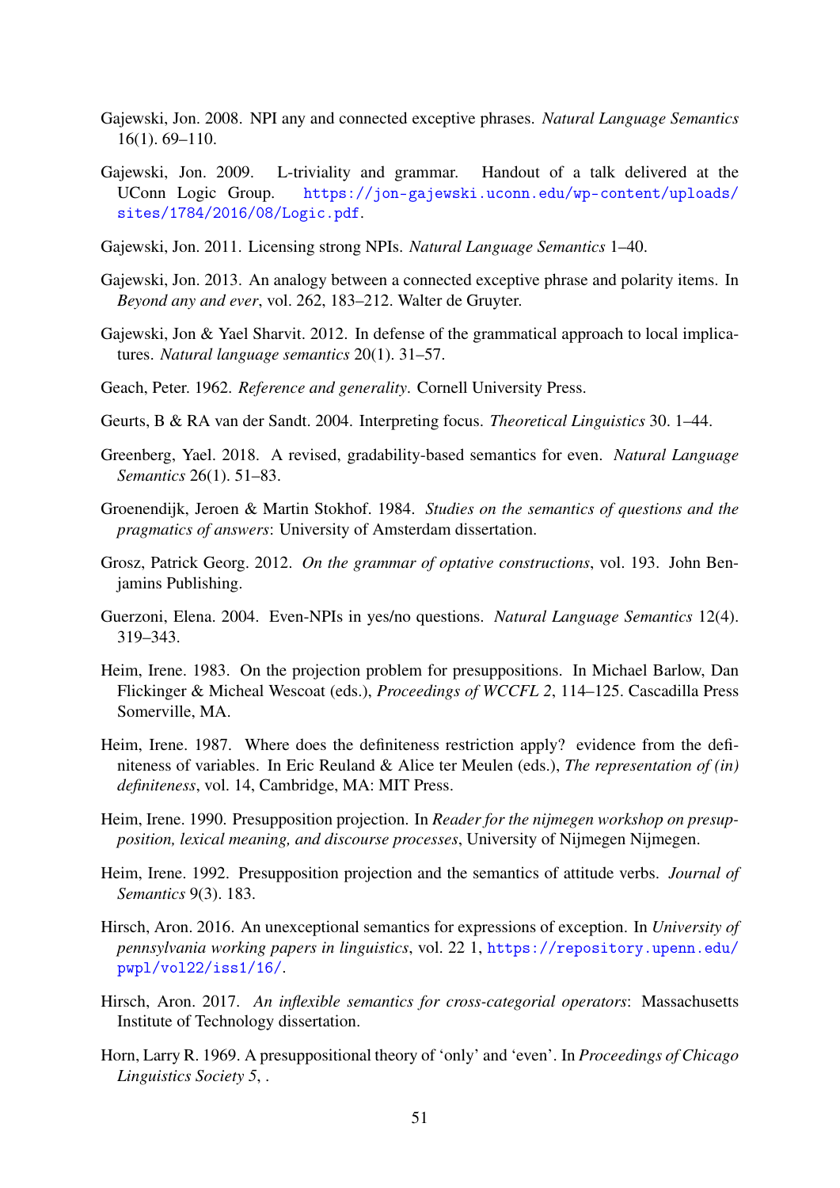Gajewski, Jon. 2008. NPI any and connected exceptive phrases. *Natural Language Semantics* 16(1). 69–110.

Gajewski, Jon. 2009. L-triviality and grammar. Handout of a talk delivered at the UConn Logic Group. https://jon-gajewski.uconn.edu/wp-content/uploads/sites/1784/2016/08/Logic.pdf.

Gajewski, Jon. 2011. Licensing strong NPIs. *Natural Language Semantics* 1–40.

Gajewski, Jon. 2013. An analogy between a connected exceptive phrase and polarity items. In *Beyond any and ever*, vol. 262, 183–212. Walter de Gruyter.

Gajewski, Jon & Yael Sharvit. 2012. In defense of the grammatical approach to local implicatures. *Natural language semantics* 20(1). 31–57.

Geach, Peter. 1962. *Reference and generality*. Cornell University Press.

Geurts, B & RA van der Sandt. 2004. Interpreting focus. *Theoretical Linguistics* 30. 1–44.

Greenberg, Yael. 2018. A revised, gradability-based semantics for even. *Natural Language Semantics* 26(1). 51–83.

Groenendijk, Jeroen & Martin Stokhof. 1984. *Studies on the semantics of questions and the pragmatics of answers*: University of Amsterdam dissertation.

Grosz, Patrick Georg. 2012. *On the grammar of optative constructions*, vol. 193. John Benjamins Publishing.

Guerzoni, Elena. 2004. Even-NPIs in yes/no questions. *Natural Language Semantics* 12(4). 319–343.

Heim, Irene. 1983. On the projection problem for presuppositions. In Michael Barlow, Dan Flickinger & Micheal Wescoat (eds.), *Proceedings of WCCFL 2*, 114–125. Cascadilla Press Somerville, MA.

Heim, Irene. 1987. Where does the definiteness restriction apply? evidence from the definiteness of variables. In Eric Reuland & Alice ter Meulen (eds.), *The representation of (in) definiteness*, vol. 14, Cambridge, MA: MIT Press.

Heim, Irene. 1990. Presupposition projection. In *Reader for the nijmegen workshop on presupposition, lexical meaning, and discourse processes*, University of Nijmegen Nijmegen.

Heim, Irene. 1992. Presupposition projection and the semantics of attitude verbs. *Journal of Semantics* 9(3). 183.

Hirsch, Aron. 2016. An unexceptional semantics for expressions of exception. In *University of pennsylvania working papers in linguistics*, vol. 22 1, https://repository.upenn.edu/pwpl/vol22/iss1/16/.

Hirsch, Aron. 2017. *An inflexible semantics for cross-categorial operators*: Massachusetts Institute of Technology dissertation.

Horn, Larry R. 1969. A presuppositional theory of 'only' and 'even'. In *Proceedings of Chicago Linguistics Society 5*, .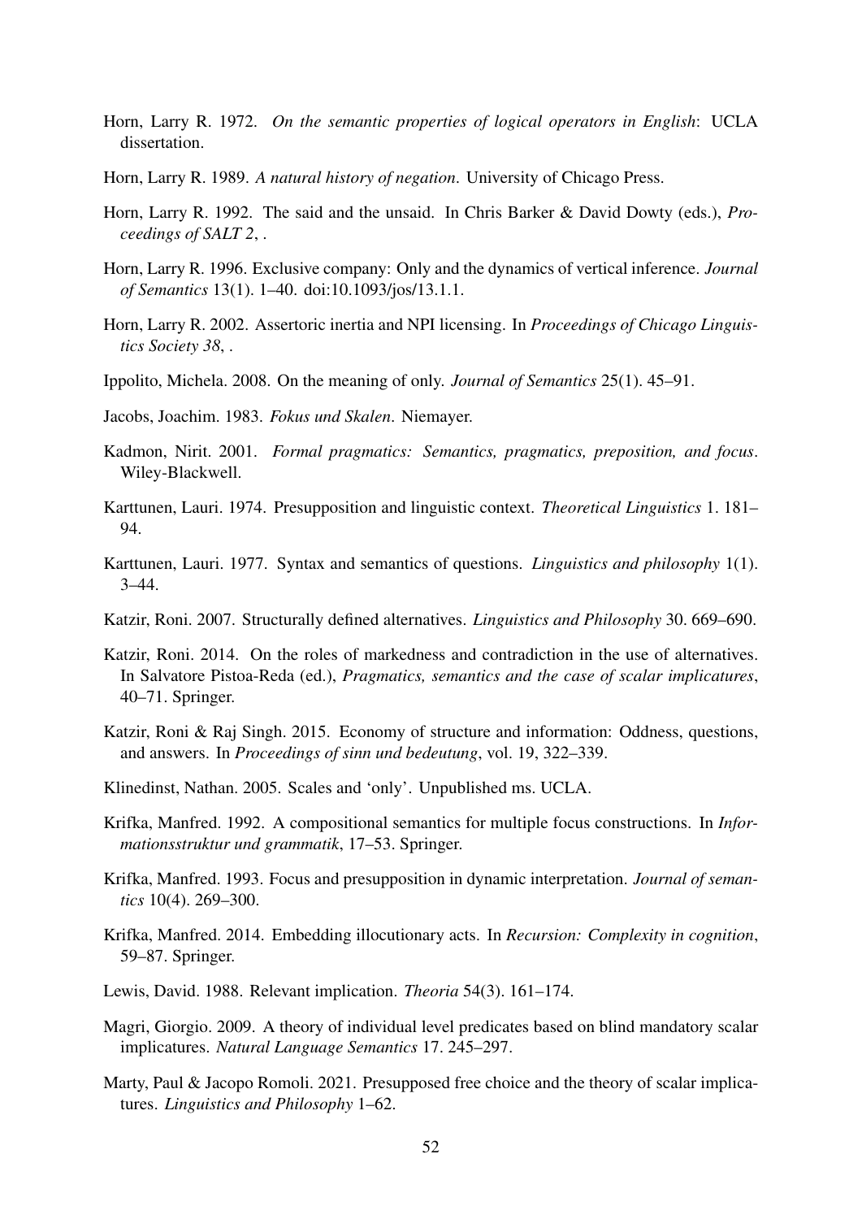Horn, Larry R. 1972. *On the semantic properties of logical operators in English*: UCLA dissertation.

Horn, Larry R. 1989. *A natural history of negation*. University of Chicago Press.

Horn, Larry R. 1992. The said and the unsaid. In Chris Barker & David Dowty (eds.), *Proceedings of SALT 2*, .

Horn, Larry R. 1996. Exclusive company: Only and the dynamics of vertical inference. *Journal of Semantics* 13(1). 1–40. doi:10.1093/jos/13.1.1.

Horn, Larry R. 2002. Assertoric inertia and NPI licensing. In *Proceedings of Chicago Linguistics Society 38*, .

Ippolito, Michela. 2008. On the meaning of only. *Journal of Semantics* 25(1). 45–91.

Jacobs, Joachim. 1983. *Fokus und Skalen*. Niemayer.

Kadmon, Nirit. 2001. *Formal pragmatics: Semantics, pragmatics, preposition, and focus*. Wiley-Blackwell.

Karttunen, Lauri. 1974. Presupposition and linguistic context. *Theoretical Linguistics* 1. 181–94.

Karttunen, Lauri. 1977. Syntax and semantics of questions. *Linguistics and philosophy* 1(1). 3–44.

Katzir, Roni. 2007. Structurally defined alternatives. *Linguistics and Philosophy* 30. 669–690.

Katzir, Roni. 2014. On the roles of markedness and contradiction in the use of alternatives. In Salvatore Pistoa-Reda (ed.), *Pragmatics, semantics and the case of scalar implicatures*, 40–71. Springer.

Katzir, Roni & Raj Singh. 2015. Economy of structure and information: Oddness, questions, and answers. In *Proceedings of sinn und bedeutung*, vol. 19, 322–339.

Klinedinst, Nathan. 2005. Scales and 'only'. Unpublished ms. UCLA.

Krifka, Manfred. 1992. A compositional semantics for multiple focus constructions. In *Informationsstruktur und grammatik*, 17–53. Springer.

Krifka, Manfred. 1993. Focus and presupposition in dynamic interpretation. *Journal of semantics* 10(4). 269–300.

Krifka, Manfred. 2014. Embedding illocutionary acts. In *Recursion: Complexity in cognition*, 59–87. Springer.

Lewis, David. 1988. Relevant implication. *Theoria* 54(3). 161–174.

Magri, Giorgio. 2009. A theory of individual level predicates based on blind mandatory scalar implicatures. *Natural Language Semantics* 17. 245–297.

Marty, Paul & Jacopo Romoli. 2021. Presupposed free choice and the theory of scalar implicatures. *Linguistics and Philosophy* 1–62.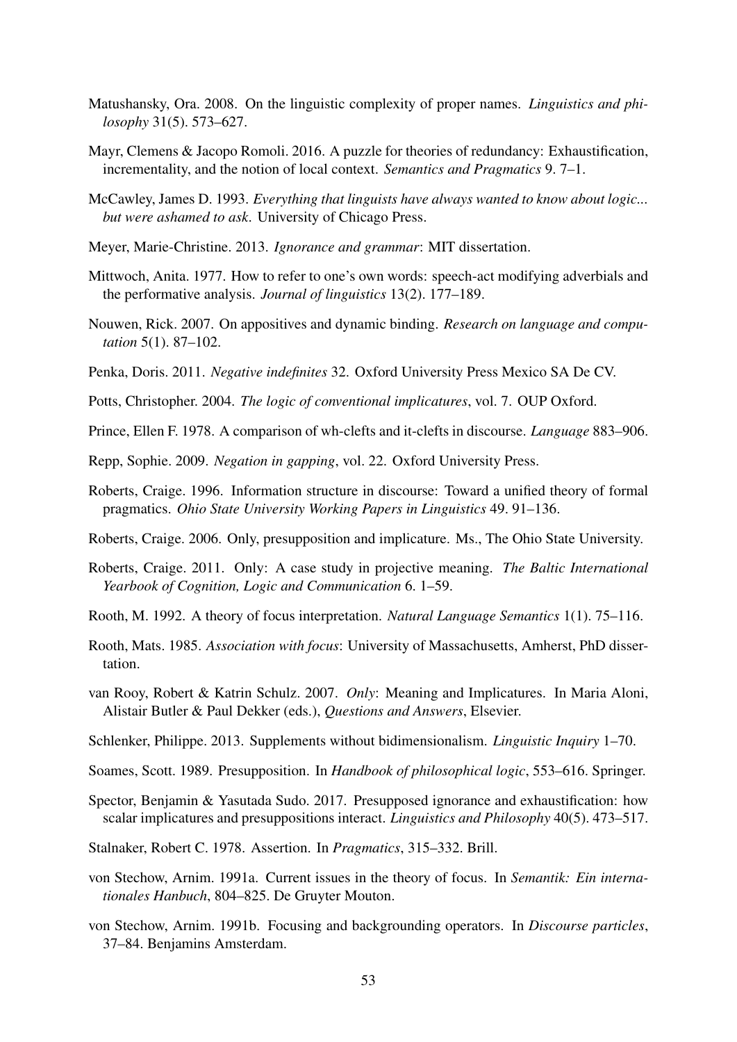Matushansky, Ora. 2008. On the linguistic complexity of proper names. *Linguistics and philosophy* 31(5). 573–627.

Mayr, Clemens & Jacopo Romoli. 2016. A puzzle for theories of redundancy: Exhaustification, incrementality, and the notion of local context. *Semantics and Pragmatics* 9. 7–1.

McCawley, James D. 1993. *Everything that linguists have always wanted to know about logic... but were ashamed to ask*. University of Chicago Press.

Meyer, Marie-Christine. 2013. *Ignorance and grammar*: MIT dissertation.

Mittwoch, Anita. 1977. How to refer to one's own words: speech-act modifying adverbials and the performative analysis. *Journal of linguistics* 13(2). 177–189.

Nouwen, Rick. 2007. On appositives and dynamic binding. *Research on language and computation* 5(1). 87–102.

Penka, Doris. 2011. *Negative indefinites* 32. Oxford University Press Mexico SA De CV.

Potts, Christopher. 2004. *The logic of conventional implicatures*, vol. 7. OUP Oxford.

Prince, Ellen F. 1978. A comparison of wh-clefts and it-clefts in discourse. *Language* 883–906.

Repp, Sophie. 2009. *Negation in gapping*, vol. 22. Oxford University Press.

Roberts, Craige. 1996. Information structure in discourse: Toward a unified theory of formal pragmatics. *Ohio State University Working Papers in Linguistics* 49. 91–136.

Roberts, Craige. 2006. Only, presupposition and implicature. Ms., The Ohio State University.

Roberts, Craige. 2011. Only: A case study in projective meaning. *The Baltic International Yearbook of Cognition, Logic and Communication* 6. 1–59.

Rooth, M. 1992. A theory of focus interpretation. *Natural Language Semantics* 1(1). 75–116.

Rooth, Mats. 1985. *Association with focus*: University of Massachusetts, Amherst, PhD dissertation.

van Rooy, Robert & Katrin Schulz. 2007. *Only*: Meaning and Implicatures. In Maria Aloni, Alistair Butler & Paul Dekker (eds.), *Questions and Answers*, Elsevier.

Schlenker, Philippe. 2013. Supplements without bidimensionalism. *Linguistic Inquiry* 1–70.

Soames, Scott. 1989. Presupposition. In *Handbook of philosophical logic*, 553–616. Springer.

Spector, Benjamin & Yasutada Sudo. 2017. Presupposed ignorance and exhaustification: how scalar implicatures and presuppositions interact. *Linguistics and Philosophy* 40(5). 473–517.

Stalnaker, Robert C. 1978. Assertion. In *Pragmatics*, 315–332. Brill.

von Stechow, Arnim. 1991a. Current issues in the theory of focus. In *Semantik: Ein internationales Hanbuch*, 804–825. De Gruyter Mouton.

von Stechow, Arnim. 1991b. Focusing and backgrounding operators. In *Discourse particles*, 37–84. Benjamins Amsterdam.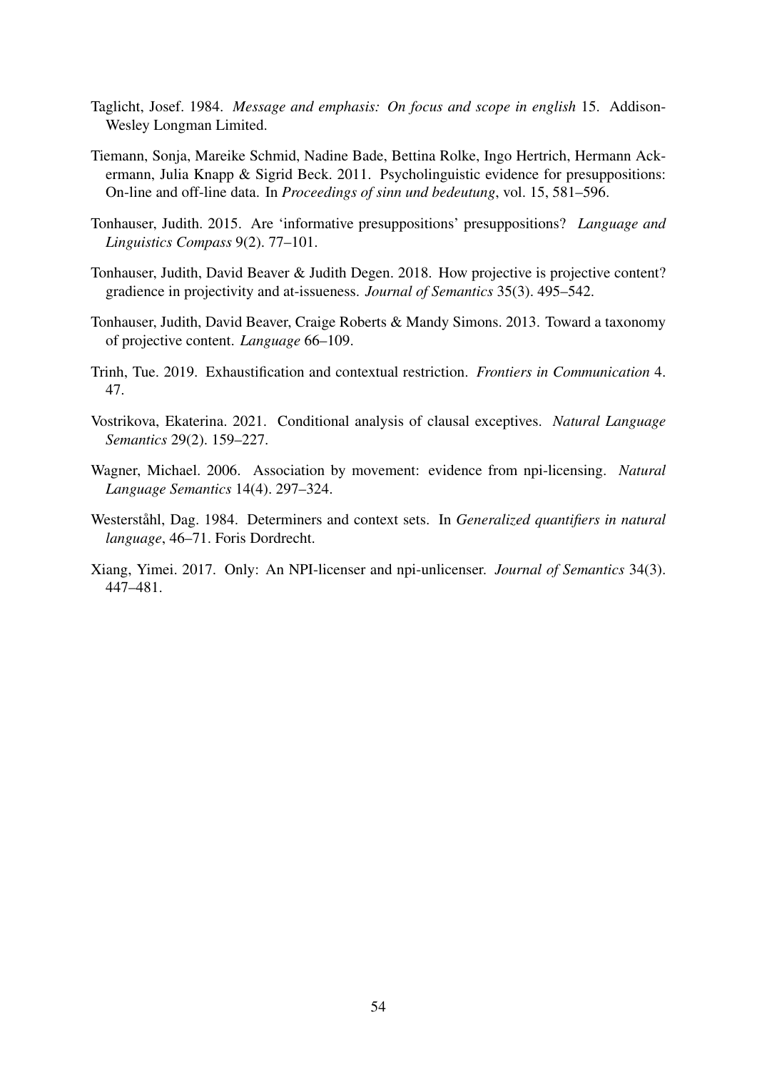Taglicht, Josef. 1984. *Message and emphasis: On focus and scope in english* 15. Addison-Wesley Longman Limited.

Tiemann, Sonja, Mareike Schmid, Nadine Bade, Bettina Rolke, Ingo Hertrich, Hermann Ackermann, Julia Knapp & Sigrid Beck. 2011. Psycholinguistic evidence for presuppositions: On-line and off-line data. In *Proceedings of sinn und bedeutung*, vol. 15, 581–596.

Tonhauser, Judith. 2015. Are 'informative presuppositions' presuppositions? *Language and Linguistics Compass* 9(2). 77–101.

Tonhauser, Judith, David Beaver & Judith Degen. 2018. How projective is projective content? gradience in projectivity and at-issueness. *Journal of Semantics* 35(3). 495–542.

Tonhauser, Judith, David Beaver, Craige Roberts & Mandy Simons. 2013. Toward a taxonomy of projective content. *Language* 66–109.

Trinh, Tue. 2019. Exhaustification and contextual restriction. *Frontiers in Communication* 4. 47.

Vostrikova, Ekaterina. 2021. Conditional analysis of clausal exceptives. *Natural Language Semantics* 29(2). 159–227.

Wagner, Michael. 2006. Association by movement: evidence from npi-licensing. *Natural Language Semantics* 14(4). 297–324.

Westerståhl, Dag. 1984. Determiners and context sets. In *Generalized quantifiers in natural language*, 46–71. Foris Dordrecht.

Xiang, Yimei. 2017. Only: An NPI-licenser and npi-unlicenser. *Journal of Semantics* 34(3). 447–481.